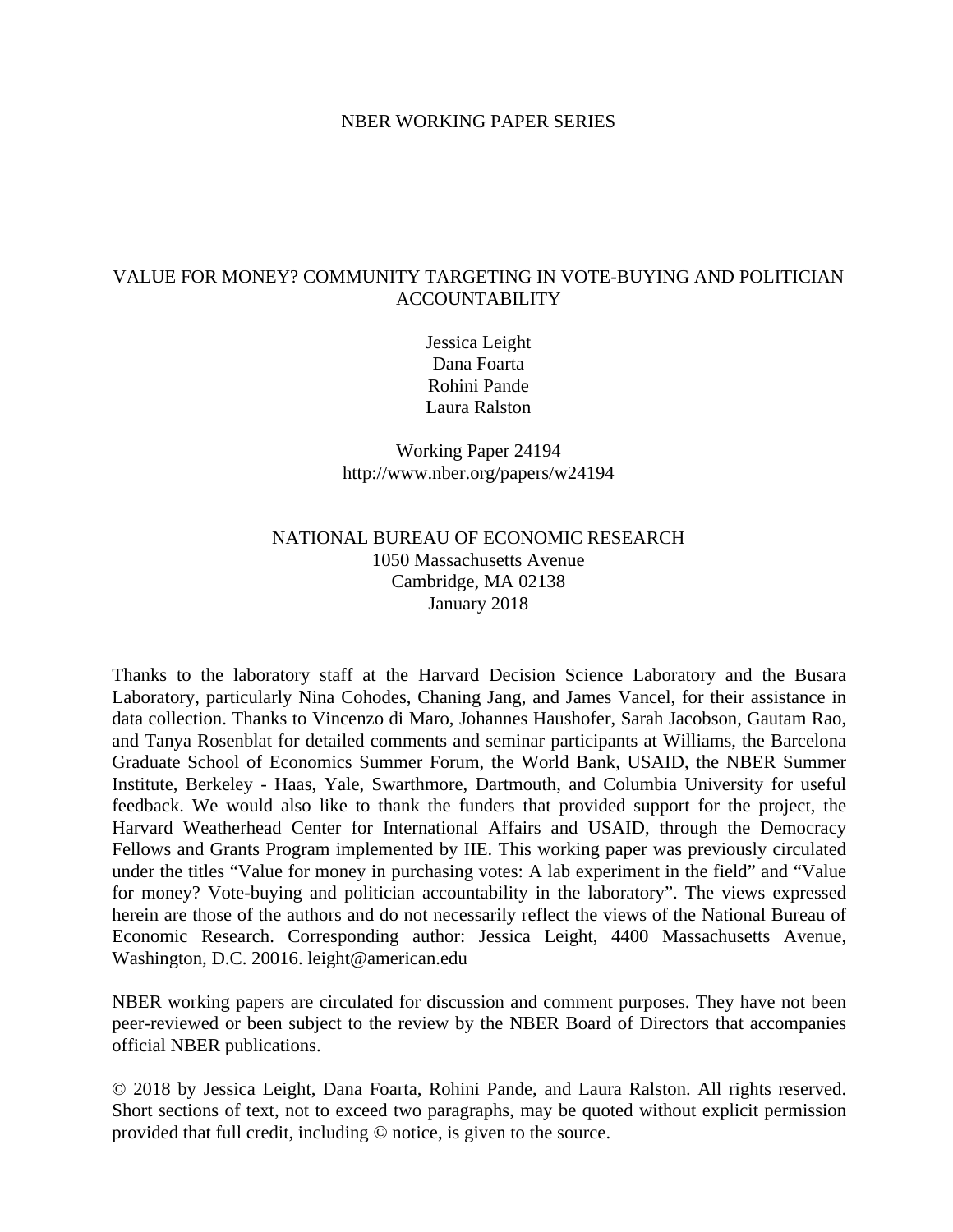NBER WORKING PAPER SERIES

# VALUE FOR MONEY? COMMUNITY TARGETING IN VOTE-BUYING AND POLITICIAN ACCOUNTABILITY

Jessica Leight
Dana Foarta
Rohini Pande
Laura Ralston

Working Paper 24194
http://www.nber.org/papers/w24194

NATIONAL BUREAU OF ECONOMIC RESEARCH
1050 Massachusetts Avenue
Cambridge, MA 02138
January 2018

Thanks to the laboratory staff at the Harvard Decision Science Laboratory and the Busara Laboratory, particularly Nina Cohodes, Chaning Jang, and James Vancel, for their assistance in data collection. Thanks to Vincenzo di Maro, Johannes Haushofer, Sarah Jacobson, Gautam Rao, and Tanya Rosenblat for detailed comments and seminar participants at Williams, the Barcelona Graduate School of Economics Summer Forum, the World Bank, USAID, the NBER Summer Institute, Berkeley - Haas, Yale, Swarthmore, Dartmouth, and Columbia University for useful feedback. We would also like to thank the funders that provided support for the project, the Harvard Weatherhead Center for International Affairs and USAID, through the Democracy Fellows and Grants Program implemented by IIE. This working paper was previously circulated under the titles "Value for money in purchasing votes: A lab experiment in the field" and "Value for money? Vote-buying and politician accountability in the laboratory". The views expressed herein are those of the authors and do not necessarily reflect the views of the National Bureau of Economic Research. Corresponding author: Jessica Leight, 4400 Massachusetts Avenue, Washington, D.C. 20016. leight@american.edu

NBER working papers are circulated for discussion and comment purposes. They have not been peer-reviewed or been subject to the review by the NBER Board of Directors that accompanies official NBER publications.

© 2018 by Jessica Leight, Dana Foarta, Rohini Pande, and Laura Ralston. All rights reserved. Short sections of text, not to exceed two paragraphs, may be quoted without explicit permission provided that full credit, including © notice, is given to the source.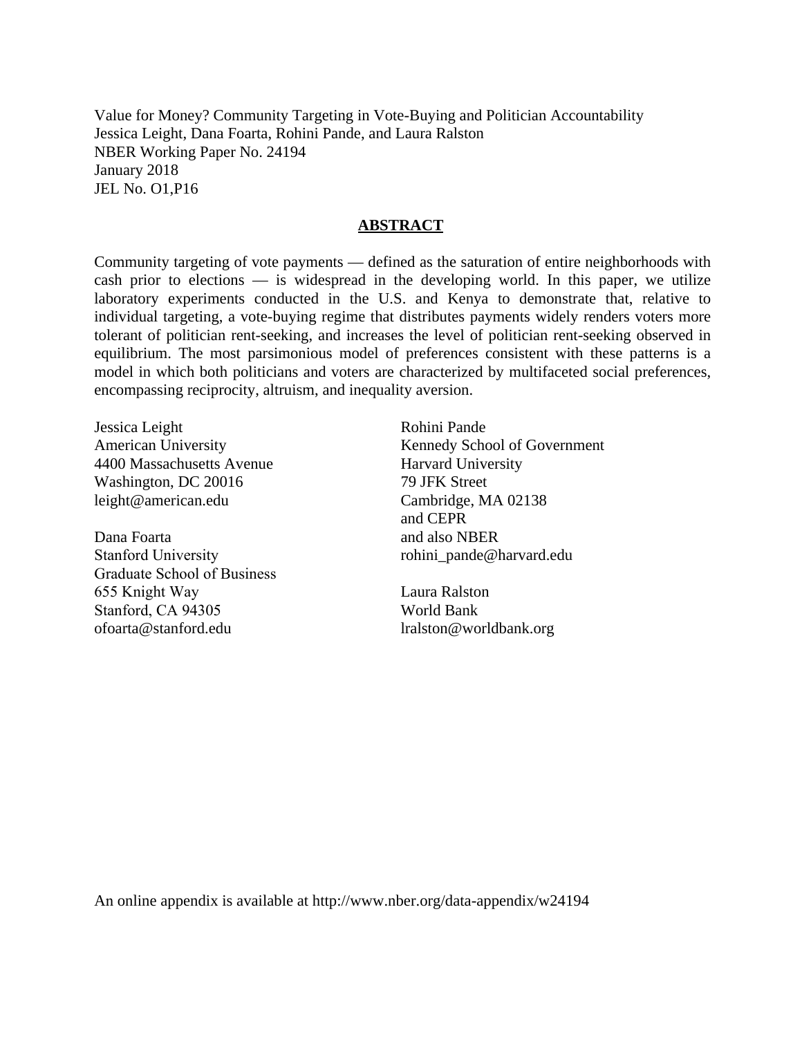Value for Money? Community Targeting in Vote-Buying and Politician Accountability
Jessica Leight, Dana Foarta, Rohini Pande, and Laura Ralston
NBER Working Paper No. 24194
January 2018
JEL No. O1,P16

## ABSTRACT

Community targeting of vote payments — defined as the saturation of entire neighborhoods with cash prior to elections — is widespread in the developing world. In this paper, we utilize laboratory experiments conducted in the U.S. and Kenya to demonstrate that, relative to individual targeting, a vote-buying regime that distributes payments widely renders voters more tolerant of politician rent-seeking, and increases the level of politician rent-seeking observed in equilibrium. The most parsimonious model of preferences consistent with these patterns is a model in which both politicians and voters are characterized by multifaceted social preferences, encompassing reciprocity, altruism, and inequality aversion.

Jessica Leight
American University
4400 Massachusetts Avenue
Washington, DC 20016
leight@american.edu

Dana Foarta
Stanford University
Graduate School of Business
655 Knight Way
Stanford, CA 94305
ofoarta@stanford.edu

Rohini Pande
Kennedy School of Government
Harvard University
79 JFK Street
Cambridge, MA 02138
and CEPR
and also NBER
rohini_pande@harvard.edu

Laura Ralston
World Bank
lralston@worldbank.org

An online appendix is available at http://www.nber.org/data-appendix/w24194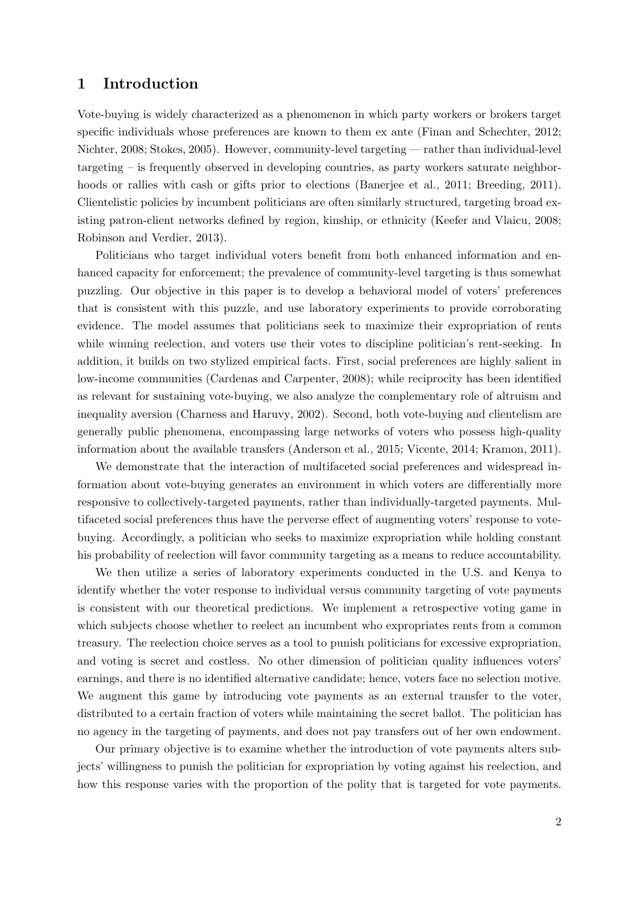# 1 Introduction

Vote-buying is widely characterized as a phenomenon in which party workers or brokers target specific individuals whose preferences are known to them ex ante (Finan and Schechter, 2012; Nichter, 2008; Stokes, 2005). However, community-level targeting — rather than individual-level targeting – is frequently observed in developing countries, as party workers saturate neighborhoods or rallies with cash or gifts prior to elections (Banerjee et al., 2011; Breeding, 2011). Clientelistic policies by incumbent politicians are often similarly structured, targeting broad existing patron-client networks defined by region, kinship, or ethnicity (Keefer and Vlaicu, 2008; Robinson and Verdier, 2013).

Politicians who target individual voters benefit from both enhanced information and enhanced capacity for enforcement; the prevalence of community-level targeting is thus somewhat puzzling. Our objective in this paper is to develop a behavioral model of voters' preferences that is consistent with this puzzle, and use laboratory experiments to provide corroborating evidence. The model assumes that politicians seek to maximize their expropriation of rents while winning reelection, and voters use their votes to discipline politician's rent-seeking. In addition, it builds on two stylized empirical facts. First, social preferences are highly salient in low-income communities (Cardenas and Carpenter, 2008); while reciprocity has been identified as relevant for sustaining vote-buying, we also analyze the complementary role of altruism and inequality aversion (Charness and Haruvy, 2002). Second, both vote-buying and clientelism are generally public phenomena, encompassing large networks of voters who possess high-quality information about the available transfers (Anderson et al., 2015; Vicente, 2014; Kramon, 2011).

We demonstrate that the interaction of multifaceted social preferences and widespread information about vote-buying generates an environment in which voters are differentially more responsive to collectively-targeted payments, rather than individually-targeted payments. Multifaceted social preferences thus have the perverse effect of augmenting voters' response to vote-buying. Accordingly, a politician who seeks to maximize expropriation while holding constant his probability of reelection will favor community targeting as a means to reduce accountability.

We then utilize a series of laboratory experiments conducted in the U.S. and Kenya to identify whether the voter response to individual versus community targeting of vote payments is consistent with our theoretical predictions. We implement a retrospective voting game in which subjects choose whether to reelect an incumbent who expropriates rents from a common treasury. The reelection choice serves as a tool to punish politicians for excessive expropriation, and voting is secret and costless. No other dimension of politician quality influences voters' earnings, and there is no identified alternative candidate; hence, voters face no selection motive. We augment this game by introducing vote payments as an external transfer to the voter, distributed to a certain fraction of voters while maintaining the secret ballot. The politician has no agency in the targeting of payments, and does not pay transfers out of her own endowment.

Our primary objective is to examine whether the introduction of vote payments alters subjects' willingness to punish the politician for expropriation by voting against his reelection, and how this response varies with the proportion of the polity that is targeted for vote payments.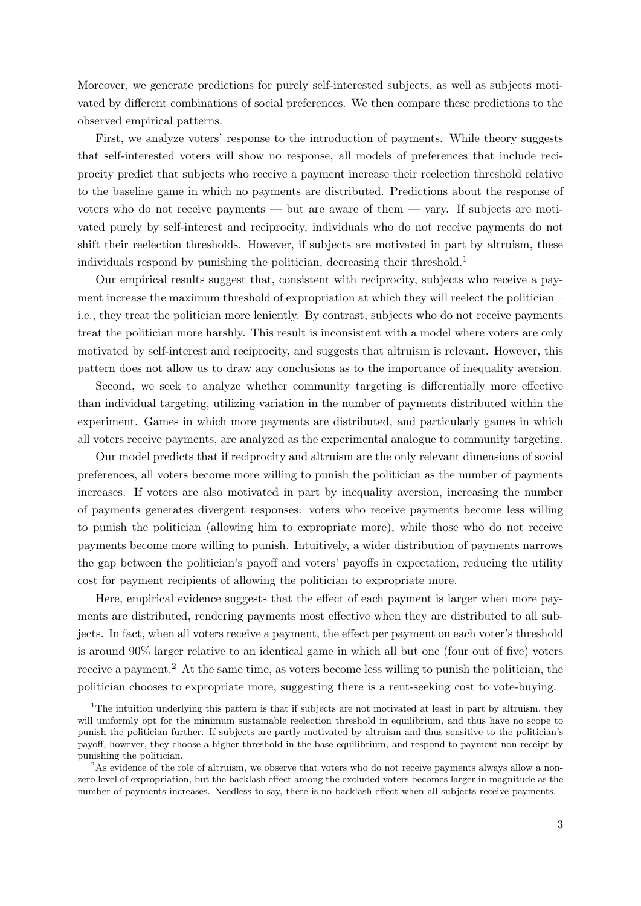Moreover, we generate predictions for purely self-interested subjects, as well as subjects motivated by different combinations of social preferences. We then compare these predictions to the observed empirical patterns.

First, we analyze voters' response to the introduction of payments. While theory suggests that self-interested voters will show no response, all models of preferences that include reciprocity predict that subjects who receive a payment increase their reelection threshold relative to the baseline game in which no payments are distributed. Predictions about the response of voters who do not receive payments — but are aware of them — vary. If subjects are motivated purely by self-interest and reciprocity, individuals who do not receive payments do not shift their reelection thresholds. However, if subjects are motivated in part by altruism, these individuals respond by punishing the politician, decreasing their threshold.[1]

Our empirical results suggest that, consistent with reciprocity, subjects who receive a payment increase the maximum threshold of expropriation at which they will reelect the politician – i.e., they treat the politician more leniently. By contrast, subjects who do not receive payments treat the politician more harshly. This result is inconsistent with a model where voters are only motivated by self-interest and reciprocity, and suggests that altruism is relevant. However, this pattern does not allow us to draw any conclusions as to the importance of inequality aversion.

Second, we seek to analyze whether community targeting is differentially more effective than individual targeting, utilizing variation in the number of payments distributed within the experiment. Games in which more payments are distributed, and particularly games in which all voters receive payments, are analyzed as the experimental analogue to community targeting.

Our model predicts that if reciprocity and altruism are the only relevant dimensions of social preferences, all voters become more willing to punish the politician as the number of payments increases. If voters are also motivated in part by inequality aversion, increasing the number of payments generates divergent responses: voters who receive payments become less willing to punish the politician (allowing him to expropriate more), while those who do not receive payments become more willing to punish. Intuitively, a wider distribution of payments narrows the gap between the politician's payoff and voters' payoffs in expectation, reducing the utility cost for payment recipients of allowing the politician to expropriate more.

Here, empirical evidence suggests that the effect of each payment is larger when more payments are distributed, rendering payments most effective when they are distributed to all subjects. In fact, when all voters receive a payment, the effect per payment on each voter's threshold is around 90% larger relative to an identical game in which all but one (four out of five) voters receive a payment.[2] At the same time, as voters become less willing to punish the politician, the politician chooses to expropriate more, suggesting there is a rent-seeking cost to vote-buying.

---

[1] The intuition underlying this pattern is that if subjects are not motivated at least in part by altruism, they will uniformly opt for the minimum sustainable reelection threshold in equilibrium, and thus have no scope to punish the politician further. If subjects are partly motivated by altruism and thus sensitive to the politician's payoff, however, they choose a higher threshold in the base equilibrium, and respond to payment non-receipt by punishing the politician.

[2] As evidence of the role of altruism, we observe that voters who do not receive payments always allow a non-zero level of expropriation, but the backlash effect among the excluded voters becomes larger in magnitude as the number of payments increases. Needless to say, there is no backlash effect when all subjects receive payments.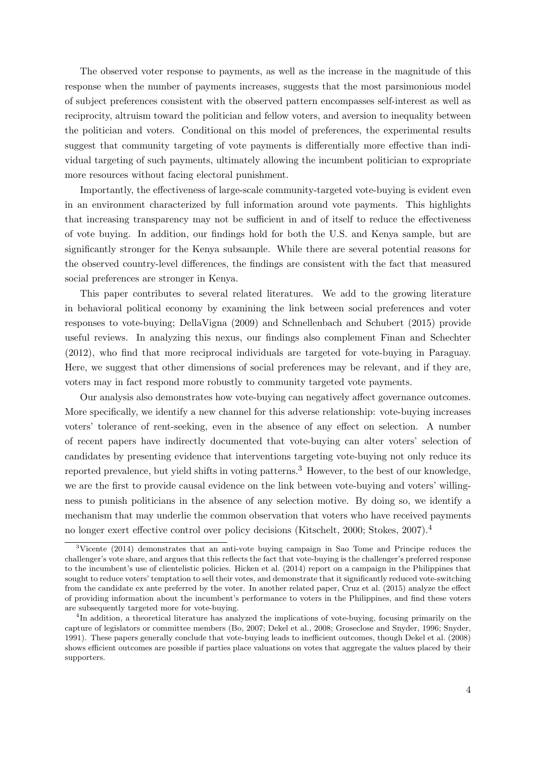The observed voter response to payments, as well as the increase in the magnitude of this response when the number of payments increases, suggests that the most parsimonious model of subject preferences consistent with the observed pattern encompasses self-interest as well as reciprocity, altruism toward the politician and fellow voters, and aversion to inequality between the politician and voters. Conditional on this model of preferences, the experimental results suggest that community targeting of vote payments is differentially more effective than individual targeting of such payments, ultimately allowing the incumbent politician to expropriate more resources without facing electoral punishment.

Importantly, the effectiveness of large-scale community-targeted vote-buying is evident even in an environment characterized by full information around vote payments. This highlights that increasing transparency may not be sufficient in and of itself to reduce the effectiveness of vote buying. In addition, our findings hold for both the U.S. and Kenya sample, but are significantly stronger for the Kenya subsample. While there are several potential reasons for the observed country-level differences, the findings are consistent with the fact that measured social preferences are stronger in Kenya.

This paper contributes to several related literatures. We add to the growing literature in behavioral political economy by examining the link between social preferences and voter responses to vote-buying; DellaVigna (2009) and Schnellenbach and Schubert (2015) provide useful reviews. In analyzing this nexus, our findings also complement Finan and Schechter (2012), who find that more reciprocal individuals are targeted for vote-buying in Paraguay. Here, we suggest that other dimensions of social preferences may be relevant, and if they are, voters may in fact respond more robustly to community targeted vote payments.

Our analysis also demonstrates how vote-buying can negatively affect governance outcomes. More specifically, we identify a new channel for this adverse relationship: vote-buying increases voters' tolerance of rent-seeking, even in the absence of any effect on selection. A number of recent papers have indirectly documented that vote-buying can alter voters' selection of candidates by presenting evidence that interventions targeting vote-buying not only reduce its reported prevalence, but yield shifts in voting patterns.[3] However, to the best of our knowledge, we are the first to provide causal evidence on the link between vote-buying and voters' willingness to punish politicians in the absence of any selection motive. By doing so, we identify a mechanism that may underlie the common observation that voters who have received payments no longer exert effective control over policy decisions (Kitschelt, 2000; Stokes, 2007).[4]

---

[3] Vicente (2014) demonstrates that an anti-vote buying campaign in Sao Tome and Principe reduces the challenger's vote share, and argues that this reflects the fact that vote-buying is the challenger's preferred response to the incumbent's use of clientelistic policies. Hicken et al. (2014) report on a campaign in the Philippines that sought to reduce voters' temptation to sell their votes, and demonstrate that it significantly reduced vote-switching from the candidate ex ante preferred by the voter. In another related paper, Cruz et al. (2015) analyze the effect of providing information about the incumbent's performance to voters in the Philippines, and find these voters are subsequently targeted more for vote-buying.

[4] In addition, a theoretical literature has analyzed the implications of vote-buying, focusing primarily on the capture of legislators or committee members (Bo, 2007; Dekel et al., 2008; Groseclose and Snyder, 1996; Snyder, 1991). These papers generally conclude that vote-buying leads to inefficient outcomes, though Dekel et al. (2008) shows efficient outcomes are possible if parties place valuations on votes that aggregate the values placed by their supporters.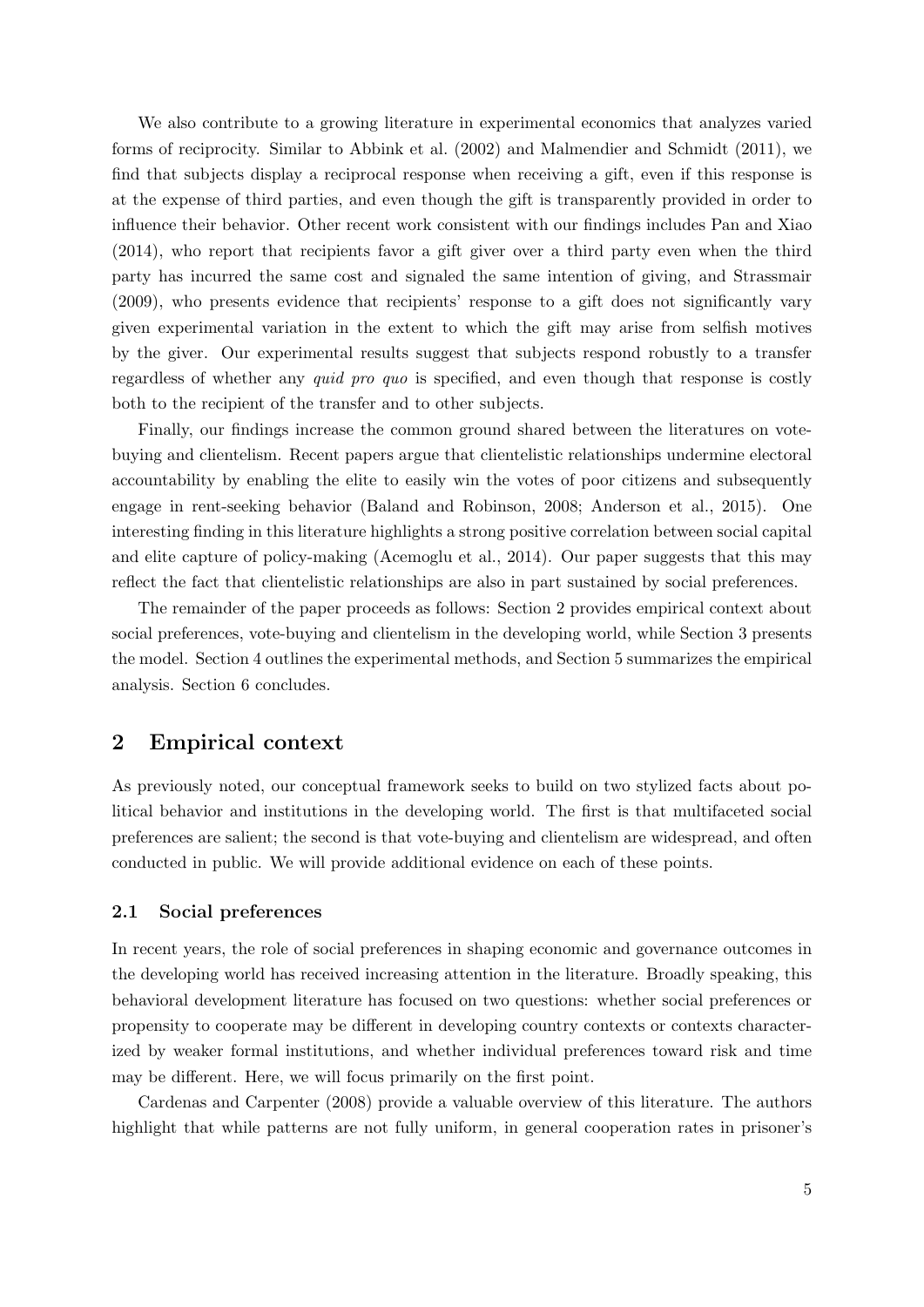We also contribute to a growing literature in experimental economics that analyzes varied forms of reciprocity. Similar to Abbink et al. (2002) and Malmendier and Schmidt (2011), we find that subjects display a reciprocal response when receiving a gift, even if this response is at the expense of third parties, and even though the gift is transparently provided in order to influence their behavior. Other recent work consistent with our findings includes Pan and Xiao (2014), who report that recipients favor a gift giver over a third party even when the third party has incurred the same cost and signaled the same intention of giving, and Strassmair (2009), who presents evidence that recipients' response to a gift does not significantly vary given experimental variation in the extent to which the gift may arise from selfish motives by the giver. Our experimental results suggest that subjects respond robustly to a transfer regardless of whether any *quid pro quo* is specified, and even though that response is costly both to the recipient of the transfer and to other subjects.

Finally, our findings increase the common ground shared between the literatures on vote-buying and clientelism. Recent papers argue that clientelistic relationships undermine electoral accountability by enabling the elite to easily win the votes of poor citizens and subsequently engage in rent-seeking behavior (Baland and Robinson, 2008; Anderson et al., 2015). One interesting finding in this literature highlights a strong positive correlation between social capital and elite capture of policy-making (Acemoglu et al., 2014). Our paper suggests that this may reflect the fact that clientelistic relationships are also in part sustained by social preferences.

The remainder of the paper proceeds as follows: Section 2 provides empirical context about social preferences, vote-buying and clientelism in the developing world, while Section 3 presents the model. Section 4 outlines the experimental methods, and Section 5 summarizes the empirical analysis. Section 6 concludes.

## 2 Empirical context

As previously noted, our conceptual framework seeks to build on two stylized facts about political behavior and institutions in the developing world. The first is that multifaceted social preferences are salient; the second is that vote-buying and clientelism are widespread, and often conducted in public. We will provide additional evidence on each of these points.

### 2.1 Social preferences

In recent years, the role of social preferences in shaping economic and governance outcomes in the developing world has received increasing attention in the literature. Broadly speaking, this behavioral development literature has focused on two questions: whether social preferences or propensity to cooperate may be different in developing country contexts or contexts characterized by weaker formal institutions, and whether individual preferences toward risk and time may be different. Here, we will focus primarily on the first point.

Cardenas and Carpenter (2008) provide a valuable overview of this literature. The authors highlight that while patterns are not fully uniform, in general cooperation rates in prisoner's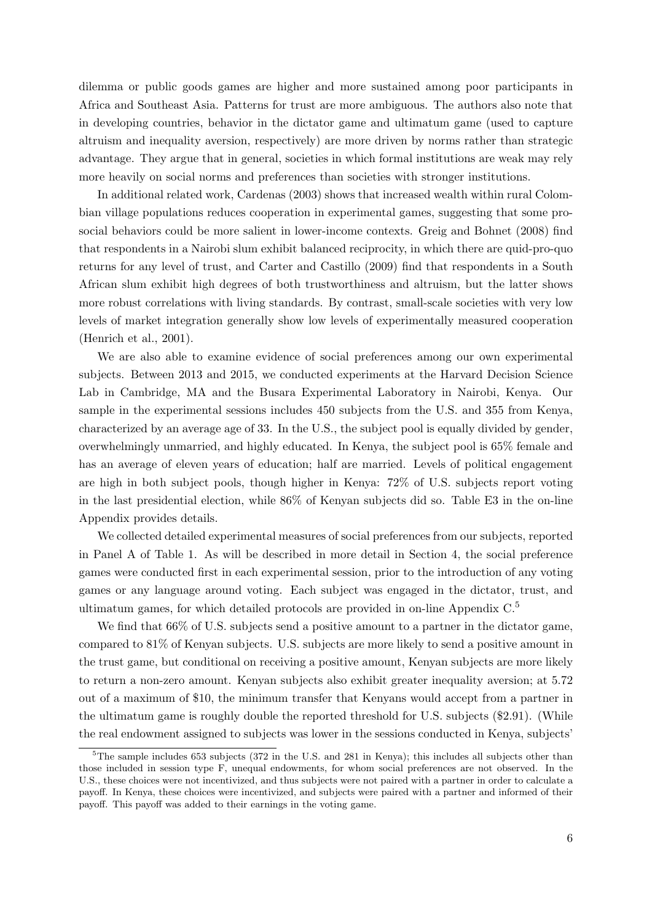dilemma or public goods games are higher and more sustained among poor participants in Africa and Southeast Asia. Patterns for trust are more ambiguous. The authors also note that in developing countries, behavior in the dictator game and ultimatum game (used to capture altruism and inequality aversion, respectively) are more driven by norms rather than strategic advantage. They argue that in general, societies in which formal institutions are weak may rely more heavily on social norms and preferences than societies with stronger institutions.

In additional related work, Cardenas (2003) shows that increased wealth within rural Colombian village populations reduces cooperation in experimental games, suggesting that some prosocial behaviors could be more salient in lower-income contexts. Greig and Bohnet (2008) find that respondents in a Nairobi slum exhibit balanced reciprocity, in which there are quid-pro-quo returns for any level of trust, and Carter and Castillo (2009) find that respondents in a South African slum exhibit high degrees of both trustworthiness and altruism, but the latter shows more robust correlations with living standards. By contrast, small-scale societies with very low levels of market integration generally show low levels of experimentally measured cooperation (Henrich et al., 2001).

We are also able to examine evidence of social preferences among our own experimental subjects. Between 2013 and 2015, we conducted experiments at the Harvard Decision Science Lab in Cambridge, MA and the Busara Experimental Laboratory in Nairobi, Kenya. Our sample in the experimental sessions includes 450 subjects from the U.S. and 355 from Kenya, characterized by an average age of 33. In the U.S., the subject pool is equally divided by gender, overwhelmingly unmarried, and highly educated. In Kenya, the subject pool is 65% female and has an average of eleven years of education; half are married. Levels of political engagement are high in both subject pools, though higher in Kenya: 72% of U.S. subjects report voting in the last presidential election, while 86% of Kenyan subjects did so. Table E3 in the on-line Appendix provides details.

We collected detailed experimental measures of social preferences from our subjects, reported in Panel A of Table 1. As will be described in more detail in Section 4, the social preference games were conducted first in each experimental session, prior to the introduction of any voting games or any language around voting. Each subject was engaged in the dictator, trust, and ultimatum games, for which detailed protocols are provided in on-line Appendix C.[5]

We find that 66% of U.S. subjects send a positive amount to a partner in the dictator game, compared to 81% of Kenyan subjects. U.S. subjects are more likely to send a positive amount in the trust game, but conditional on receiving a positive amount, Kenyan subjects are more likely to return a non-zero amount. Kenyan subjects also exhibit greater inequality aversion; at 5.72 out of a maximum of \$10, the minimum transfer that Kenyans would accept from a partner in the ultimatum game is roughly double the reported threshold for U.S. subjects (\$2.91). (While the real endowment assigned to subjects was lower in the sessions conducted in Kenya, subjects'

[5] The sample includes 653 subjects (372 in the U.S. and 281 in Kenya); this includes all subjects other than those included in session type F, unequal endowments, for whom social preferences are not observed. In the U.S., these choices were not incentivized, and thus subjects were not paired with a partner in order to calculate a payoff. In Kenya, these choices were incentivized, and subjects were paired with a partner and informed of their payoff. This payoff was added to their earnings in the voting game.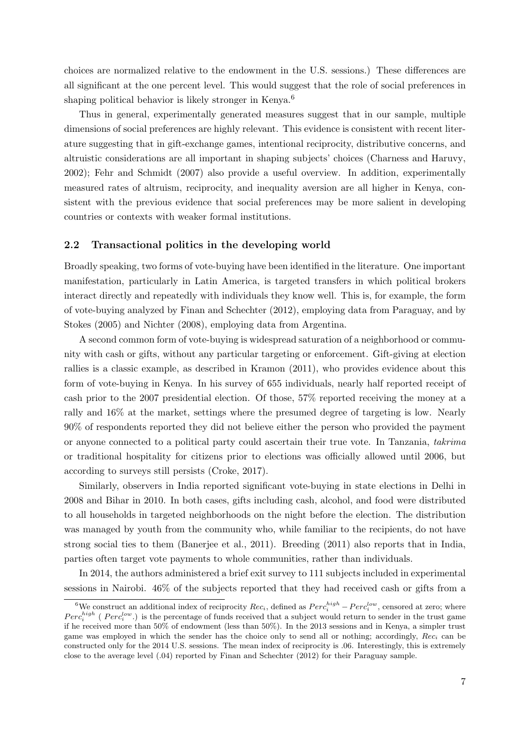choices are normalized relative to the endowment in the U.S. sessions.) These differences are all significant at the one percent level. This would suggest that the role of social preferences in shaping political behavior is likely stronger in Kenya.[6]

Thus in general, experimentally generated measures suggest that in our sample, multiple dimensions of social preferences are highly relevant. This evidence is consistent with recent literature suggesting that in gift-exchange games, intentional reciprocity, distributive concerns, and altruistic considerations are all important in shaping subjects' choices (Charness and Haruvy, 2002); Fehr and Schmidt (2007) also provide a useful overview. In addition, experimentally measured rates of altruism, reciprocity, and inequality aversion are all higher in Kenya, consistent with the previous evidence that social preferences may be more salient in developing countries or contexts with weaker formal institutions.

### 2.2 Transactional politics in the developing world

Broadly speaking, two forms of vote-buying have been identified in the literature. One important manifestation, particularly in Latin America, is targeted transfers in which political brokers interact directly and repeatedly with individuals they know well. This is, for example, the form of vote-buying analyzed by Finan and Schechter (2012), employing data from Paraguay, and by Stokes (2005) and Nichter (2008), employing data from Argentina.

A second common form of vote-buying is widespread saturation of a neighborhood or community with cash or gifts, without any particular targeting or enforcement. Gift-giving at election rallies is a classic example, as described in Kramon (2011), who provides evidence about this form of vote-buying in Kenya. In his survey of 655 individuals, nearly half reported receipt of cash prior to the 2007 presidential election. Of those, 57% reported receiving the money at a rally and 16% at the market, settings where the presumed degree of targeting is low. Nearly 90% of respondents reported they did not believe either the person who provided the payment or anyone connected to a political party could ascertain their true vote. In Tanzania, *takrima* or traditional hospitality for citizens prior to elections was officially allowed until 2006, but according to surveys still persists (Croke, 2017).

Similarly, observers in India reported significant vote-buying in state elections in Delhi in 2008 and Bihar in 2010. In both cases, gifts including cash, alcohol, and food were distributed to all households in targeted neighborhoods on the night before the election. The distribution was managed by youth from the community who, while familiar to the recipients, do not have strong social ties to them (Banerjee et al., 2011). Breeding (2011) also reports that in India, parties often target vote payments to whole communities, rather than individuals.

In 2014, the authors administered a brief exit survey to 111 subjects included in experimental sessions in Nairobi. 46% of the subjects reported that they had received cash or gifts from a

[6] We construct an additional index of reciprocity $Rec_i$, defined as $Perc_i^{high} - Perc_i^{low}$, censored at zero; where $Perc_i^{high}$ ( $Perc_i^{low}$.) is the percentage of funds received that a subject would return to sender in the trust game if he received more than 50% of endowment (less than 50%). In the 2013 sessions and in Kenya, a simpler trust game was employed in which the sender has the choice only to send all or nothing; accordingly, $Rec_i$ can be constructed only for the 2014 U.S. sessions. The mean index of reciprocity is .06. Interestingly, this is extremely close to the average level (.04) reported by Finan and Schechter (2012) for their Paraguay sample.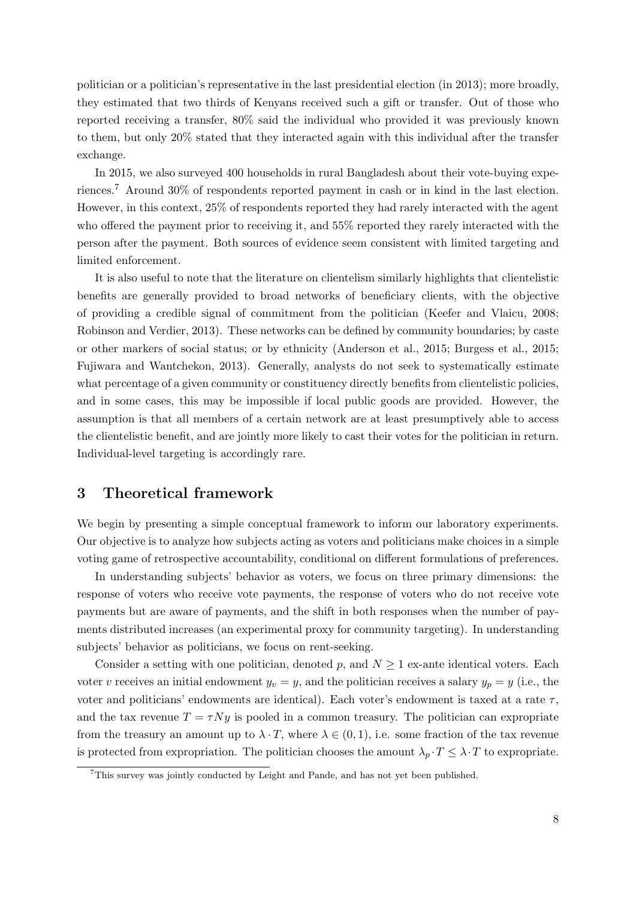politician or a politician's representative in the last presidential election (in 2013); more broadly, they estimated that two thirds of Kenyans received such a gift or transfer. Out of those who reported receiving a transfer, 80% said the individual who provided it was previously known to them, but only 20% stated that they interacted again with this individual after the transfer exchange.

In 2015, we also surveyed 400 households in rural Bangladesh about their vote-buying experiences.[7] Around 30% of respondents reported payment in cash or in kind in the last election. However, in this context, 25% of respondents reported they had rarely interacted with the agent who offered the payment prior to receiving it, and 55% reported they rarely interacted with the person after the payment. Both sources of evidence seem consistent with limited targeting and limited enforcement.

It is also useful to note that the literature on clientelism similarly highlights that clientelistic benefits are generally provided to broad networks of beneficiary clients, with the objective of providing a credible signal of commitment from the politician (Keefer and Vlaicu, 2008; Robinson and Verdier, 2013). These networks can be defined by community boundaries; by caste or other markers of social status; or by ethnicity (Anderson et al., 2015; Burgess et al., 2015; Fujiwara and Wantchekon, 2013). Generally, analysts do not seek to systematically estimate what percentage of a given community or constituency directly benefits from clientelistic policies, and in some cases, this may be impossible if local public goods are provided. However, the assumption is that all members of a certain network are at least presumptively able to access the clientelistic benefit, and are jointly more likely to cast their votes for the politician in return. Individual-level targeting is accordingly rare.

## 3 Theoretical framework

We begin by presenting a simple conceptual framework to inform our laboratory experiments. Our objective is to analyze how subjects acting as voters and politicians make choices in a simple voting game of retrospective accountability, conditional on different formulations of preferences.

In understanding subjects' behavior as voters, we focus on three primary dimensions: the response of voters who receive vote payments, the response of voters who do not receive vote payments but are aware of payments, and the shift in both responses when the number of payments distributed increases (an experimental proxy for community targeting). In understanding subjects' behavior as politicians, we focus on rent-seeking.

Consider a setting with one politician, denoted $p$, and $N \geq 1$ ex-ante identical voters. Each voter $v$ receives an initial endowment $y_v = y$, and the politician receives a salary $y_p = y$ (i.e., the voter and politicians' endowments are identical). Each voter's endowment is taxed at a rate $\tau$, and the tax revenue $T = \tau N y$ is pooled in a common treasury. The politician can expropriate from the treasury an amount up to $\lambda \cdot T$, where $\lambda \in (0, 1)$, i.e. some fraction of the tax revenue is protected from expropriation. The politician chooses the amount $\lambda_p \cdot T \leq \lambda \cdot T$ to expropriate.

[7] This survey was jointly conducted by Leight and Pande, and has not yet been published.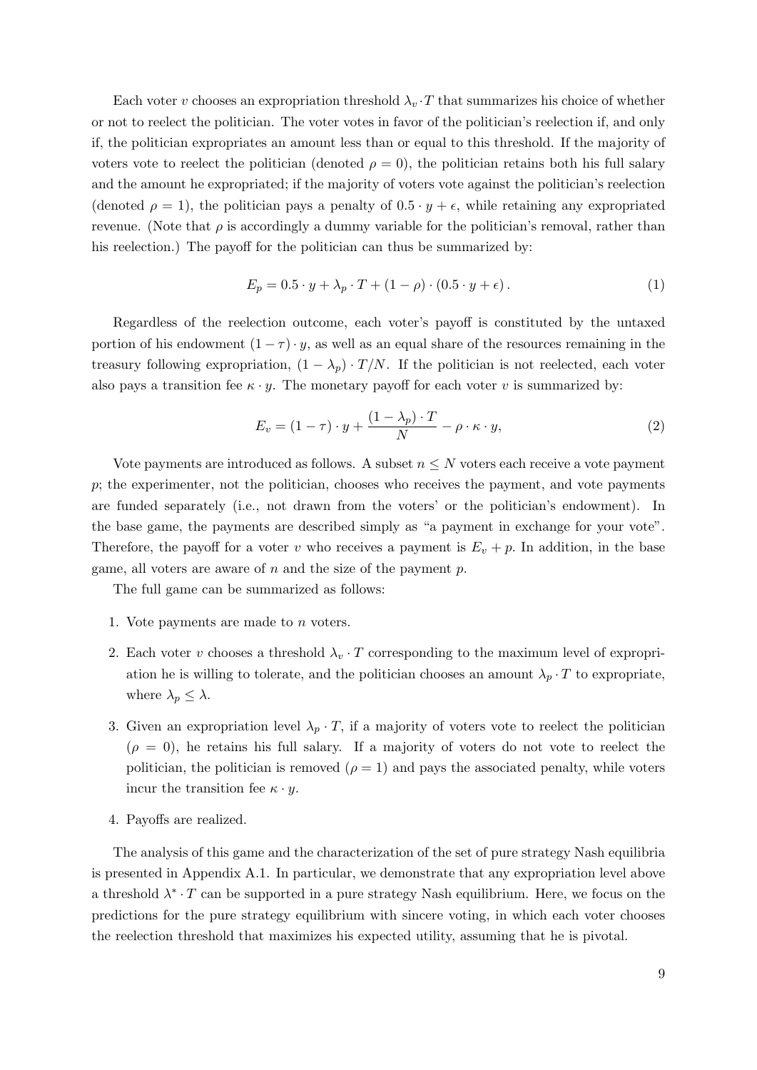Each voter $v$ chooses an expropriation threshold $\lambda_v \cdot T$ that summarizes his choice of whether or not to reelect the politician. The voter votes in favor of the politician's reelection if, and only if, the politician expropriates an amount less than or equal to this threshold. If the majority of voters vote to reelect the politician (denoted $\rho = 0$), the politician retains both his full salary and the amount he expropriated; if the majority of voters vote against the politician's reelection (denoted $\rho = 1$), the politician pays a penalty of $0.5 \cdot y + \epsilon$, while retaining any expropriated revenue. (Note that $\rho$ is accordingly a dummy variable for the politician's removal, rather than his reelection.) The payoff for the politician can thus be summarized by:

$$E_p = 0.5 \cdot y + \lambda_p \cdot T + (1 - \rho) \cdot (0.5 \cdot y + \epsilon) . \tag{1}$$

Regardless of the reelection outcome, each voter's payoff is constituted by the untaxed portion of his endowment $(1 - \tau) \cdot y$, as well as an equal share of the resources remaining in the treasury following expropriation, $(1 - \lambda_p) \cdot T/N$. If the politician is not reelected, each voter also pays a transition fee $\kappa \cdot y$. The monetary payoff for each voter $v$ is summarized by:

$$E_v = (1 - \tau) \cdot y + \frac{(1 - \lambda_p) \cdot T}{N} - \rho \cdot \kappa \cdot y, \tag{2}$$

Vote payments are introduced as follows. A subset $n \leq N$ voters each receive a vote payment $p$; the experimenter, not the politician, chooses who receives the payment, and vote payments are funded separately (i.e., not drawn from the voters' or the politician's endowment). In the base game, the payments are described simply as "a payment in exchange for your vote". Therefore, the payoff for a voter $v$ who receives a payment is $E_v + p$. In addition, in the base game, all voters are aware of $n$ and the size of the payment $p$.

The full game can be summarized as follows:

1. Vote payments are made to $n$ voters.
2. Each voter $v$ chooses a threshold $\lambda_v \cdot T$ corresponding to the maximum level of expropriation he is willing to tolerate, and the politician chooses an amount $\lambda_p \cdot T$ to expropriate, where $\lambda_p \leq \lambda$.
3. Given an expropriation level $\lambda_p \cdot T$, if a majority of voters vote to reelect the politician ($\rho = 0$), he retains his full salary. If a majority of voters do not vote to reelect the politician, the politician is removed ($\rho = 1$) and pays the associated penalty, while voters incur the transition fee $\kappa \cdot y$.
4. Payoffs are realized.

The analysis of this game and the characterization of the set of pure strategy Nash equilibria is presented in Appendix A.1. In particular, we demonstrate that any expropriation level above a threshold $\lambda^* \cdot T$ can be supported in a pure strategy Nash equilibrium. Here, we focus on the predictions for the pure strategy equilibrium with sincere voting, in which each voter chooses the reelection threshold that maximizes his expected utility, assuming that he is pivotal.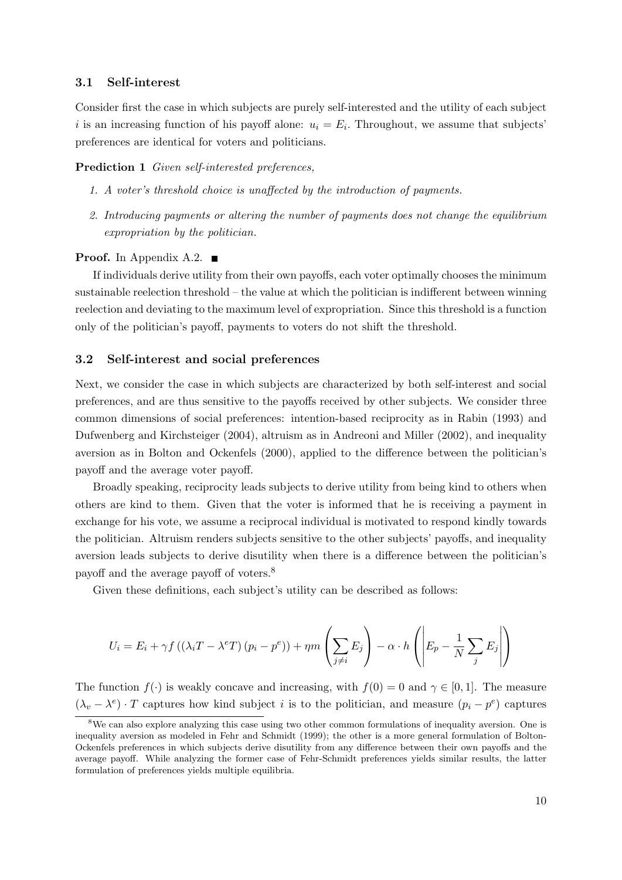### 3.1 Self-interest

Consider first the case in which subjects are purely self-interested and the utility of each subject $i$ is an increasing function of his payoff alone: $u_i = E_i$. Throughout, we assume that subjects' preferences are identical for voters and politicians.

**Prediction 1** *Given self-interested preferences,*

1. *A voter's threshold choice is unaffected by the introduction of payments.*
2. *Introducing payments or altering the number of payments does not change the equilibrium expropriation by the politician.*

**Proof.** In Appendix A.2. ■

If individuals derive utility from their own payoffs, each voter optimally chooses the minimum sustainable reelection threshold – the value at which the politician is indifferent between winning reelection and deviating to the maximum level of expropriation. Since this threshold is a function only of the politician's payoff, payments to voters do not shift the threshold.

### 3.2 Self-interest and social preferences

Next, we consider the case in which subjects are characterized by both self-interest and social preferences, and are thus sensitive to the payoffs received by other subjects. We consider three common dimensions of social preferences: intention-based reciprocity as in Rabin (1993) and Dufwenberg and Kirchsteiger (2004), altruism as in Andreoni and Miller (2002), and inequality aversion as in Bolton and Ockenfels (2000), applied to the difference between the politician's payoff and the average voter payoff.

Broadly speaking, reciprocity leads subjects to derive utility from being kind to others when others are kind to them. Given that the voter is informed that he is receiving a payment in exchange for his vote, we assume a reciprocal individual is motivated to respond kindly towards the politician. Altruism renders subjects sensitive to the other subjects' payoffs, and inequality aversion leads subjects to derive disutility when there is a difference between the politician's payoff and the average payoff of voters.[8]

Given these definitions, each subject's utility can be described as follows:

$$U_i = E_i + \gamma f\left(\left(\lambda_i T - \lambda^e T\right)\left(p_i - p^e\right)\right) + \eta m\left(\sum_{j \neq i} E_j\right) - \alpha \cdot h\left(\left|E_p - \frac{1}{N}\sum_j E_j\right|\right)$$

The function $f(\cdot)$ is weakly concave and increasing, with $f(0) = 0$ and $\gamma \in [0, 1]$. The measure $(\lambda_v - \lambda^e) \cdot T$ captures how kind subject $i$ is to the politician, and measure $(p_i - p^e)$ captures

[8] We can also explore analyzing this case using two other common formulations of inequality aversion. One is inequality aversion as modeled in Fehr and Schmidt (1999); the other is a more general formulation of Bolton-Ockenfels preferences in which subjects derive disutility from any difference between their own payoffs and the average payoff. While analyzing the former case of Fehr-Schmidt preferences yields similar results, the latter formulation of preferences yields multiple equilibria.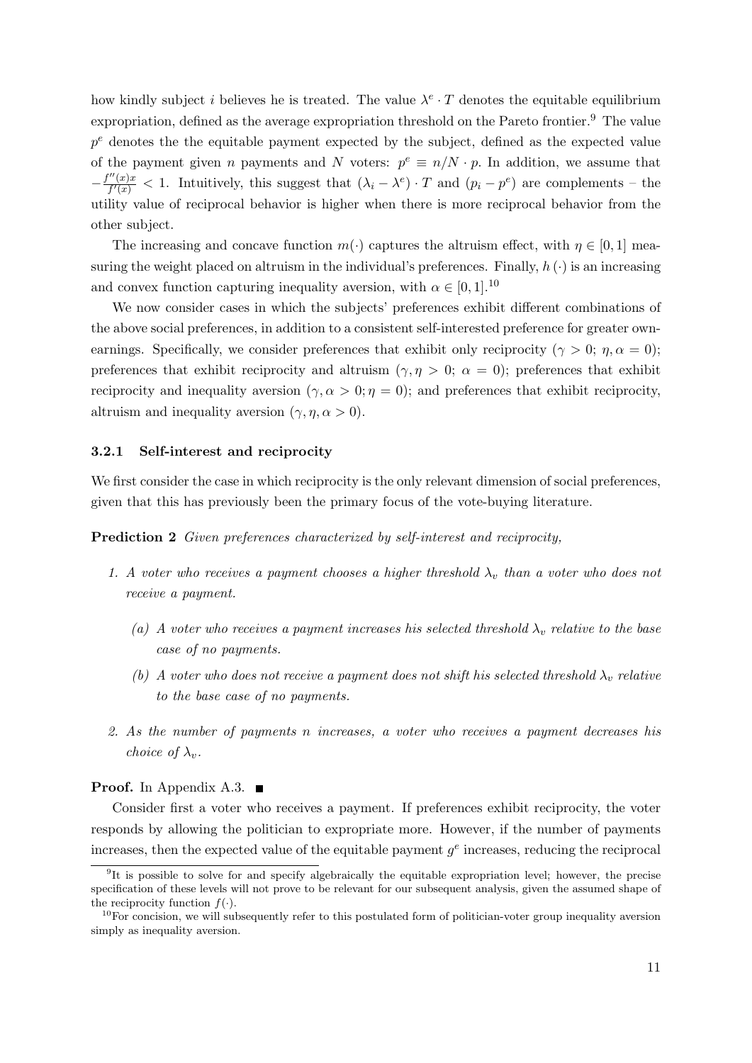how kindly subject $i$ believes he is treated. The value $\lambda^e \cdot T$ denotes the equitable equilibrium expropriation, defined as the average expropriation threshold on the Pareto frontier.[9] The value $p^e$ denotes the the equitable payment expected by the subject, defined as the expected value of the payment given $n$ payments and $N$ voters: $p^e \equiv n/N \cdot p$. In addition, we assume that $-\frac{f''(x)x}{f'(x)} < 1$. Intuitively, this suggest that $(\lambda_i - \lambda^e) \cdot T$ and $(p_i - p^e)$ are complements – the utility value of reciprocal behavior is higher when there is more reciprocal behavior from the other subject.

The increasing and concave function $m(\cdot)$ captures the altruism effect, with $\eta \in [0,1]$ measuring the weight placed on altruism in the individual's preferences. Finally, $h(\cdot)$ is an increasing and convex function capturing inequality aversion, with $\alpha \in [0,1]$.[10]

We now consider cases in which the subjects' preferences exhibit different combinations of the above social preferences, in addition to a consistent self-interested preference for greater own-earnings. Specifically, we consider preferences that exhibit only reciprocity ($\gamma > 0$; $\eta, \alpha = 0$); preferences that exhibit reciprocity and altruism ($\gamma, \eta > 0$; $\alpha = 0$); preferences that exhibit reciprocity and inequality aversion ($\gamma, \alpha > 0; \eta = 0$); and preferences that exhibit reciprocity, altruism and inequality aversion ($\gamma, \eta, \alpha > 0$).

### 3.2.1 Self-interest and reciprocity

We first consider the case in which reciprocity is the only relevant dimension of social preferences, given that this has previously been the primary focus of the vote-buying literature.

**Prediction 2** *Given preferences characterized by self-interest and reciprocity,*

1. *A voter who receives a payment chooses a higher threshold $\lambda_v$ than a voter who does not receive a payment.*
   - (a) *A voter who receives a payment increases his selected threshold $\lambda_v$ relative to the base case of no payments.*
   - (b) *A voter who does not receive a payment does not shift his selected threshold $\lambda_v$ relative to the base case of no payments.*
2. *As the number of payments $n$ increases, a voter who receives a payment decreases his choice of $\lambda_v$.*

**Proof.** In Appendix A.3. ∎

Consider first a voter who receives a payment. If preferences exhibit reciprocity, the voter responds by allowing the politician to expropriate more. However, if the number of payments increases, then the expected value of the equitable payment $g^e$ increases, reducing the reciprocal

[9] It is possible to solve for and specify algebraically the equitable expropriation level; however, the precise specification of these levels will not prove to be relevant for our subsequent analysis, given the assumed shape of the reciprocity function $f(\cdot)$.

[10] For concision, we will subsequently refer to this postulated form of politician-voter group inequality aversion simply as inequality aversion.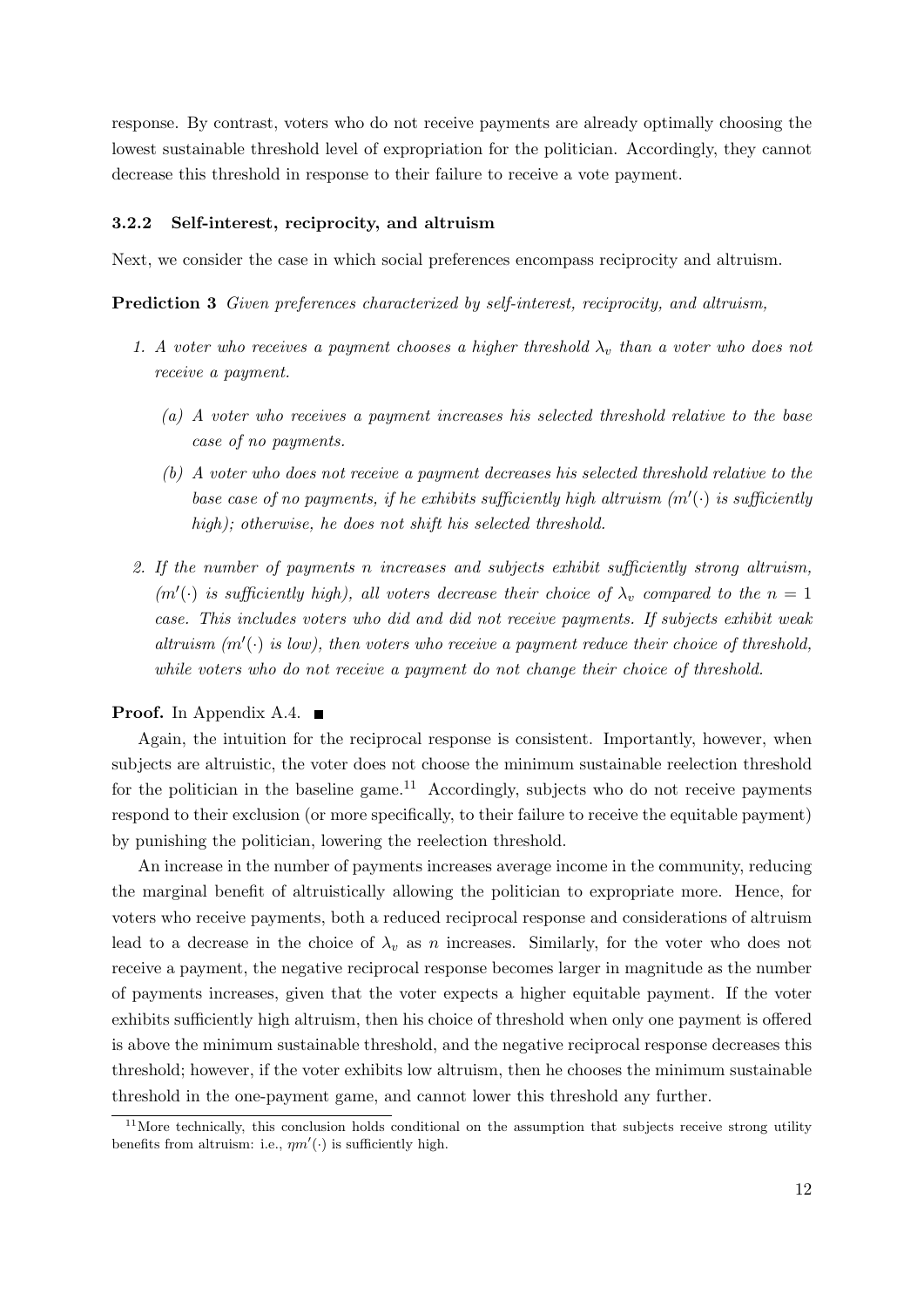response. By contrast, voters who do not receive payments are already optimally choosing the lowest sustainable threshold level of expropriation for the politician. Accordingly, they cannot decrease this threshold in response to their failure to receive a vote payment.

### 3.2.2 Self-interest, reciprocity, and altruism

Next, we consider the case in which social preferences encompass reciprocity and altruism.

**Prediction 3** *Given preferences characterized by self-interest, reciprocity, and altruism,*

1. *A voter who receives a payment chooses a higher threshold $\lambda_v$ than a voter who does not receive a payment.*
   - *(a) A voter who receives a payment increases his selected threshold relative to the base case of no payments.*
   - *(b) A voter who does not receive a payment decreases his selected threshold relative to the base case of no payments, if he exhibits sufficiently high altruism ($m'(\cdot)$ is sufficiently high); otherwise, he does not shift his selected threshold.*
2. *If the number of payments $n$ increases and subjects exhibit sufficiently strong altruism, ($m'(\cdot)$ is sufficiently high), all voters decrease their choice of $\lambda_v$ compared to the $n = 1$ case. This includes voters who did and did not receive payments. If subjects exhibit weak altruism ($m'(\cdot)$ is low), then voters who receive a payment reduce their choice of threshold, while voters who do not receive a payment do not change their choice of threshold.*

**Proof.** In Appendix A.4. ■

Again, the intuition for the reciprocal response is consistent. Importantly, however, when subjects are altruistic, the voter does not choose the minimum sustainable reelection threshold for the politician in the baseline game.[11] Accordingly, subjects who do not receive payments respond to their exclusion (or more specifically, to their failure to receive the equitable payment) by punishing the politician, lowering the reelection threshold.

An increase in the number of payments increases average income in the community, reducing the marginal benefit of altruistically allowing the politician to expropriate more. Hence, for voters who receive payments, both a reduced reciprocal response and considerations of altruism lead to a decrease in the choice of $\lambda_v$ as $n$ increases. Similarly, for the voter who does not receive a payment, the negative reciprocal response becomes larger in magnitude as the number of payments increases, given that the voter expects a higher equitable payment. If the voter exhibits sufficiently high altruism, then his choice of threshold when only one payment is offered is above the minimum sustainable threshold, and the negative reciprocal response decreases this threshold; however, if the voter exhibits low altruism, then he chooses the minimum sustainable threshold in the one-payment game, and cannot lower this threshold any further.

[11] More technically, this conclusion holds conditional on the assumption that subjects receive strong utility benefits from altruism: i.e., $\eta m'(\cdot)$ is sufficiently high.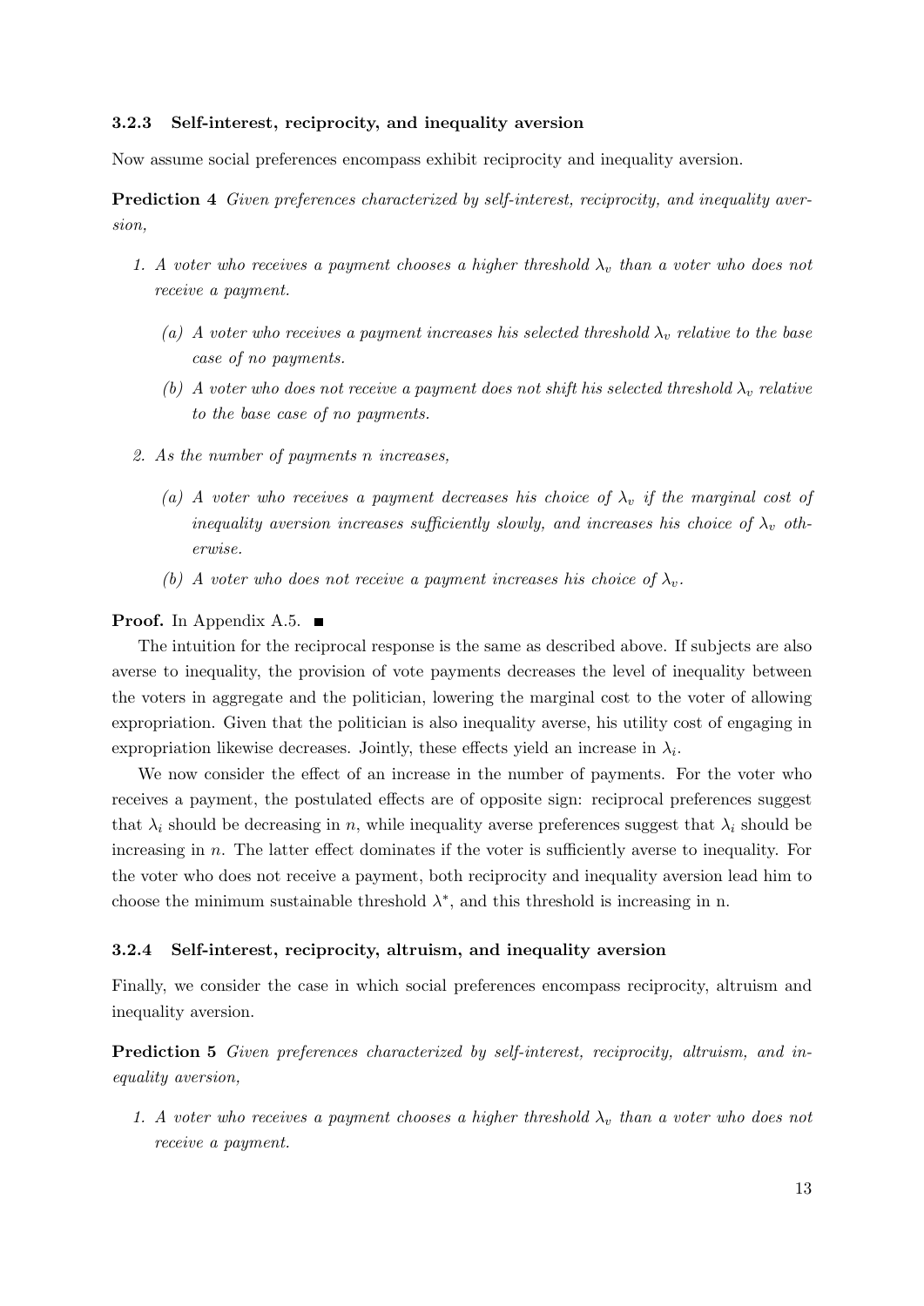### 3.2.3 Self-interest, reciprocity, and inequality aversion

Now assume social preferences encompass exhibit reciprocity and inequality aversion.

**Prediction 4** *Given preferences characterized by self-interest, reciprocity, and inequality aversion,*

1. *A voter who receives a payment chooses a higher threshold $\lambda_v$ than a voter who does not receive a payment.*
   (a) *A voter who receives a payment increases his selected threshold $\lambda_v$ relative to the base case of no payments.*
   (b) *A voter who does not receive a payment does not shift his selected threshold $\lambda_v$ relative to the base case of no payments.*
2. *As the number of payments $n$ increases,*
   (a) *A voter who receives a payment decreases his choice of $\lambda_v$ if the marginal cost of inequality aversion increases sufficiently slowly, and increases his choice of $\lambda_v$ otherwise.*
   (b) *A voter who does not receive a payment increases his choice of $\lambda_v$.*

**Proof.** In Appendix A.5. ■

The intuition for the reciprocal response is the same as described above. If subjects are also averse to inequality, the provision of vote payments decreases the level of inequality between the voters in aggregate and the politician, lowering the marginal cost to the voter of allowing expropriation. Given that the politician is also inequality averse, his utility cost of engaging in expropriation likewise decreases. Jointly, these effects yield an increase in $\lambda_i$.

We now consider the effect of an increase in the number of payments. For the voter who receives a payment, the postulated effects are of opposite sign: reciprocal preferences suggest that $\lambda_i$ should be decreasing in $n$, while inequality averse preferences suggest that $\lambda_i$ should be increasing in $n$. The latter effect dominates if the voter is sufficiently averse to inequality. For the voter who does not receive a payment, both reciprocity and inequality aversion lead him to choose the minimum sustainable threshold $\lambda^*$, and this threshold is increasing in n.

### 3.2.4 Self-interest, reciprocity, altruism, and inequality aversion

Finally, we consider the case in which social preferences encompass reciprocity, altruism and inequality aversion.

**Prediction 5** *Given preferences characterized by self-interest, reciprocity, altruism, and inequality aversion,*

1. *A voter who receives a payment chooses a higher threshold $\lambda_v$ than a voter who does not receive a payment.*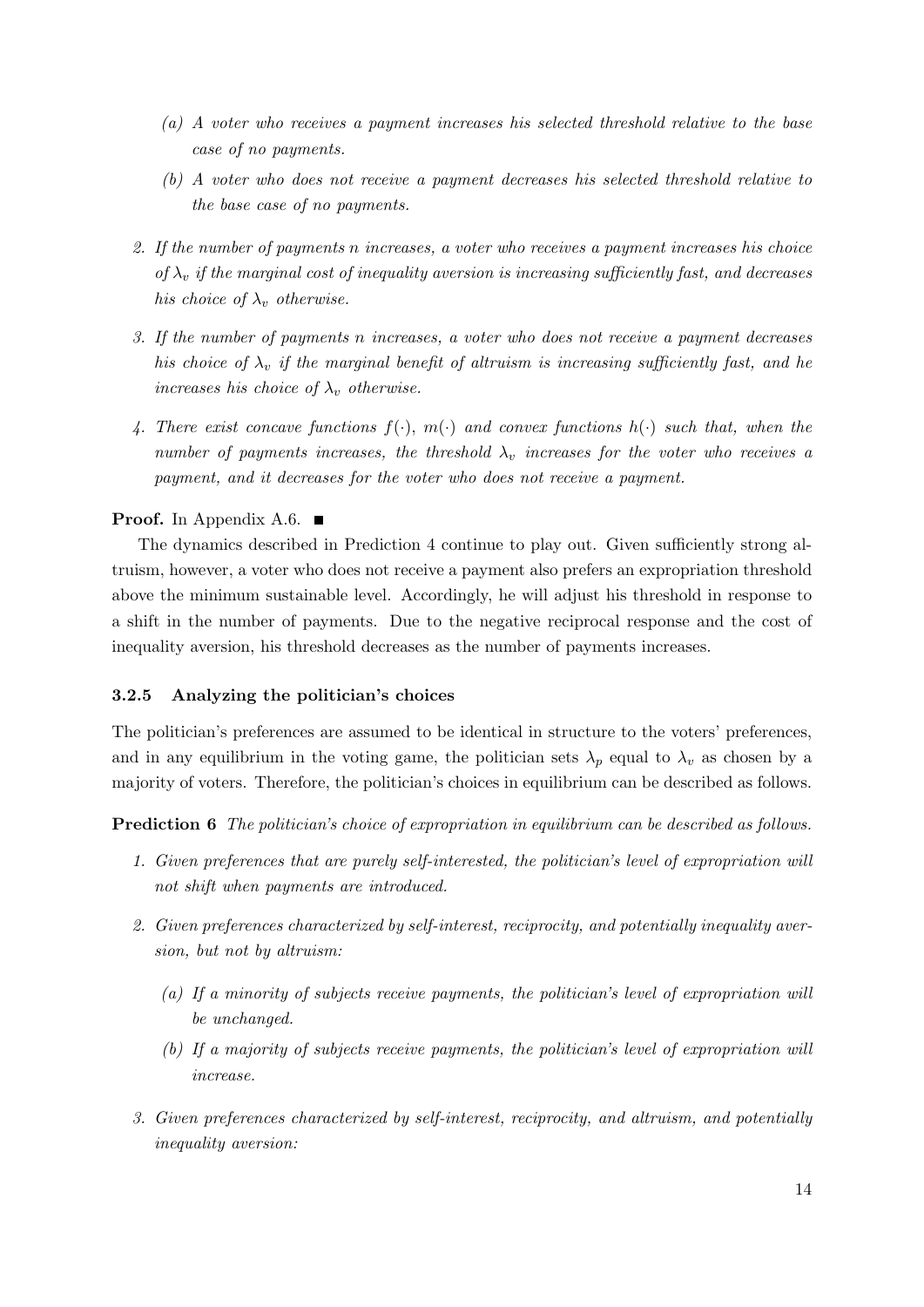(a) *A voter who receives a payment increases his selected threshold relative to the base case of no payments.*

   (b) *A voter who does not receive a payment decreases his selected threshold relative to the base case of no payments.*

2. *If the number of payments n increases, a voter who receives a payment increases his choice of $\lambda_v$ if the marginal cost of inequality aversion is increasing sufficiently fast, and decreases his choice of $\lambda_v$ otherwise.*

3. *If the number of payments n increases, a voter who does not receive a payment decreases his choice of $\lambda_v$ if the marginal benefit of altruism is increasing sufficiently fast, and he increases his choice of $\lambda_v$ otherwise.*

4. *There exist concave functions $f(\cdot)$, $m(\cdot)$ and convex functions $h(\cdot)$ such that, when the number of payments increases, the threshold $\lambda_v$ increases for the voter who receives a payment, and it decreases for the voter who does not receive a payment.*

**Proof.** In Appendix A.6. ■

The dynamics described in Prediction 4 continue to play out. Given sufficiently strong altruism, however, a voter who does not receive a payment also prefers an expropriation threshold above the minimum sustainable level. Accordingly, he will adjust his threshold in response to a shift in the number of payments. Due to the negative reciprocal response and the cost of inequality aversion, his threshold decreases as the number of payments increases.

### 3.2.5 Analyzing the politician's choices

The politician's preferences are assumed to be identical in structure to the voters' preferences, and in any equilibrium in the voting game, the politician sets $\lambda_p$ equal to $\lambda_v$ as chosen by a majority of voters. Therefore, the politician's choices in equilibrium can be described as follows.

**Prediction 6** *The politician's choice of expropriation in equilibrium can be described as follows.*

1. *Given preferences that are purely self-interested, the politician's level of expropriation will not shift when payments are introduced.*

2. *Given preferences characterized by self-interest, reciprocity, and potentially inequality aversion, but not by altruism:*

   (a) *If a minority of subjects receive payments, the politician's level of expropriation will be unchanged.*

   (b) *If a majority of subjects receive payments, the politician's level of expropriation will increase.*

3. *Given preferences characterized by self-interest, reciprocity, and altruism, and potentially inequality aversion:*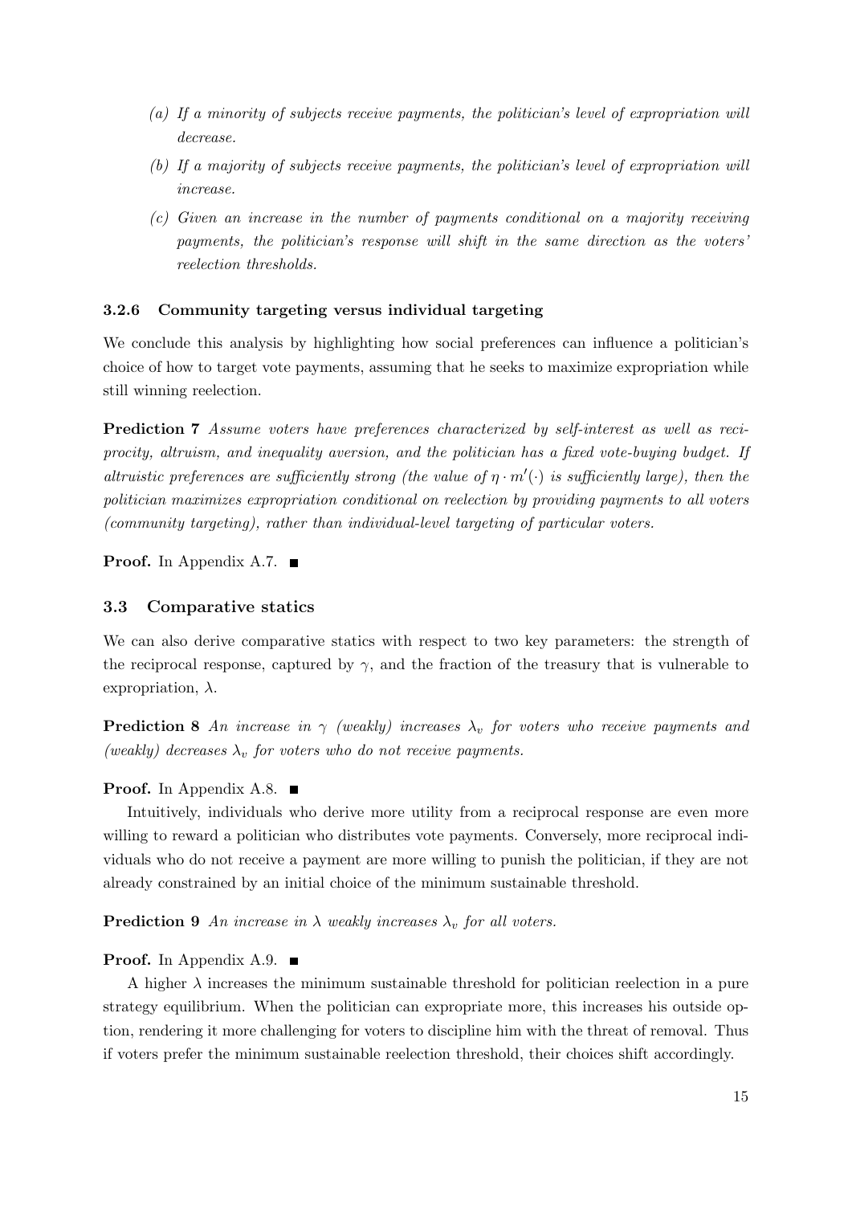*(a) If a minority of subjects receive payments, the politician's level of expropriation will decrease.*

*(b) If a majority of subjects receive payments, the politician's level of expropriation will increase.*

*(c) Given an increase in the number of payments conditional on a majority receiving payments, the politician's response will shift in the same direction as the voters' reelection thresholds.*

#### 3.2.6 Community targeting versus individual targeting

We conclude this analysis by highlighting how social preferences can influence a politician's choice of how to target vote payments, assuming that he seeks to maximize expropriation while still winning reelection.

**Prediction 7** *Assume voters have preferences characterized by self-interest as well as reciprocity, altruism, and inequality aversion, and the politician has a fixed vote-buying budget. If altruistic preferences are sufficiently strong (the value of $\eta \cdot m'(\cdot)$ is sufficiently large), then the politician maximizes expropriation conditional on reelection by providing payments to all voters (community targeting), rather than individual-level targeting of particular voters.*

**Proof.** In Appendix A.7. ■

### 3.3 Comparative statics

We can also derive comparative statics with respect to two key parameters: the strength of the reciprocal response, captured by $\gamma$, and the fraction of the treasury that is vulnerable to expropriation, $\lambda$.

**Prediction 8** *An increase in $\gamma$ (weakly) increases $\lambda_v$ for voters who receive payments and (weakly) decreases $\lambda_v$ for voters who do not receive payments.*

**Proof.** In Appendix A.8. ■

Intuitively, individuals who derive more utility from a reciprocal response are even more willing to reward a politician who distributes vote payments. Conversely, more reciprocal individuals who do not receive a payment are more willing to punish the politician, if they are not already constrained by an initial choice of the minimum sustainable threshold.

**Prediction 9** *An increase in $\lambda$ weakly increases $\lambda_v$ for all voters.*

**Proof.** In Appendix A.9. ■

A higher $\lambda$ increases the minimum sustainable threshold for politician reelection in a pure strategy equilibrium. When the politician can expropriate more, this increases his outside option, rendering it more challenging for voters to discipline him with the threat of removal. Thus if voters prefer the minimum sustainable reelection threshold, their choices shift accordingly.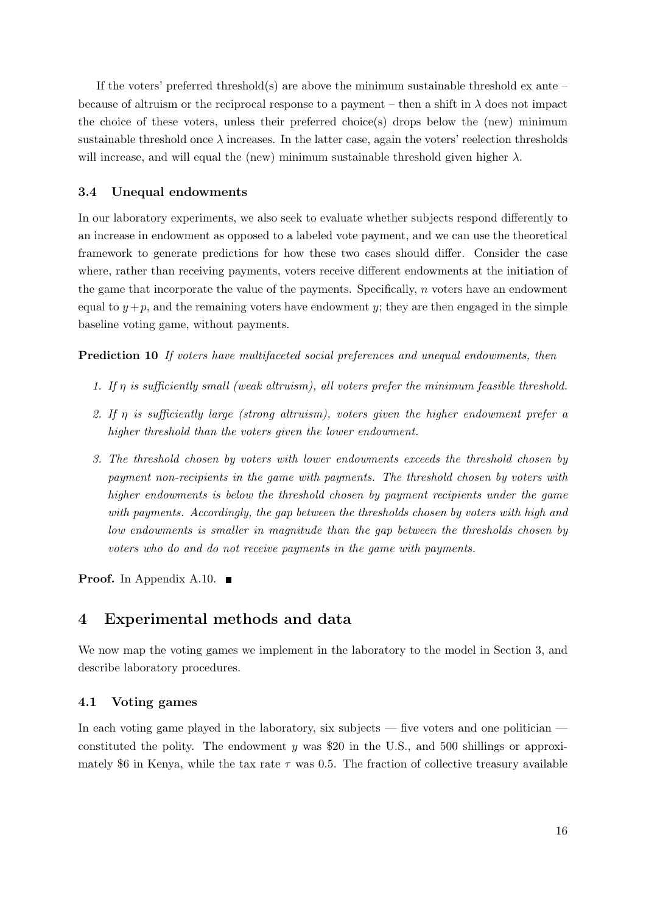If the voters' preferred threshold(s) are above the minimum sustainable threshold ex ante – because of altruism or the reciprocal response to a payment – then a shift in $\lambda$ does not impact the choice of these voters, unless their preferred choice(s) drops below the (new) minimum sustainable threshold once $\lambda$ increases. In the latter case, again the voters' reelection thresholds will increase, and will equal the (new) minimum sustainable threshold given higher $\lambda$.

### 3.4 Unequal endowments

In our laboratory experiments, we also seek to evaluate whether subjects respond differently to an increase in endowment as opposed to a labeled vote payment, and we can use the theoretical framework to generate predictions for how these two cases should differ. Consider the case where, rather than receiving payments, voters receive different endowments at the initiation of the game that incorporate the value of the payments. Specifically, $n$ voters have an endowment equal to $y+p$, and the remaining voters have endowment $y$; they are then engaged in the simple baseline voting game, without payments.

**Prediction 10** *If voters have multifaceted social preferences and unequal endowments, then*

1. *If $\eta$ is sufficiently small (weak altruism), all voters prefer the minimum feasible threshold.*
2. *If $\eta$ is sufficiently large (strong altruism), voters given the higher endowment prefer a higher threshold than the voters given the lower endowment.*
3. *The threshold chosen by voters with lower endowments exceeds the threshold chosen by payment non-recipients in the game with payments. The threshold chosen by voters with higher endowments is below the threshold chosen by payment recipients under the game with payments. Accordingly, the gap between the thresholds chosen by voters with high and low endowments is smaller in magnitude than the gap between the thresholds chosen by voters who do and do not receive payments in the game with payments.*

**Proof.** In Appendix A.10. ∎

## 4 Experimental methods and data

We now map the voting games we implement in the laboratory to the model in Section 3, and describe laboratory procedures.

### 4.1 Voting games

In each voting game played in the laboratory, six subjects — five voters and one politician — constituted the polity. The endowment $y$ was \$20 in the U.S., and 500 shillings or approximately \$6 in Kenya, while the tax rate $\tau$ was 0.5. The fraction of collective treasury available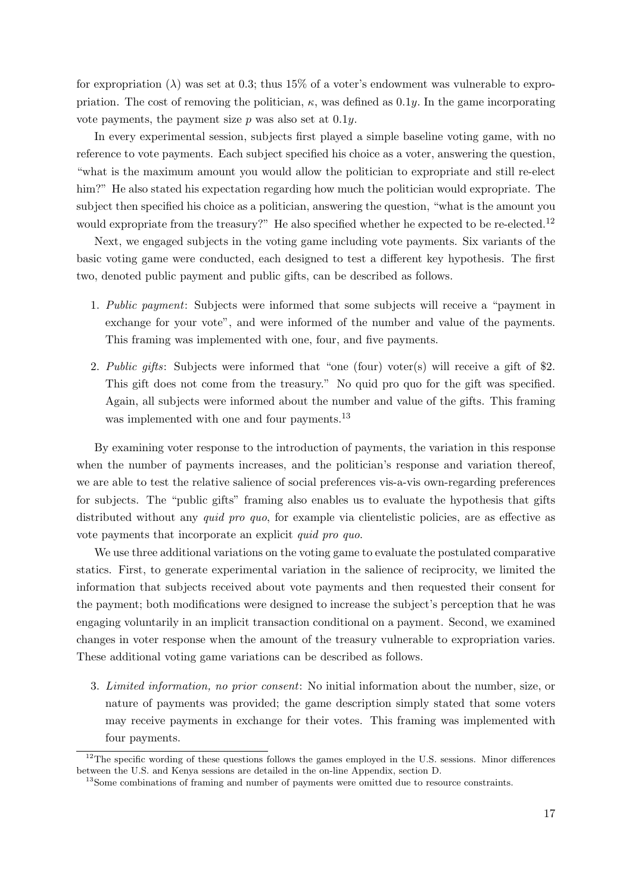for expropriation ($\lambda$) was set at 0.3; thus 15% of a voter's endowment was vulnerable to expropriation. The cost of removing the politician, $\kappa$, was defined as $0.1y$. In the game incorporating vote payments, the payment size $p$ was also set at $0.1y$.

In every experimental session, subjects first played a simple baseline voting game, with no reference to vote payments. Each subject specified his choice as a voter, answering the question, "what is the maximum amount you would allow the politician to expropriate and still re-elect him?" He also stated his expectation regarding how much the politician would expropriate. The subject then specified his choice as a politician, answering the question, "what is the amount you would expropriate from the treasury?" He also specified whether he expected to be re-elected.[12]

Next, we engaged subjects in the voting game including vote payments. Six variants of the basic voting game were conducted, each designed to test a different key hypothesis. The first two, denoted public payment and public gifts, can be described as follows.

1. *Public payment*: Subjects were informed that some subjects will receive a "payment in exchange for your vote", and were informed of the number and value of the payments. This framing was implemented with one, four, and five payments.
2. *Public gifts*: Subjects were informed that "one (four) voter(s) will receive a gift of $2. This gift does not come from the treasury." No quid pro quo for the gift was specified. Again, all subjects were informed about the number and value of the gifts. This framing was implemented with one and four payments.[13]

By examining voter response to the introduction of payments, the variation in this response when the number of payments increases, and the politician's response and variation thereof, we are able to test the relative salience of social preferences vis-a-vis own-regarding preferences for subjects. The "public gifts" framing also enables us to evaluate the hypothesis that gifts distributed without any *quid pro quo*, for example via clientelistic policies, are as effective as vote payments that incorporate an explicit *quid pro quo*.

We use three additional variations on the voting game to evaluate the postulated comparative statics. First, to generate experimental variation in the salience of reciprocity, we limited the information that subjects received about vote payments and then requested their consent for the payment; both modifications were designed to increase the subject's perception that he was engaging voluntarily in an implicit transaction conditional on a payment. Second, we examined changes in voter response when the amount of the treasury vulnerable to expropriation varies. These additional voting game variations can be described as follows.

3. *Limited information, no prior consent*: No initial information about the number, size, or nature of payments was provided; the game description simply stated that some voters may receive payments in exchange for their votes. This framing was implemented with four payments.

[12] The specific wording of these questions follows the games employed in the U.S. sessions. Minor differences between the U.S. and Kenya sessions are detailed in the on-line Appendix, section D.

[13] Some combinations of framing and number of payments were omitted due to resource constraints.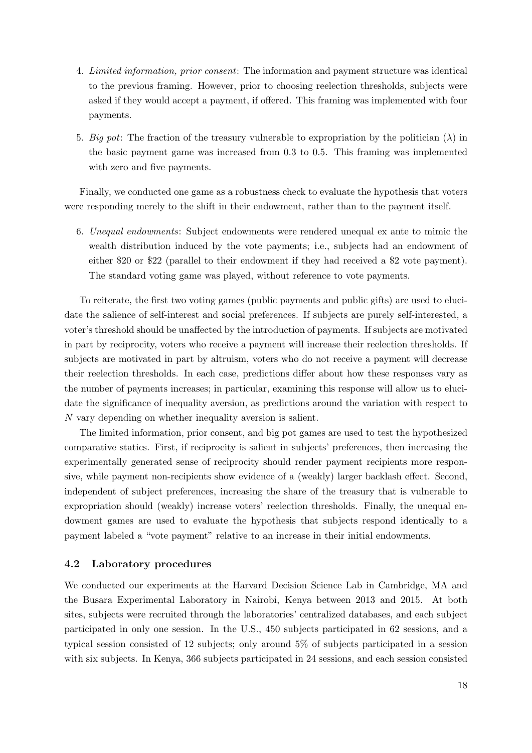4. *Limited information, prior consent*: The information and payment structure was identical to the previous framing. However, prior to choosing reelection thresholds, subjects were asked if they would accept a payment, if offered. This framing was implemented with four payments.

5. *Big pot*: The fraction of the treasury vulnerable to expropriation by the politician ($\lambda$) in the basic payment game was increased from 0.3 to 0.5. This framing was implemented with zero and five payments.

Finally, we conducted one game as a robustness check to evaluate the hypothesis that voters were responding merely to the shift in their endowment, rather than to the payment itself.

6. *Unequal endowments*: Subject endowments were rendered unequal ex ante to mimic the wealth distribution induced by the vote payments; i.e., subjects had an endowment of either $20 or $22 (parallel to their endowment if they had received a $2 vote payment). The standard voting game was played, without reference to vote payments.

To reiterate, the first two voting games (public payments and public gifts) are used to elucidate the salience of self-interest and social preferences. If subjects are purely self-interested, a voter's threshold should be unaffected by the introduction of payments. If subjects are motivated in part by reciprocity, voters who receive a payment will increase their reelection thresholds. If subjects are motivated in part by altruism, voters who do not receive a payment will decrease their reelection thresholds. In each case, predictions differ about how these responses vary as the number of payments increases; in particular, examining this response will allow us to elucidate the significance of inequality aversion, as predictions around the variation with respect to $N$ vary depending on whether inequality aversion is salient.

The limited information, prior consent, and big pot games are used to test the hypothesized comparative statics. First, if reciprocity is salient in subjects' preferences, then increasing the experimentally generated sense of reciprocity should render payment recipients more responsive, while payment non-recipients show evidence of a (weakly) larger backlash effect. Second, independent of subject preferences, increasing the share of the treasury that is vulnerable to expropriation should (weakly) increase voters' reelection thresholds. Finally, the unequal endowment games are used to evaluate the hypothesis that subjects respond identically to a payment labeled a "vote payment" relative to an increase in their initial endowments.

### 4.2 Laboratory procedures

We conducted our experiments at the Harvard Decision Science Lab in Cambridge, MA and the Busara Experimental Laboratory in Nairobi, Kenya between 2013 and 2015. At both sites, subjects were recruited through the laboratories' centralized databases, and each subject participated in only one session. In the U.S., 450 subjects participated in 62 sessions, and a typical session consisted of 12 subjects; only around 5% of subjects participated in a session with six subjects. In Kenya, 366 subjects participated in 24 sessions, and each session consisted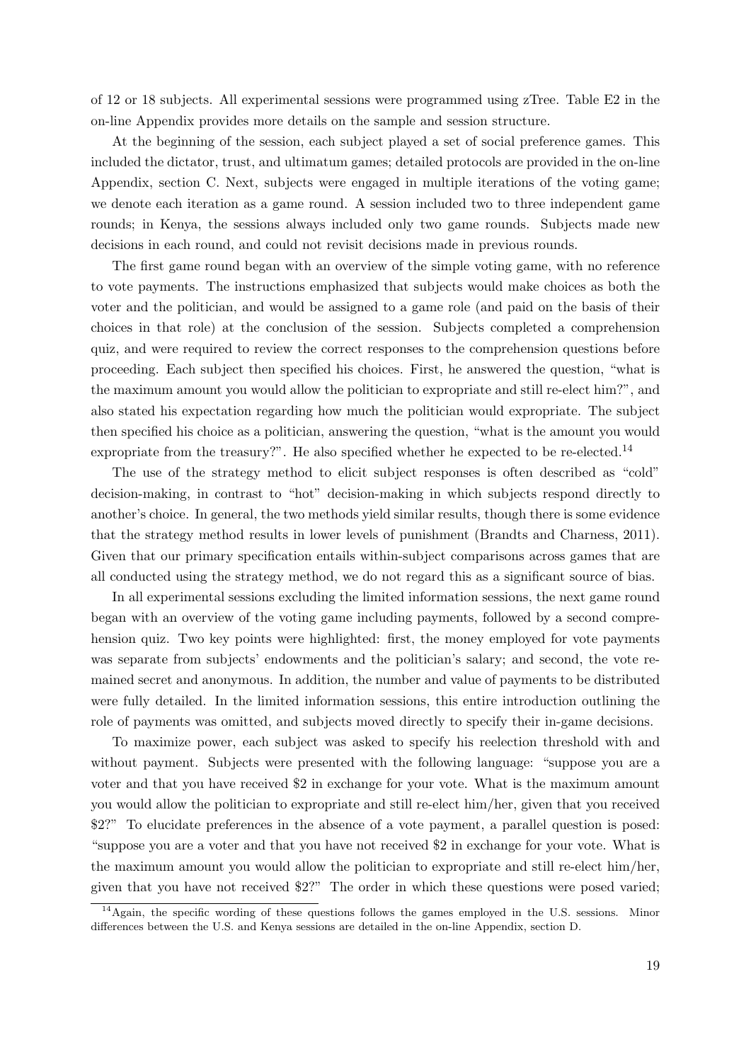of 12 or 18 subjects. All experimental sessions were programmed using zTree. Table E2 in the on-line Appendix provides more details on the sample and session structure.

At the beginning of the session, each subject played a set of social preference games. This included the dictator, trust, and ultimatum games; detailed protocols are provided in the on-line Appendix, section C. Next, subjects were engaged in multiple iterations of the voting game; we denote each iteration as a game round. A session included two to three independent game rounds; in Kenya, the sessions always included only two game rounds. Subjects made new decisions in each round, and could not revisit decisions made in previous rounds.

The first game round began with an overview of the simple voting game, with no reference to vote payments. The instructions emphasized that subjects would make choices as both the voter and the politician, and would be assigned to a game role (and paid on the basis of their choices in that role) at the conclusion of the session. Subjects completed a comprehension quiz, and were required to review the correct responses to the comprehension questions before proceeding. Each subject then specified his choices. First, he answered the question, "what is the maximum amount you would allow the politician to expropriate and still re-elect him?", and also stated his expectation regarding how much the politician would expropriate. The subject then specified his choice as a politician, answering the question, "what is the amount you would expropriate from the treasury?". He also specified whether he expected to be re-elected.[14]

The use of the strategy method to elicit subject responses is often described as "cold" decision-making, in contrast to "hot" decision-making in which subjects respond directly to another's choice. In general, the two methods yield similar results, though there is some evidence that the strategy method results in lower levels of punishment (Brandts and Charness, 2011). Given that our primary specification entails within-subject comparisons across games that are all conducted using the strategy method, we do not regard this as a significant source of bias.

In all experimental sessions excluding the limited information sessions, the next game round began with an overview of the voting game including payments, followed by a second comprehension quiz. Two key points were highlighted: first, the money employed for vote payments was separate from subjects' endowments and the politician's salary; and second, the vote remained secret and anonymous. In addition, the number and value of payments to be distributed were fully detailed. In the limited information sessions, this entire introduction outlining the role of payments was omitted, and subjects moved directly to specify their in-game decisions.

To maximize power, each subject was asked to specify his reelection threshold with and without payment. Subjects were presented with the following language: "suppose you are a voter and that you have received \$2 in exchange for your vote. What is the maximum amount you would allow the politician to expropriate and still re-elect him/her, given that you received \$2?" To elucidate preferences in the absence of a vote payment, a parallel question is posed: "suppose you are a voter and that you have not received \$2 in exchange for your vote. What is the maximum amount you would allow the politician to expropriate and still re-elect him/her, given that you have not received \$2?" The order in which these questions were posed varied;

[14] Again, the specific wording of these questions follows the games employed in the U.S. sessions. Minor differences between the U.S. and Kenya sessions are detailed in the on-line Appendix, section D.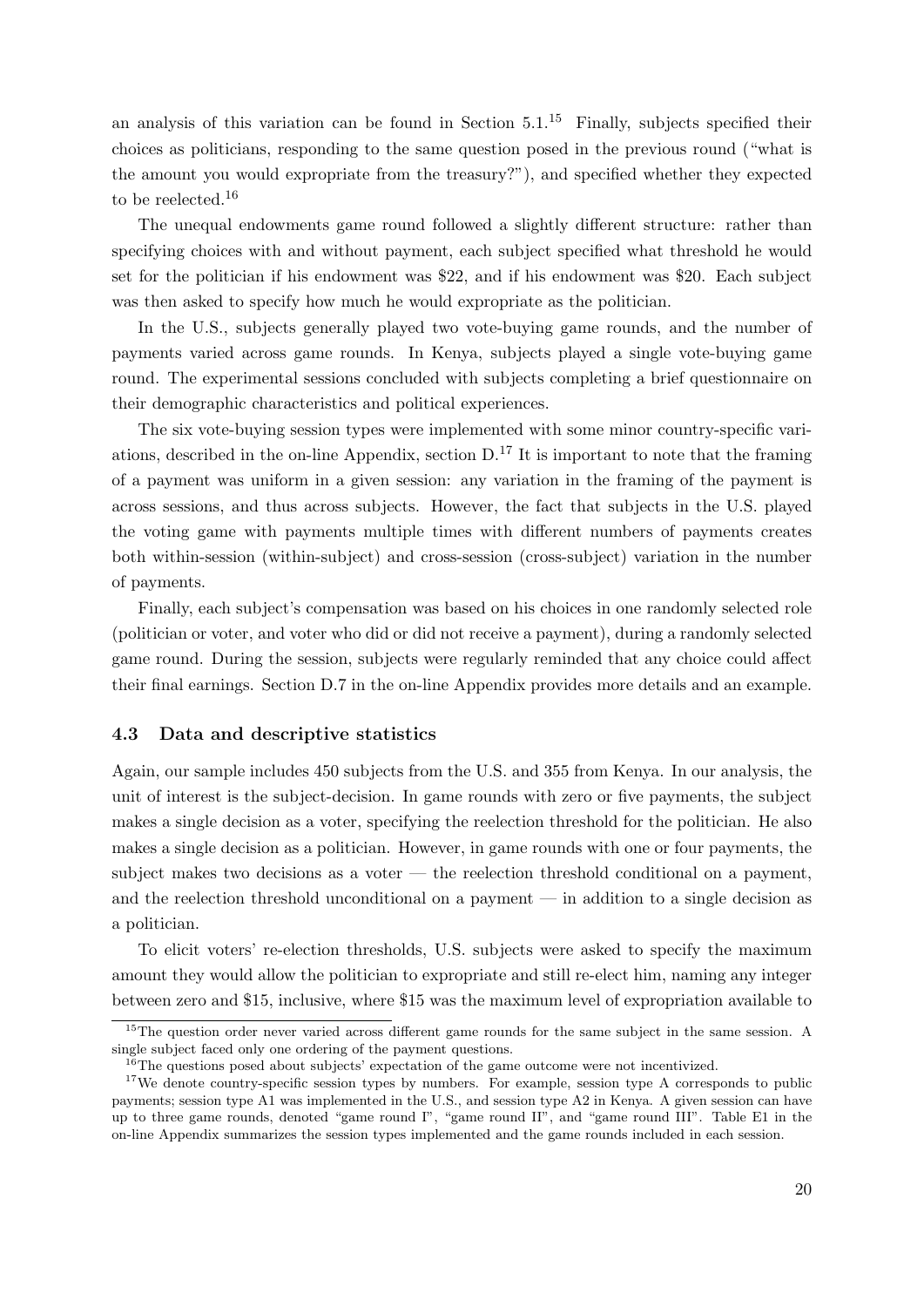an analysis of this variation can be found in Section 5.1.[15] Finally, subjects specified their choices as politicians, responding to the same question posed in the previous round ("what is the amount you would expropriate from the treasury?"), and specified whether they expected to be reelected.[16]

The unequal endowments game round followed a slightly different structure: rather than specifying choices with and without payment, each subject specified what threshold he would set for the politician if his endowment was \$22, and if his endowment was \$20. Each subject was then asked to specify how much he would expropriate as the politician.

In the U.S., subjects generally played two vote-buying game rounds, and the number of payments varied across game rounds. In Kenya, subjects played a single vote-buying game round. The experimental sessions concluded with subjects completing a brief questionnaire on their demographic characteristics and political experiences.

The six vote-buying session types were implemented with some minor country-specific variations, described in the on-line Appendix, section D.[17] It is important to note that the framing of a payment was uniform in a given session: any variation in the framing of the payment is across sessions, and thus across subjects. However, the fact that subjects in the U.S. played the voting game with payments multiple times with different numbers of payments creates both within-session (within-subject) and cross-session (cross-subject) variation in the number of payments.

Finally, each subject's compensation was based on his choices in one randomly selected role (politician or voter, and voter who did or did not receive a payment), during a randomly selected game round. During the session, subjects were regularly reminded that any choice could affect their final earnings. Section D.7 in the on-line Appendix provides more details and an example.

### 4.3 Data and descriptive statistics

Again, our sample includes 450 subjects from the U.S. and 355 from Kenya. In our analysis, the unit of interest is the subject-decision. In game rounds with zero or five payments, the subject makes a single decision as a voter, specifying the reelection threshold for the politician. He also makes a single decision as a politician. However, in game rounds with one or four payments, the subject makes two decisions as a voter — the reelection threshold conditional on a payment, and the reelection threshold unconditional on a payment — in addition to a single decision as a politician.

To elicit voters' re-election thresholds, U.S. subjects were asked to specify the maximum amount they would allow the politician to expropriate and still re-elect him, naming any integer between zero and \$15, inclusive, where \$15 was the maximum level of expropriation available to

[15] The question order never varied across different game rounds for the same subject in the same session. A single subject faced only one ordering of the payment questions.

[16] The questions posed about subjects' expectation of the game outcome were not incentivized.

[17] We denote country-specific session types by numbers. For example, session type A corresponds to public payments; session type A1 was implemented in the U.S., and session type A2 in Kenya. A given session can have up to three game rounds, denoted "game round I", "game round II", and "game round III". Table E1 in the on-line Appendix summarizes the session types implemented and the game rounds included in each session.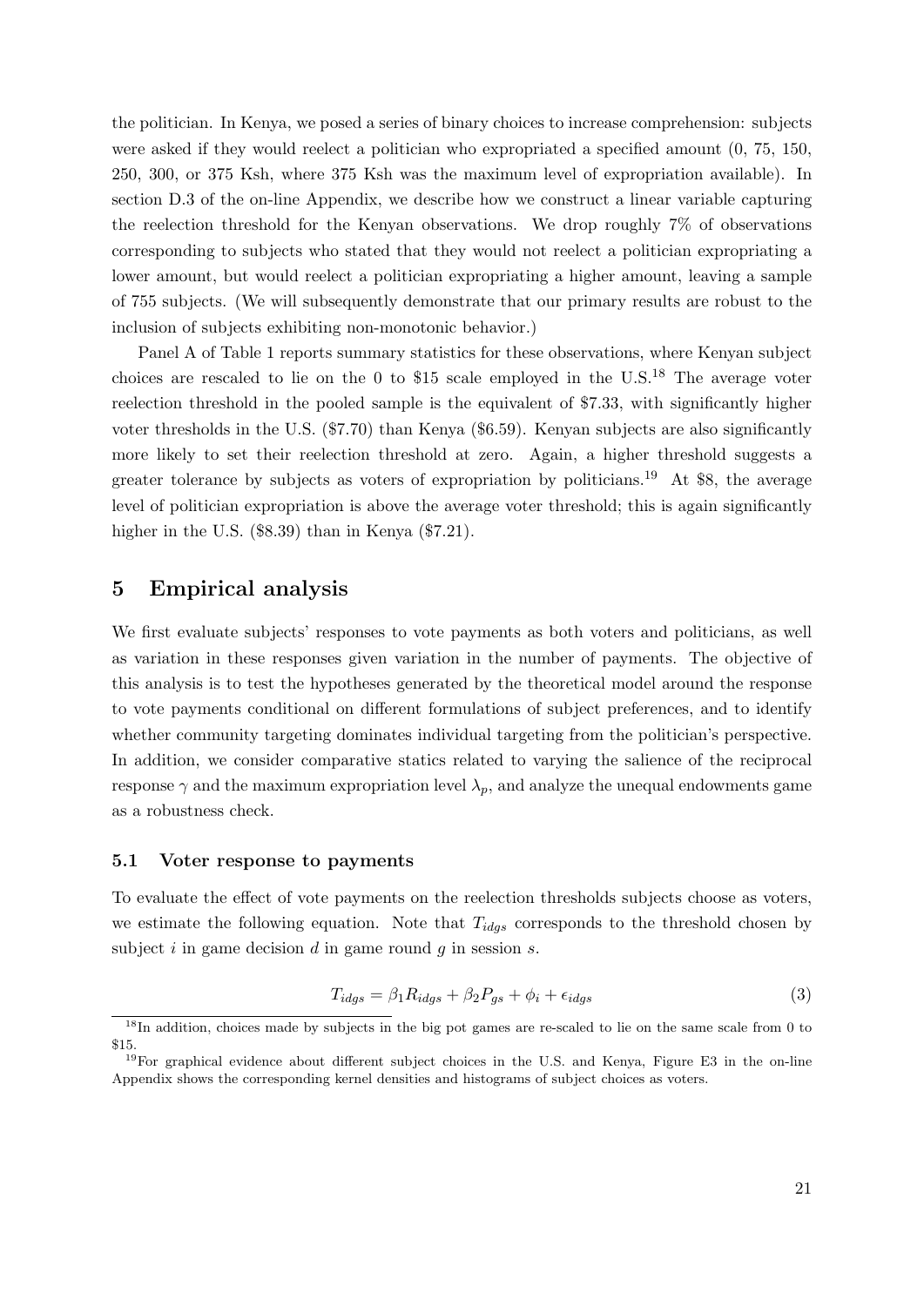the politician. In Kenya, we posed a series of binary choices to increase comprehension: subjects were asked if they would reelect a politician who expropriated a specified amount (0, 75, 150, 250, 300, or 375 Ksh, where 375 Ksh was the maximum level of expropriation available). In section D.3 of the on-line Appendix, we describe how we construct a linear variable capturing the reelection threshold for the Kenyan observations. We drop roughly 7% of observations corresponding to subjects who stated that they would not reelect a politician expropriating a lower amount, but would reelect a politician expropriating a higher amount, leaving a sample of 755 subjects. (We will subsequently demonstrate that our primary results are robust to the inclusion of subjects exhibiting non-monotonic behavior.)

Panel A of Table 1 reports summary statistics for these observations, where Kenyan subject choices are rescaled to lie on the 0 to \$15 scale employed in the U.S.[18] The average voter reelection threshold in the pooled sample is the equivalent of \$7.33, with significantly higher voter thresholds in the U.S. (\$7.70) than Kenya (\$6.59). Kenyan subjects are also significantly more likely to set their reelection threshold at zero. Again, a higher threshold suggests a greater tolerance by subjects as voters of expropriation by politicians.[19] At \$8, the average level of politician expropriation is above the average voter threshold; this is again significantly higher in the U.S. (\$8.39) than in Kenya (\$7.21).

## 5 Empirical analysis

We first evaluate subjects' responses to vote payments as both voters and politicians, as well as variation in these responses given variation in the number of payments. The objective of this analysis is to test the hypotheses generated by the theoretical model around the response to vote payments conditional on different formulations of subject preferences, and to identify whether community targeting dominates individual targeting from the politician's perspective. In addition, we consider comparative statics related to varying the salience of the reciprocal response $\gamma$ and the maximum expropriation level $\lambda_p$, and analyze the unequal endowments game as a robustness check.

### 5.1 Voter response to payments

To evaluate the effect of vote payments on the reelection thresholds subjects choose as voters, we estimate the following equation. Note that $T_{idgs}$ corresponds to the threshold chosen by subject $i$ in game decision $d$ in game round $g$ in session $s$.

$$T_{idgs} = \beta_1 R_{idgs} + \beta_2 P_{gs} + \phi_i + \epsilon_{idgs} \tag{3}$$

[18] In addition, choices made by subjects in the big pot games are re-scaled to lie on the same scale from 0 to \$15.

[19] For graphical evidence about different subject choices in the U.S. and Kenya, Figure E3 in the on-line Appendix shows the corresponding kernel densities and histograms of subject choices as voters.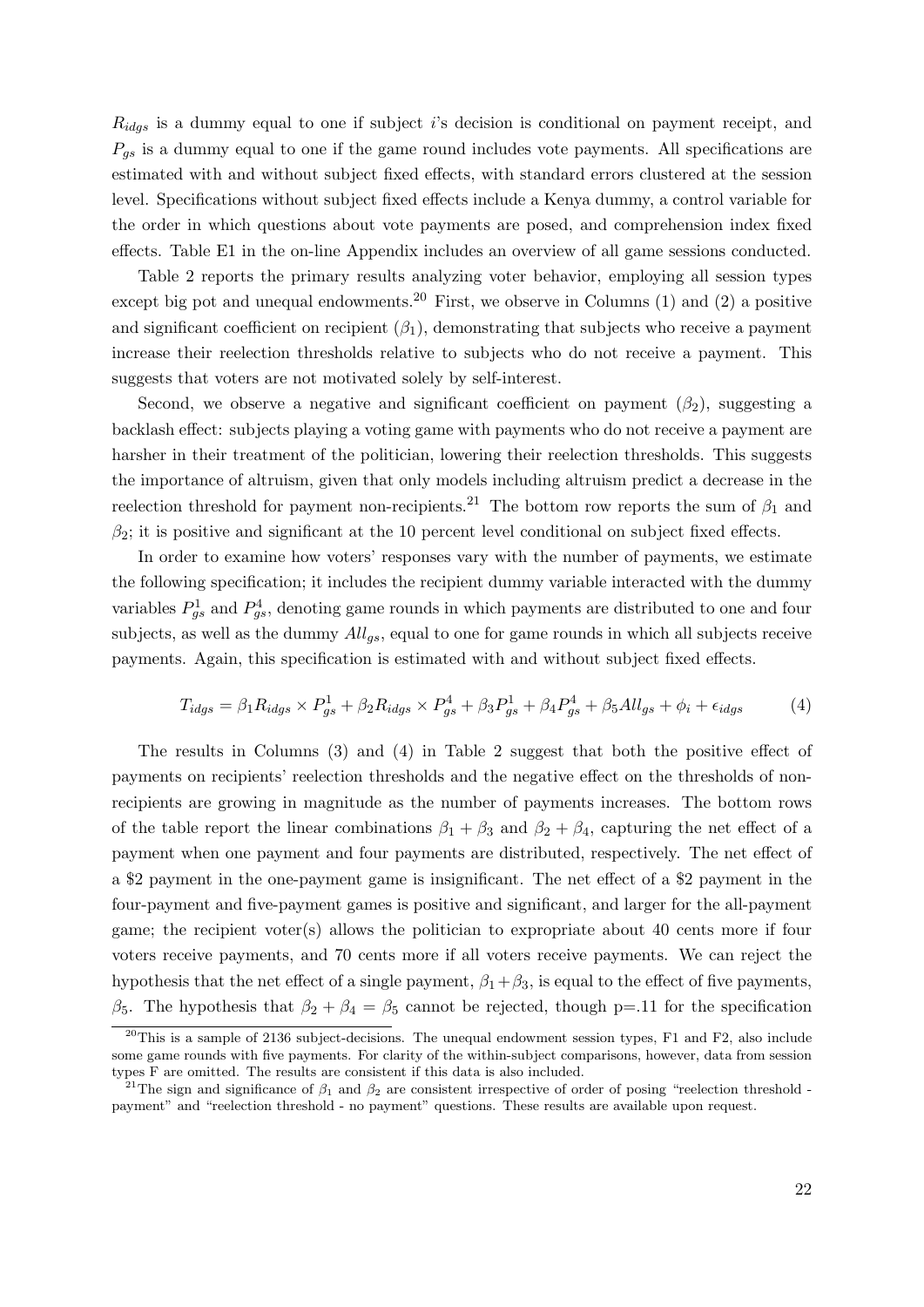$R_{idgs}$ is a dummy equal to one if subject $i$'s decision is conditional on payment receipt, and $P_{gs}$ is a dummy equal to one if the game round includes vote payments. All specifications are estimated with and without subject fixed effects, with standard errors clustered at the session level. Specifications without subject fixed effects include a Kenya dummy, a control variable for the order in which questions about vote payments are posed, and comprehension index fixed effects. Table E1 in the on-line Appendix includes an overview of all game sessions conducted.

Table 2 reports the primary results analyzing voter behavior, employing all session types except big pot and unequal endowments.[20] First, we observe in Columns (1) and (2) a positive and significant coefficient on recipient ($\beta_1$), demonstrating that subjects who receive a payment increase their reelection thresholds relative to subjects who do not receive a payment. This suggests that voters are not motivated solely by self-interest.

Second, we observe a negative and significant coefficient on payment ($\beta_2$), suggesting a backlash effect: subjects playing a voting game with payments who do not receive a payment are harsher in their treatment of the politician, lowering their reelection thresholds. This suggests the importance of altruism, given that only models including altruism predict a decrease in the reelection threshold for payment non-recipients.[21] The bottom row reports the sum of $\beta_1$ and $\beta_2$; it is positive and significant at the 10 percent level conditional on subject fixed effects.

In order to examine how voters' responses vary with the number of payments, we estimate the following specification; it includes the recipient dummy variable interacted with the dummy variables $P^1_{gs}$ and $P^4_{gs}$, denoting game rounds in which payments are distributed to one and four subjects, as well as the dummy $All_{gs}$, equal to one for game rounds in which all subjects receive payments. Again, this specification is estimated with and without subject fixed effects.

$$T_{idgs} = \beta_1 R_{idgs} \times P^1_{gs} + \beta_2 R_{idgs} \times P^4_{gs} + \beta_3 P^1_{gs} + \beta_4 P^4_{gs} + \beta_5 All_{gs} + \phi_i + \epsilon_{idgs} \tag{4}$$

The results in Columns (3) and (4) in Table 2 suggest that both the positive effect of payments on recipients' reelection thresholds and the negative effect on the thresholds of non-recipients are growing in magnitude as the number of payments increases. The bottom rows of the table report the linear combinations $\beta_1 + \beta_3$ and $\beta_2 + \beta_4$, capturing the net effect of a payment when one payment and four payments are distributed, respectively. The net effect of a \$2 payment in the one-payment game is insignificant. The net effect of a \$2 payment in the four-payment and five-payment games is positive and significant, and larger for the all-payment game; the recipient voter(s) allows the politician to expropriate about 40 cents more if four voters receive payments, and 70 cents more if all voters receive payments. We can reject the hypothesis that the net effect of a single payment, $\beta_1 + \beta_3$, is equal to the effect of five payments, $\beta_5$. The hypothesis that $\beta_2 + \beta_4 = \beta_5$ cannot be rejected, though p=.11 for the specification

[20] This is a sample of 2136 subject-decisions. The unequal endowment session types, F1 and F2, also include some game rounds with five payments. For clarity of the within-subject comparisons, however, data from session types F are omitted. The results are consistent if this data is also included.

[21] The sign and significance of $\beta_1$ and $\beta_2$ are consistent irrespective of order of posing "reelection threshold - payment" and "reelection threshold - no payment" questions. These results are available upon request.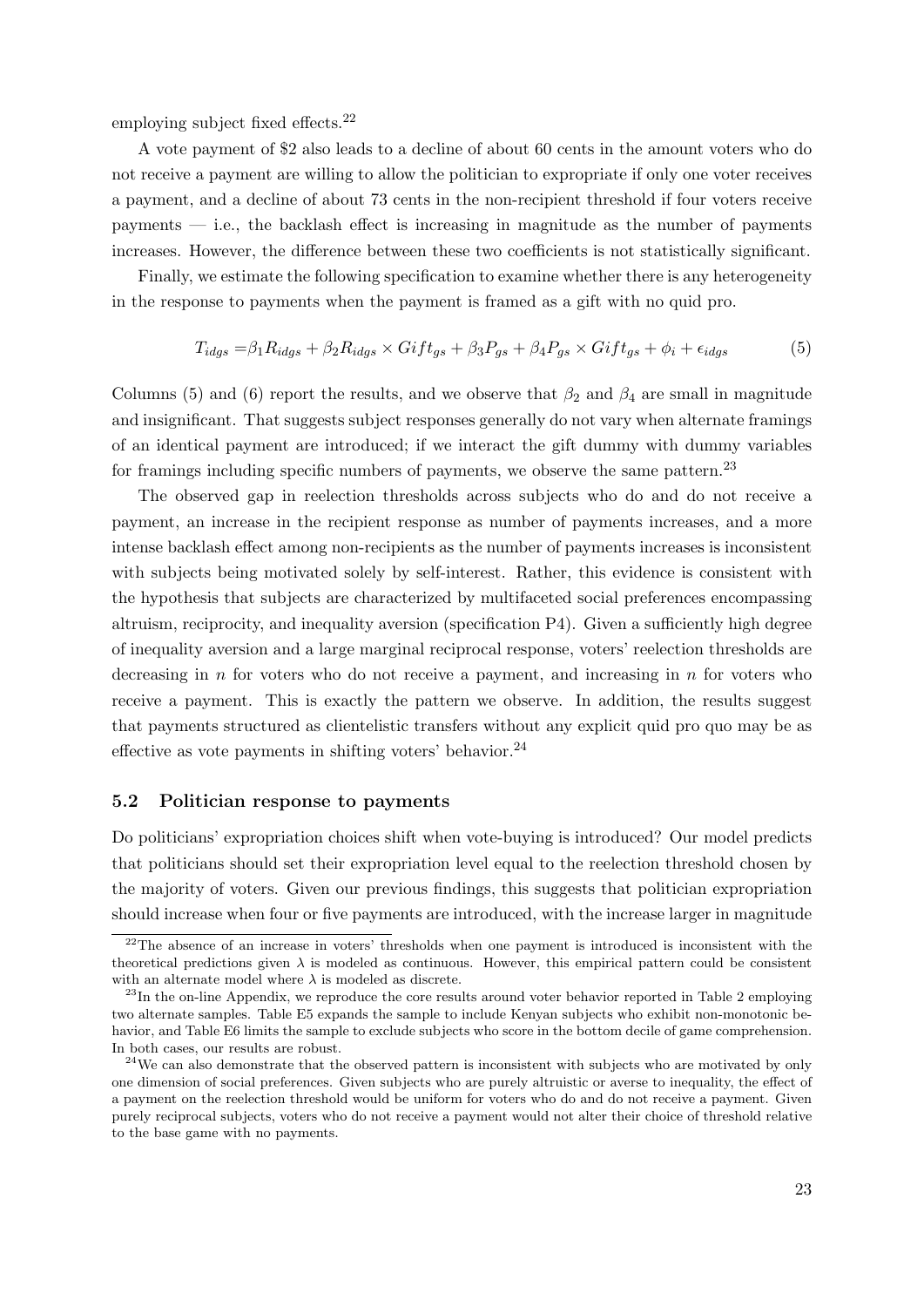employing subject fixed effects.[22]

A vote payment of \$2 also leads to a decline of about 60 cents in the amount voters who do not receive a payment are willing to allow the politician to expropriate if only one voter receives a payment, and a decline of about 73 cents in the non-recipient threshold if four voters receive payments — i.e., the backlash effect is increasing in magnitude as the number of payments increases. However, the difference between these two coefficients is not statistically significant.

Finally, we estimate the following specification to examine whether there is any heterogeneity in the response to payments when the payment is framed as a gift with no quid pro.

$$T_{idgs} = \beta_1 R_{idgs} + \beta_2 R_{idgs} \times Gift_{gs} + \beta_3 P_{gs} + \beta_4 P_{gs} \times Gift_{gs} + \phi_i + \epsilon_{idgs} \tag{5}$$

Columns (5) and (6) report the results, and we observe that $\beta_2$ and $\beta_4$ are small in magnitude and insignificant. That suggests subject responses generally do not vary when alternate framings of an identical payment are introduced; if we interact the gift dummy with dummy variables for framings including specific numbers of payments, we observe the same pattern.[23]

The observed gap in reelection thresholds across subjects who do and do not receive a payment, an increase in the recipient response as number of payments increases, and a more intense backlash effect among non-recipients as the number of payments increases is inconsistent with subjects being motivated solely by self-interest. Rather, this evidence is consistent with the hypothesis that subjects are characterized by multifaceted social preferences encompassing altruism, reciprocity, and inequality aversion (specification P4). Given a sufficiently high degree of inequality aversion and a large marginal reciprocal response, voters' reelection thresholds are decreasing in $n$ for voters who do not receive a payment, and increasing in $n$ for voters who receive a payment. This is exactly the pattern we observe. In addition, the results suggest that payments structured as clientelistic transfers without any explicit quid pro quo may be as effective as vote payments in shifting voters' behavior.[24]

### 5.2 Politician response to payments

Do politicians' expropriation choices shift when vote-buying is introduced? Our model predicts that politicians should set their expropriation level equal to the reelection threshold chosen by the majority of voters. Given our previous findings, this suggests that politician expropriation should increase when four or five payments are introduced, with the increase larger in magnitude

---

[22] The absence of an increase in voters' thresholds when one payment is introduced is inconsistent with the theoretical predictions given $\lambda$ is modeled as continuous. However, this empirical pattern could be consistent with an alternate model where $\lambda$ is modeled as discrete.

[23] In the on-line Appendix, we reproduce the core results around voter behavior reported in Table 2 employing two alternate samples. Table E5 expands the sample to include Kenyan subjects who exhibit non-monotonic behavior, and Table E6 limits the sample to exclude subjects who score in the bottom decile of game comprehension. In both cases, our results are robust.

[24] We can also demonstrate that the observed pattern is inconsistent with subjects who are motivated by only one dimension of social preferences. Given subjects who are purely altruistic or averse to inequality, the effect of a payment on the reelection threshold would be uniform for voters who do and do not receive a payment. Given purely reciprocal subjects, voters who do not receive a payment would not alter their choice of threshold relative to the base game with no payments.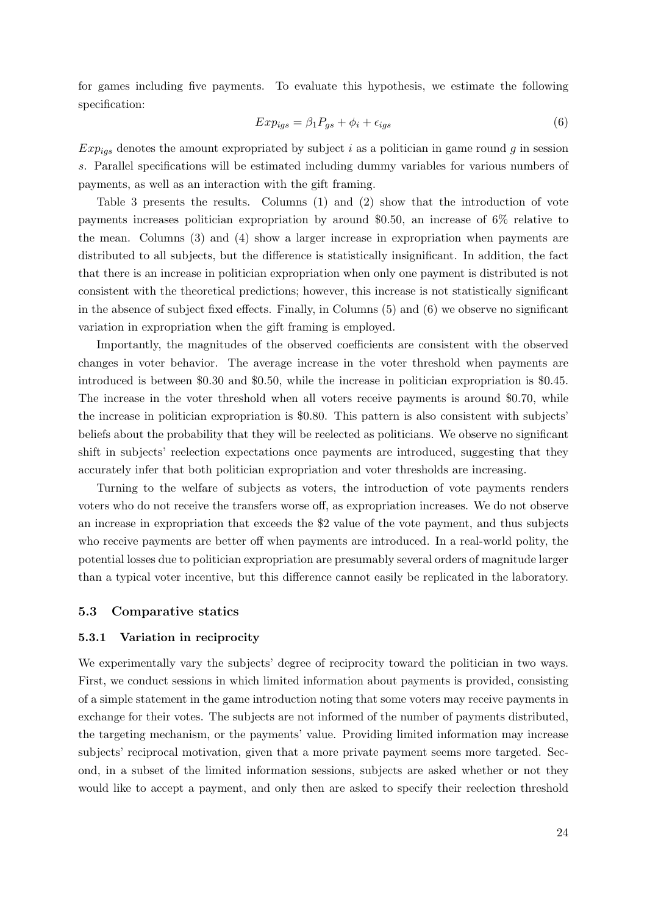for games including five payments. To evaluate this hypothesis, we estimate the following specification:

$$Exp_{igs} = \beta_1 P_{gs} + \phi_i + \epsilon_{igs} \tag{6}$$

$Exp_{igs}$ denotes the amount expropriated by subject $i$ as a politician in game round $g$ in session $s$. Parallel specifications will be estimated including dummy variables for various numbers of payments, as well as an interaction with the gift framing.

Table 3 presents the results. Columns (1) and (2) show that the introduction of vote payments increases politician expropriation by around \$0.50, an increase of 6% relative to the mean. Columns (3) and (4) show a larger increase in expropriation when payments are distributed to all subjects, but the difference is statistically insignificant. In addition, the fact that there is an increase in politician expropriation when only one payment is distributed is not consistent with the theoretical predictions; however, this increase is not statistically significant in the absence of subject fixed effects. Finally, in Columns (5) and (6) we observe no significant variation in expropriation when the gift framing is employed.

Importantly, the magnitudes of the observed coefficients are consistent with the observed changes in voter behavior. The average increase in the voter threshold when payments are introduced is between \$0.30 and \$0.50, while the increase in politician expropriation is \$0.45. The increase in the voter threshold when all voters receive payments is around \$0.70, while the increase in politician expropriation is \$0.80. This pattern is also consistent with subjects' beliefs about the probability that they will be reelected as politicians. We observe no significant shift in subjects' reelection expectations once payments are introduced, suggesting that they accurately infer that both politician expropriation and voter thresholds are increasing.

Turning to the welfare of subjects as voters, the introduction of vote payments renders voters who do not receive the transfers worse off, as expropriation increases. We do not observe an increase in expropriation that exceeds the \$2 value of the vote payment, and thus subjects who receive payments are better off when payments are introduced. In a real-world polity, the potential losses due to politician expropriation are presumably several orders of magnitude larger than a typical voter incentive, but this difference cannot easily be replicated in the laboratory.

## 5.3 Comparative statics

### 5.3.1 Variation in reciprocity

We experimentally vary the subjects' degree of reciprocity toward the politician in two ways. First, we conduct sessions in which limited information about payments is provided, consisting of a simple statement in the game introduction noting that some voters may receive payments in exchange for their votes. The subjects are not informed of the number of payments distributed, the targeting mechanism, or the payments' value. Providing limited information may increase subjects' reciprocal motivation, given that a more private payment seems more targeted. Second, in a subset of the limited information sessions, subjects are asked whether or not they would like to accept a payment, and only then are asked to specify their reelection threshold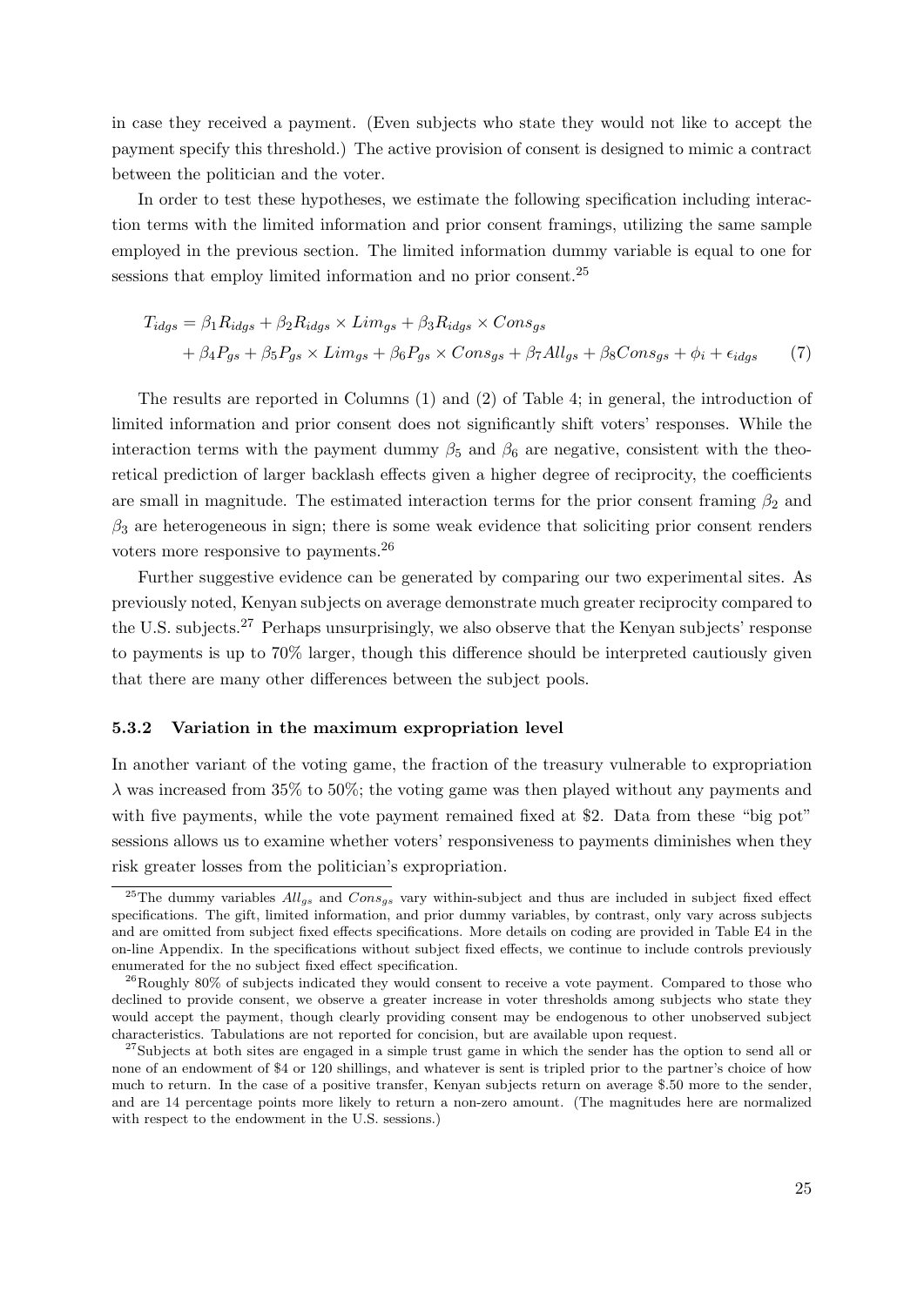in case they received a payment. (Even subjects who state they would not like to accept the payment specify this threshold.) The active provision of consent is designed to mimic a contract between the politician and the voter.

In order to test these hypotheses, we estimate the following specification including interaction terms with the limited information and prior consent framings, utilizing the same sample employed in the previous section. The limited information dummy variable is equal to one for sessions that employ limited information and no prior consent.[25]

$$T_{idgs} = \beta_1 R_{idgs} + \beta_2 R_{idgs} \times Lim_{gs} + \beta_3 R_{idgs} \times Cons_{gs} + \beta_4 P_{gs} + \beta_5 P_{gs} \times Lim_{gs} + \beta_6 P_{gs} \times Cons_{gs} + \beta_7 All_{gs} + \beta_8 Cons_{gs} + \phi_i + \epsilon_{idgs} \quad (7)$$

The results are reported in Columns (1) and (2) of Table 4; in general, the introduction of limited information and prior consent does not significantly shift voters' responses. While the interaction terms with the payment dummy $\beta_5$ and $\beta_6$ are negative, consistent with the theoretical prediction of larger backlash effects given a higher degree of reciprocity, the coefficients are small in magnitude. The estimated interaction terms for the prior consent framing $\beta_2$ and $\beta_3$ are heterogeneous in sign; there is some weak evidence that soliciting prior consent renders voters more responsive to payments.[26]

Further suggestive evidence can be generated by comparing our two experimental sites. As previously noted, Kenyan subjects on average demonstrate much greater reciprocity compared to the U.S. subjects.[27] Perhaps unsurprisingly, we also observe that the Kenyan subjects' response to payments is up to 70% larger, though this difference should be interpreted cautiously given that there are many other differences between the subject pools.

### 5.3.2 Variation in the maximum expropriation level

In another variant of the voting game, the fraction of the treasury vulnerable to expropriation $\lambda$ was increased from 35% to 50%; the voting game was then played without any payments and with five payments, while the vote payment remained fixed at \$2. Data from these "big pot" sessions allows us to examine whether voters' responsiveness to payments diminishes when they risk greater losses from the politician's expropriation.

[25] The dummy variables $All_{gs}$ and $Cons_{gs}$ vary within-subject and thus are included in subject fixed effect specifications. The gift, limited information, and prior dummy variables, by contrast, only vary across subjects and are omitted from subject fixed effects specifications. More details on coding are provided in Table E4 in the on-line Appendix. In the specifications without subject fixed effects, we continue to include controls previously enumerated for the no subject fixed effect specification.

[26] Roughly 80% of subjects indicated they would consent to receive a vote payment. Compared to those who declined to provide consent, we observe a greater increase in voter thresholds among subjects who state they would accept the payment, though clearly providing consent may be endogenous to other unobserved subject characteristics. Tabulations are not reported for concision, but are available upon request.

[27] Subjects at both sites are engaged in a simple trust game in which the sender has the option to send all or none of an endowment of \$4 or 120 shillings, and whatever is sent is tripled prior to the partner's choice of how much to return. In the case of a positive transfer, Kenyan subjects return on average \$.50 more to the sender, and are 14 percentage points more likely to return a non-zero amount. (The magnitudes here are normalized with respect to the endowment in the U.S. sessions.)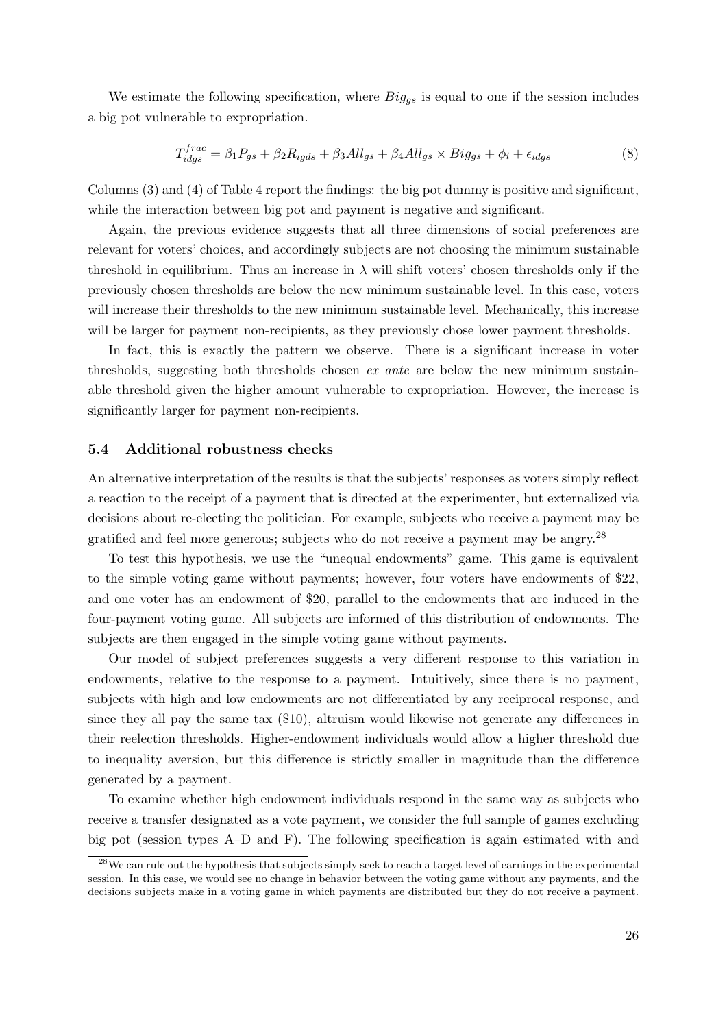We estimate the following specification, where $Big_{gs}$ is equal to one if the session includes a big pot vulnerable to expropriation.

$$T^{frac}_{idgs} = \beta_1 P_{gs} + \beta_2 R_{igds} + \beta_3 All_{gs} + \beta_4 All_{gs} \times Big_{gs} + \phi_i + \epsilon_{idgs} \tag{8}$$

Columns (3) and (4) of Table 4 report the findings: the big pot dummy is positive and significant, while the interaction between big pot and payment is negative and significant.

Again, the previous evidence suggests that all three dimensions of social preferences are relevant for voters' choices, and accordingly subjects are not choosing the minimum sustainable threshold in equilibrium. Thus an increase in $\lambda$ will shift voters' chosen thresholds only if the previously chosen thresholds are below the new minimum sustainable level. In this case, voters will increase their thresholds to the new minimum sustainable level. Mechanically, this increase will be larger for payment non-recipients, as they previously chose lower payment thresholds.

In fact, this is exactly the pattern we observe. There is a significant increase in voter thresholds, suggesting both thresholds chosen *ex ante* are below the new minimum sustainable threshold given the higher amount vulnerable to expropriation. However, the increase is significantly larger for payment non-recipients.

### 5.4 Additional robustness checks

An alternative interpretation of the results is that the subjects' responses as voters simply reflect a reaction to the receipt of a payment that is directed at the experimenter, but externalized via decisions about re-electing the politician. For example, subjects who receive a payment may be gratified and feel more generous; subjects who do not receive a payment may be angry.[28]

To test this hypothesis, we use the "unequal endowments" game. This game is equivalent to the simple voting game without payments; however, four voters have endowments of \$22, and one voter has an endowment of \$20, parallel to the endowments that are induced in the four-payment voting game. All subjects are informed of this distribution of endowments. The subjects are then engaged in the simple voting game without payments.

Our model of subject preferences suggests a very different response to this variation in endowments, relative to the response to a payment. Intuitively, since there is no payment, subjects with high and low endowments are not differentiated by any reciprocal response, and since they all pay the same tax (\$10), altruism would likewise not generate any differences in their reelection thresholds. Higher-endowment individuals would allow a higher threshold due to inequality aversion, but this difference is strictly smaller in magnitude than the difference generated by a payment.

To examine whether high endowment individuals respond in the same way as subjects who receive a transfer designated as a vote payment, we consider the full sample of games excluding big pot (session types A–D and F). The following specification is again estimated with and

[28] We can rule out the hypothesis that subjects simply seek to reach a target level of earnings in the experimental session. In this case, we would see no change in behavior between the voting game without any payments, and the decisions subjects make in a voting game in which payments are distributed but they do not receive a payment.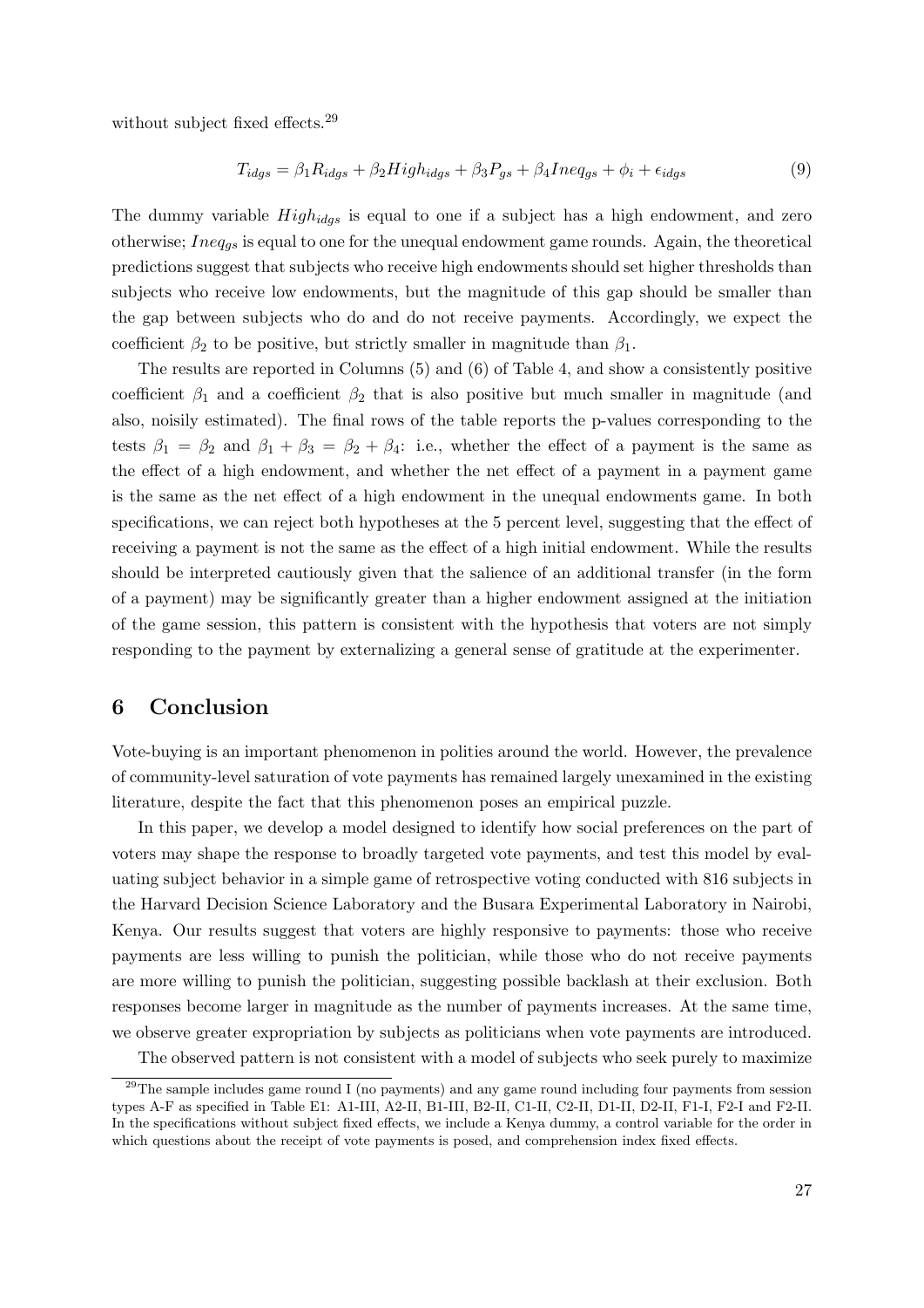without subject fixed effects.[29]

$$T_{idgs} = \beta_1 R_{idgs} + \beta_2 High_{idgs} + \beta_3 P_{gs} + \beta_4 Ineq_{gs} + \phi_i + \epsilon_{idgs} \tag{9}$$

The dummy variable $High_{idgs}$ is equal to one if a subject has a high endowment, and zero otherwise; $Ineq_{gs}$ is equal to one for the unequal endowment game rounds. Again, the theoretical predictions suggest that subjects who receive high endowments should set higher thresholds than subjects who receive low endowments, but the magnitude of this gap should be smaller than the gap between subjects who do and do not receive payments. Accordingly, we expect the coefficient $\beta_2$ to be positive, but strictly smaller in magnitude than $\beta_1$.

The results are reported in Columns (5) and (6) of Table 4, and show a consistently positive coefficient $\beta_1$ and a coefficient $\beta_2$ that is also positive but much smaller in magnitude (and also, noisily estimated). The final rows of the table reports the p-values corresponding to the tests $\beta_1 = \beta_2$ and $\beta_1 + \beta_3 = \beta_2 + \beta_4$: i.e., whether the effect of a payment is the same as the effect of a high endowment, and whether the net effect of a payment in a payment game is the same as the net effect of a high endowment in the unequal endowments game. In both specifications, we can reject both hypotheses at the 5 percent level, suggesting that the effect of receiving a payment is not the same as the effect of a high initial endowment. While the results should be interpreted cautiously given that the salience of an additional transfer (in the form of a payment) may be significantly greater than a higher endowment assigned at the initiation of the game session, this pattern is consistent with the hypothesis that voters are not simply responding to the payment by externalizing a general sense of gratitude at the experimenter.

## 6 Conclusion

Vote-buying is an important phenomenon in polities around the world. However, the prevalence of community-level saturation of vote payments has remained largely unexamined in the existing literature, despite the fact that this phenomenon poses an empirical puzzle.

In this paper, we develop a model designed to identify how social preferences on the part of voters may shape the response to broadly targeted vote payments, and test this model by evaluating subject behavior in a simple game of retrospective voting conducted with 816 subjects in the Harvard Decision Science Laboratory and the Busara Experimental Laboratory in Nairobi, Kenya. Our results suggest that voters are highly responsive to payments: those who receive payments are less willing to punish the politician, while those who do not receive payments are more willing to punish the politician, suggesting possible backlash at their exclusion. Both responses become larger in magnitude as the number of payments increases. At the same time, we observe greater expropriation by subjects as politicians when vote payments are introduced.

The observed pattern is not consistent with a model of subjects who seek purely to maximize

[29] The sample includes game round I (no payments) and any game round including four payments from session types A-F as specified in Table E1: A1-III, A2-II, B1-III, B2-II, C1-II, C2-II, D1-II, D2-II, F1-I, F2-I and F2-II. In the specifications without subject fixed effects, we include a Kenya dummy, a control variable for the order in which questions about the receipt of vote payments is posed, and comprehension index fixed effects.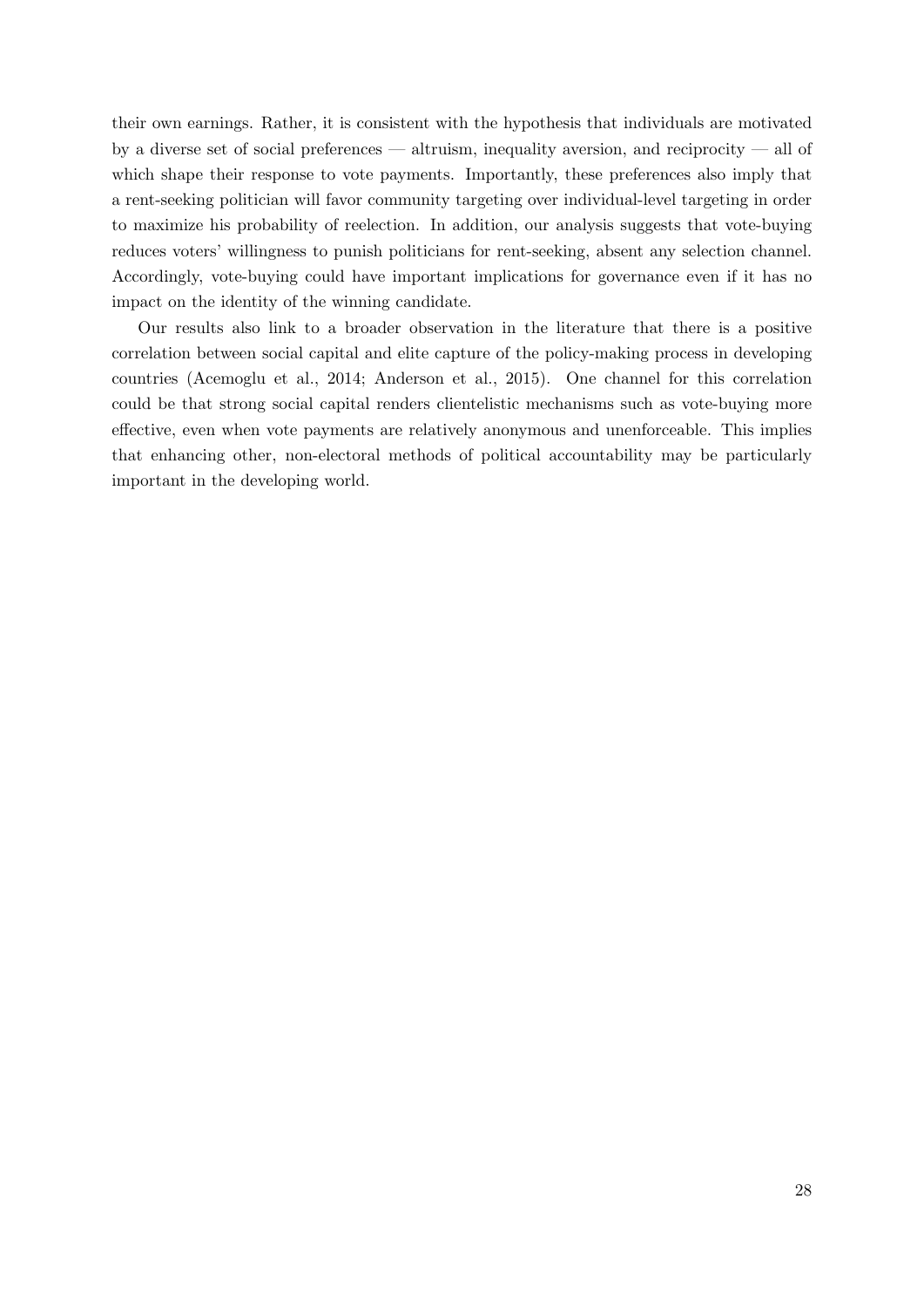their own earnings. Rather, it is consistent with the hypothesis that individuals are motivated by a diverse set of social preferences — altruism, inequality aversion, and reciprocity — all of which shape their response to vote payments. Importantly, these preferences also imply that a rent-seeking politician will favor community targeting over individual-level targeting in order to maximize his probability of reelection. In addition, our analysis suggests that vote-buying reduces voters' willingness to punish politicians for rent-seeking, absent any selection channel. Accordingly, vote-buying could have important implications for governance even if it has no impact on the identity of the winning candidate.

Our results also link to a broader observation in the literature that there is a positive correlation between social capital and elite capture of the policy-making process in developing countries (Acemoglu et al., 2014; Anderson et al., 2015). One channel for this correlation could be that strong social capital renders clientelistic mechanisms such as vote-buying more effective, even when vote payments are relatively anonymous and unenforceable. This implies that enhancing other, non-electoral methods of political accountability may be particularly important in the developing world.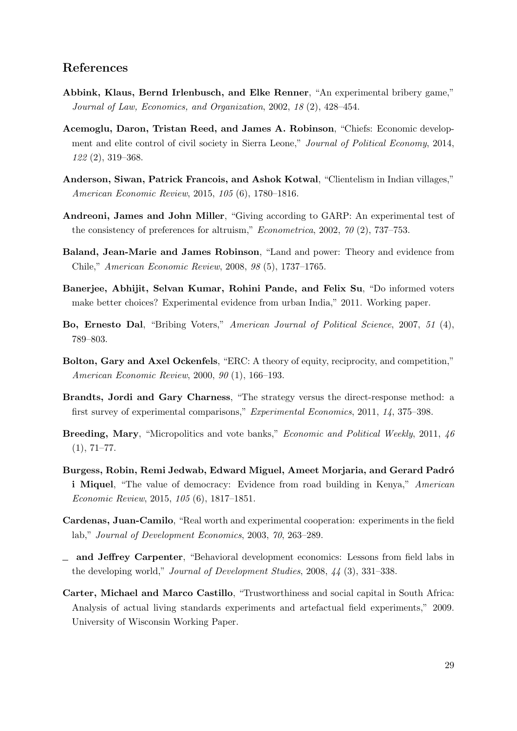## References

**Abbink, Klaus, Bernd Irlenbusch, and Elke Renner**, "An experimental bribery game," *Journal of Law, Economics, and Organization*, 2002, *18* (2), 428–454.

**Acemoglu, Daron, Tristan Reed, and James A. Robinson**, "Chiefs: Economic development and elite control of civil society in Sierra Leone," *Journal of Political Economy*, 2014, *122* (2), 319–368.

**Anderson, Siwan, Patrick Francois, and Ashok Kotwal**, "Clientelism in Indian villages," *American Economic Review*, 2015, *105* (6), 1780–1816.

**Andreoni, James and John Miller**, "Giving according to GARP: An experimental test of the consistency of preferences for altruism," *Econometrica*, 2002, *70* (2), 737–753.

**Baland, Jean-Marie and James Robinson**, "Land and power: Theory and evidence from Chile," *American Economic Review*, 2008, *98* (5), 1737–1765.

**Banerjee, Abhijit, Selvan Kumar, Rohini Pande, and Felix Su**, "Do informed voters make better choices? Experimental evidence from urban India," 2011. Working paper.

**Bo, Ernesto Dal**, "Bribing Voters," *American Journal of Political Science*, 2007, *51* (4), 789–803.

**Bolton, Gary and Axel Ockenfels**, "ERC: A theory of equity, reciprocity, and competition," *American Economic Review*, 2000, *90* (1), 166–193.

**Brandts, Jordi and Gary Charness**, "The strategy versus the direct-response method: a first survey of experimental comparisons," *Experimental Economics*, 2011, *14*, 375–398.

**Breeding, Mary**, "Micropolitics and vote banks," *Economic and Political Weekly*, 2011, *46* (1), 71–77.

**Burgess, Robin, Remi Jedwab, Edward Miguel, Ameet Morjaria, and Gerard Padró i Miquel**, "The value of democracy: Evidence from road building in Kenya," *American Economic Review*, 2015, *105* (6), 1817–1851.

**Cardenas, Juan-Camilo**, "Real worth and experimental cooperation: experiments in the field lab," *Journal of Development Economics*, 2003, *70*, 263–289.

**_ and Jeffrey Carpenter**, "Behavioral development economics: Lessons from field labs in the developing world," *Journal of Development Studies*, 2008, *44* (3), 331–338.

**Carter, Michael and Marco Castillo**, "Trustworthiness and social capital in South Africa: Analysis of actual living standards experiments and artefactual field experiments," 2009. University of Wisconsin Working Paper.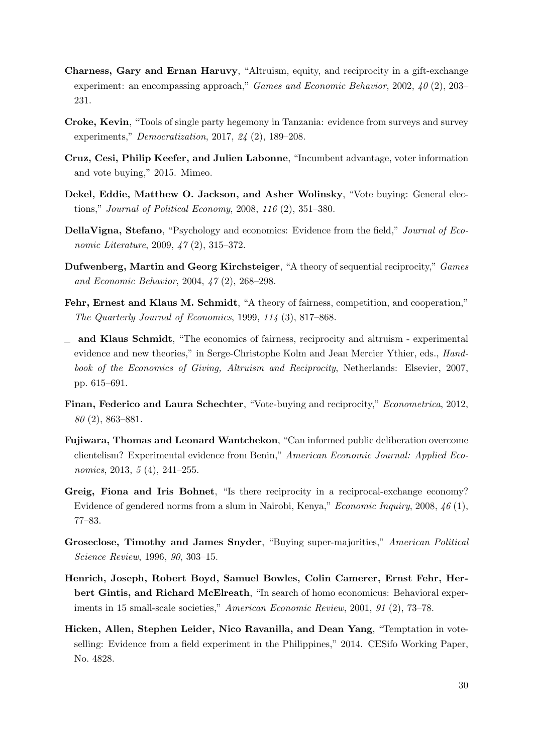**Charness, Gary and Ernan Haruvy**, "Altruism, equity, and reciprocity in a gift-exchange experiment: an encompassing approach," *Games and Economic Behavior*, 2002, *40* (2), 203–231.

**Croke, Kevin**, "Tools of single party hegemony in Tanzania: evidence from surveys and survey experiments," *Democratization*, 2017, *24* (2), 189–208.

**Cruz, Cesi, Philip Keefer, and Julien Labonne**, "Incumbent advantage, voter information and vote buying," 2015. Mimeo.

**Dekel, Eddie, Matthew O. Jackson, and Asher Wolinsky**, "Vote buying: General elections," *Journal of Political Economy*, 2008, *116* (2), 351–380.

**DellaVigna, Stefano**, "Psychology and economics: Evidence from the field," *Journal of Economic Literature*, 2009, *47* (2), 315–372.

**Dufwenberg, Martin and Georg Kirchsteiger**, "A theory of sequential reciprocity," *Games and Economic Behavior*, 2004, *47* (2), 268–298.

**Fehr, Ernest and Klaus M. Schmidt**, "A theory of fairness, competition, and cooperation," *The Quarterly Journal of Economics*, 1999, *114* (3), 817–868.

_ **and Klaus Schmidt**, "The economics of fairness, reciprocity and altruism - experimental evidence and new theories," in Serge-Christophe Kolm and Jean Mercier Ythier, eds., *Handbook of the Economics of Giving, Altruism and Reciprocity*, Netherlands: Elsevier, 2007, pp. 615–691.

**Finan, Federico and Laura Schechter**, "Vote-buying and reciprocity," *Econometrica*, 2012, *80* (2), 863–881.

**Fujiwara, Thomas and Leonard Wantchekon**, "Can informed public deliberation overcome clientelism? Experimental evidence from Benin," *American Economic Journal: Applied Economics*, 2013, *5* (4), 241–255.

**Greig, Fiona and Iris Bohnet**, "Is there reciprocity in a reciprocal-exchange economy? Evidence of gendered norms from a slum in Nairobi, Kenya," *Economic Inquiry*, 2008, *46* (1), 77–83.

**Groseclose, Timothy and James Snyder**, "Buying super-majorities," *American Political Science Review*, 1996, *90*, 303–15.

**Henrich, Joseph, Robert Boyd, Samuel Bowles, Colin Camerer, Ernst Fehr, Herbert Gintis, and Richard McElreath**, "In search of homo economicus: Behavioral experiments in 15 small-scale societies," *American Economic Review*, 2001, *91* (2), 73–78.

**Hicken, Allen, Stephen Leider, Nico Ravanilla, and Dean Yang**, "Temptation in vote-selling: Evidence from a field experiment in the Philippines," 2014. CESifo Working Paper, No. 4828.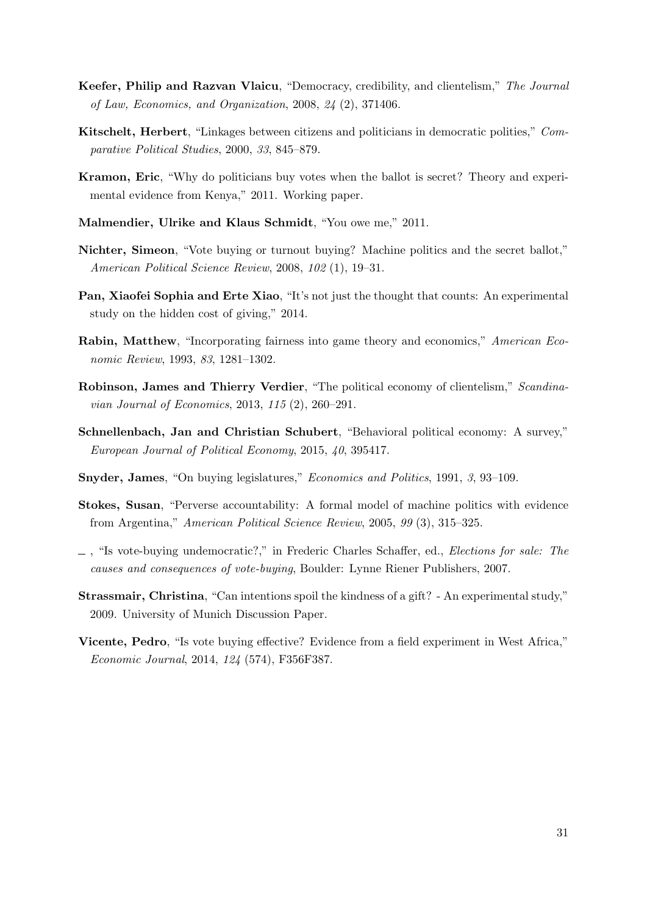**Keefer, Philip and Razvan Vlaicu**, "Democracy, credibility, and clientelism," *The Journal of Law, Economics, and Organization*, 2008, *24* (2), 371406.

**Kitschelt, Herbert**, "Linkages between citizens and politicians in democratic polities," *Comparative Political Studies*, 2000, *33*, 845–879.

**Kramon, Eric**, "Why do politicians buy votes when the ballot is secret? Theory and experimental evidence from Kenya," 2011. Working paper.

**Malmendier, Ulrike and Klaus Schmidt**, "You owe me," 2011.

**Nichter, Simeon**, "Vote buying or turnout buying? Machine politics and the secret ballot," *American Political Science Review*, 2008, *102* (1), 19–31.

**Pan, Xiaofei Sophia and Erte Xiao**, "It's not just the thought that counts: An experimental study on the hidden cost of giving," 2014.

**Rabin, Matthew**, "Incorporating fairness into game theory and economics," *American Economic Review*, 1993, *83*, 1281–1302.

**Robinson, James and Thierry Verdier**, "The political economy of clientelism," *Scandinavian Journal of Economics*, 2013, *115* (2), 260–291.

**Schnellenbach, Jan and Christian Schubert**, "Behavioral political economy: A survey," *European Journal of Political Economy*, 2015, *40*, 395417.

**Snyder, James**, "On buying legislatures," *Economics and Politics*, 1991, *3*, 93–109.

**Stokes, Susan**, "Perverse accountability: A formal model of machine politics with evidence from Argentina," *American Political Science Review*, 2005, *99* (3), 315–325.

\_ , "Is vote-buying undemocratic?," in Frederic Charles Schaffer, ed., *Elections for sale: The causes and consequences of vote-buying*, Boulder: Lynne Riener Publishers, 2007.

**Strassmair, Christina**, "Can intentions spoil the kindness of a gift? - An experimental study," 2009. University of Munich Discussion Paper.

**Vicente, Pedro**, "Is vote buying effective? Evidence from a field experiment in West Africa," *Economic Journal*, 2014, *124* (574), F356F387.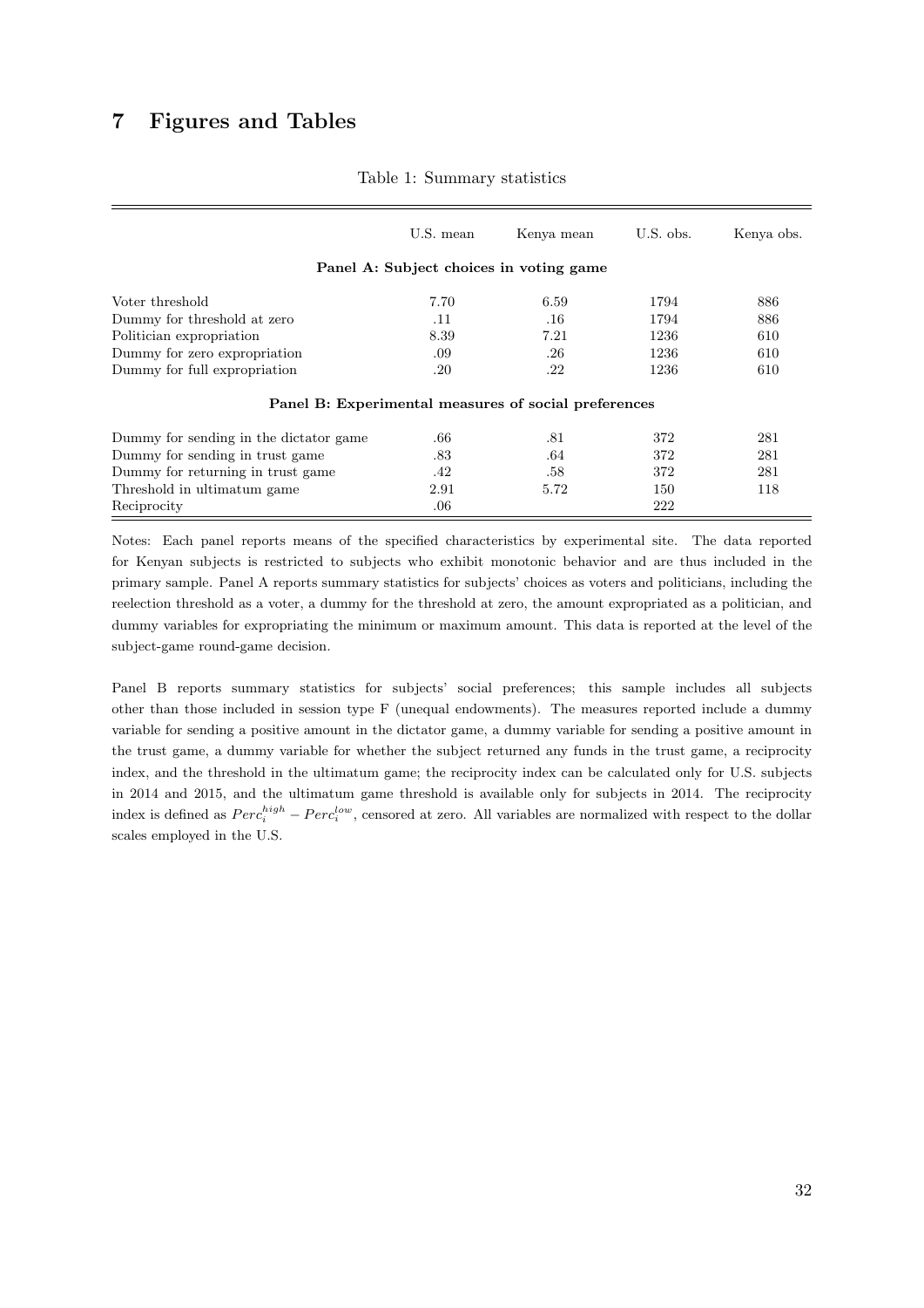# 7 Figures and Tables

Table 1: Summary statistics

| | U.S. mean | Kenya mean | U.S. obs. | Kenya obs. |
|---|---|---|---|---|
| **Panel A: Subject choices in voting game** | | | | |
| Voter threshold | 7.70 | 6.59 | 1794 | 886 |
| Dummy for threshold at zero | .11 | .16 | 1794 | 886 |
| Politician expropriation | 8.39 | 7.21 | 1236 | 610 |
| Dummy for zero expropriation | .09 | .26 | 1236 | 610 |
| Dummy for full expropriation | .20 | .22 | 1236 | 610 |
| **Panel B: Experimental measures of social preferences** | | | | |
| Dummy for sending in the dictator game | .66 | .81 | 372 | 281 |
| Dummy for sending in trust game | .83 | .64 | 372 | 281 |
| Dummy for returning in trust game | .42 | .58 | 372 | 281 |
| Threshold in ultimatum game | 2.91 | 5.72 | 150 | 118 |
| Reciprocity | .06 | | 222 | |

Notes: Each panel reports means of the specified characteristics by experimental site. The data reported for Kenyan subjects is restricted to subjects who exhibit monotonic behavior and are thus included in the primary sample. Panel A reports summary statistics for subjects' choices as voters and politicians, including the reelection threshold as a voter, a dummy for the threshold at zero, the amount expropriated as a politician, and dummy variables for expropriating the minimum or maximum amount. This data is reported at the level of the subject-game round-game decision.

Panel B reports summary statistics for subjects' social preferences; this sample includes all subjects other than those included in session type F (unequal endowments). The measures reported include a dummy variable for sending a positive amount in the dictator game, a dummy variable for sending a positive amount in the trust game, a dummy variable for whether the subject returned any funds in the trust game, a reciprocity index, and the threshold in the ultimatum game; the reciprocity index can be calculated only for U.S. subjects in 2014 and 2015, and the ultimatum game threshold is available only for subjects in 2014. The reciprocity index is defined as $Perc_i^{high} - Perc_i^{low}$, censored at zero. All variables are normalized with respect to the dollar scales employed in the U.S.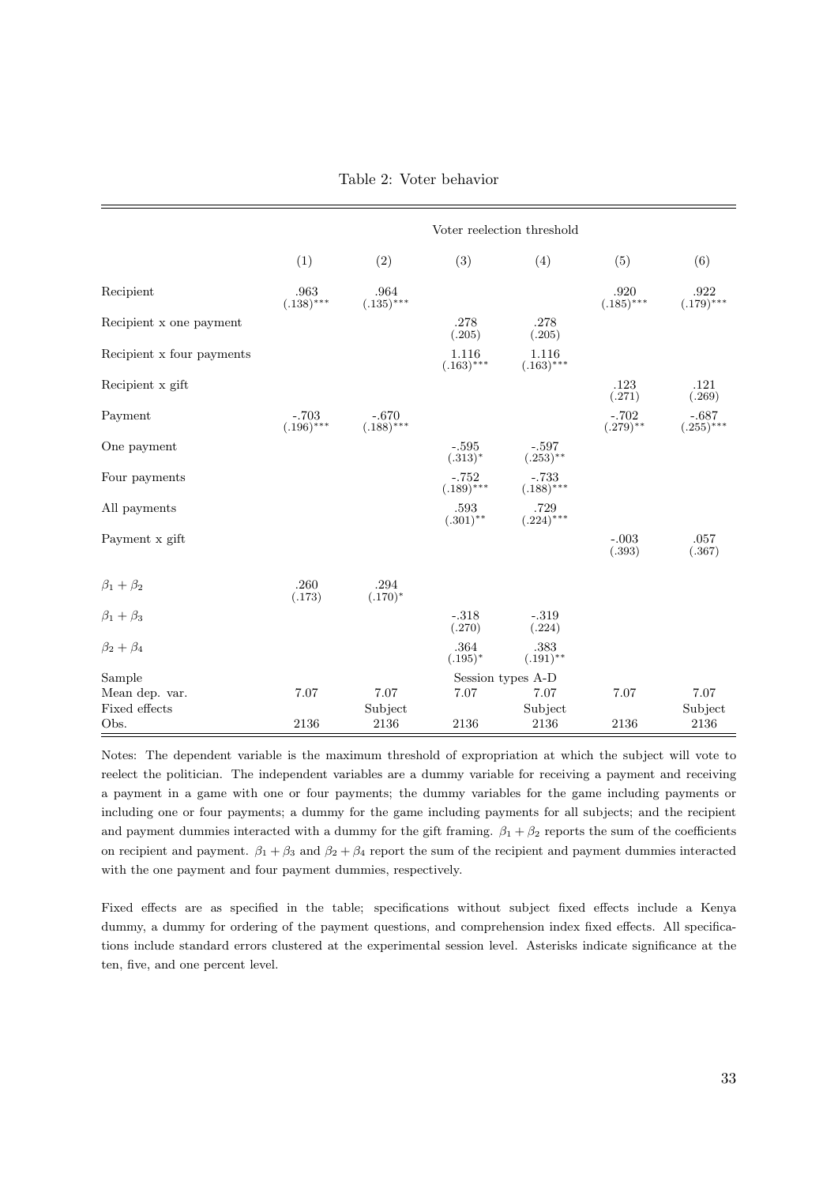Table 2: Voter behavior

| | Voter reelection threshold | | | | | |
|---|---|---|---|---|---|---|
| | (1) | (2) | (3) | (4) | (5) | (6) |
| Recipient | .963 (.138)*** | .964 (.135)*** | | | .920 (.185)*** | .922 (.179)*** |
| Recipient x one payment | | | .278 (.205) | .278 (.205) | | |
| Recipient x four payments | | | 1.116 (.163)*** | 1.116 (.163)*** | | |
| Recipient x gift | | | | | .123 (.271) | .121 (.269) |
| Payment | -.703 (.196)*** | -.670 (.188)*** | | | -.702 (.279)** | -.687 (.255)*** |
| One payment | | | -.595 (.313)* | -.597 (.253)** | | |
| Four payments | | | -.752 (.189)*** | -.733 (.188)*** | | |
| All payments | | | .593 (.301)** | .729 (.224)*** | | |
| Payment x gift | | | | | -.003 (.393) | .057 (.367) |
| $\beta_1 + \beta_2$ | .260 (.173) | .294 (.170)* | | | | |
| $\beta_1 + \beta_3$ | | | -.318 (.270) | -.319 (.224) | | |
| $\beta_2 + \beta_4$ | | | .364 (.195)* | .383 (.191)** | | |
| Sample | Session types A-D | | | | | |
| Mean dep. var. | 7.07 | 7.07 | 7.07 | 7.07 | 7.07 | 7.07 |
| Fixed effects | | Subject | | Subject | | Subject |
| Obs. | 2136 | 2136 | 2136 | 2136 | 2136 | 2136 |

Notes: The dependent variable is the maximum threshold of expropriation at which the subject will vote to reelect the politician. The independent variables are a dummy variable for receiving a payment and receiving a payment in a game with one or four payments; the dummy variables for the game including payments or including one or four payments; a dummy for the game including payments for all subjects; and the recipient and payment dummies interacted with a dummy for the gift framing. $\beta_1 + \beta_2$ reports the sum of the coefficients on recipient and payment. $\beta_1 + \beta_3$ and $\beta_2 + \beta_4$ report the sum of the recipient and payment dummies interacted with the one payment and four payment dummies, respectively.

Fixed effects are as specified in the table; specifications without subject fixed effects include a Kenya dummy, a dummy for ordering of the payment questions, and comprehension index fixed effects. All specifications include standard errors clustered at the experimental session level. Asterisks indicate significance at the ten, five, and one percent level.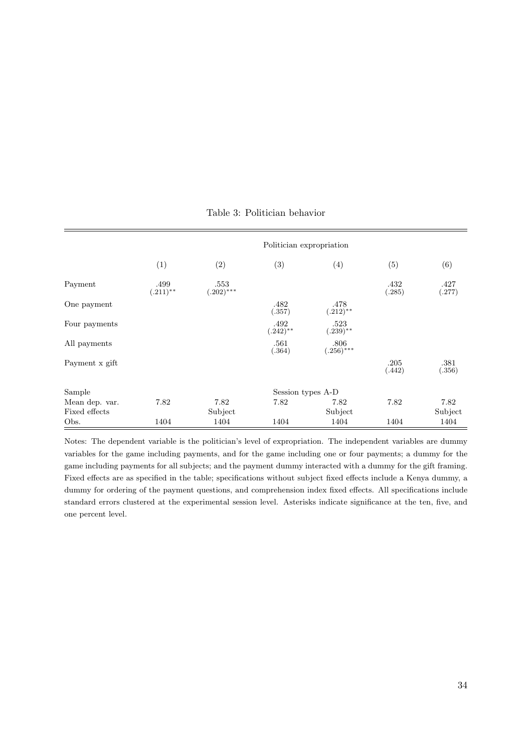Table 3: Politician behavior

| | Politician expropriation | | | | | |
|---|---|---|---|---|---|---|
| | (1) | (2) | (3) | (4) | (5) | (6) |
| Payment | .499<br>(.211)** | .553<br>(.202)*** | | | .432<br>(.285) | .427<br>(.277) |
| One payment | | | .482<br>(.357) | .478<br>(.212)** | | |
| Four payments | | | .492<br>(.242)** | .523<br>(.239)** | | |
| All payments | | | .561<br>(.364) | .806<br>(.256)*** | | |
| Payment x gift | | | | | .205<br>(.442) | .381<br>(.356) |
| Sample | Session types A-D | | | | | |
| Mean dep. var. | 7.82 | 7.82 | 7.82 | 7.82 | 7.82 | 7.82 |
| Fixed effects | | Subject | | Subject | | Subject |
| Obs. | 1404 | 1404 | 1404 | 1404 | 1404 | 1404 |

Notes: The dependent variable is the politician's level of expropriation. The independent variables are dummy variables for the game including payments, and for the game including one or four payments; a dummy for the game including payments for all subjects; and the payment dummy interacted with a dummy for the gift framing. Fixed effects are as specified in the table; specifications without subject fixed effects include a Kenya dummy, a dummy for ordering of the payment questions, and comprehension index fixed effects. All specifications include standard errors clustered at the experimental session level. Asterisks indicate significance at the ten, five, and one percent level.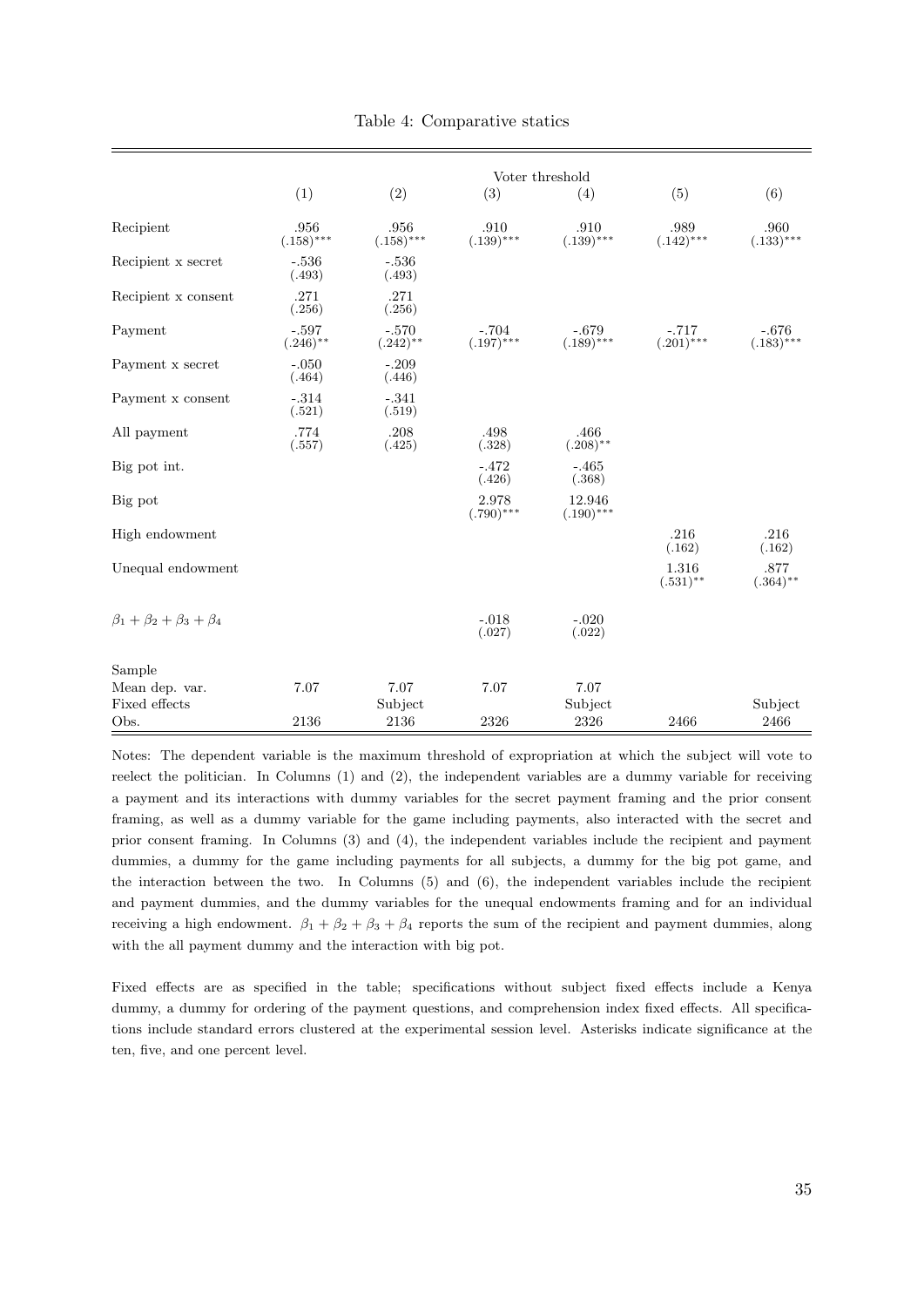Table 4: Comparative statics

| | Voter threshold | | | | | |
|---|---|---|---|---|---|---|
| | (1) | (2) | (3) | (4) | (5) | (6) |
| Recipient | .956 (.158)*** | .956 (.158)*** | .910 (.139)*** | .910 (.139)*** | .989 (.142)*** | .960 (.133)*** |
| Recipient x secret | -.536 (.493) | -.536 (.493) | | | | |
| Recipient x consent | .271 (.256) | .271 (.256) | | | | |
| Payment | -.597 (.246)** | -.570 (.242)** | -.704 (.197)*** | -.679 (.189)*** | -.717 (.201)*** | -.676 (.183)*** |
| Payment x secret | -.050 (.464) | -.209 (.446) | | | | |
| Payment x consent | -.314 (.521) | -.341 (.519) | | | | |
| All payment | .774 (.557) | .208 (.425) | .498 (.328) | .466 (.208)** | | |
| Big pot int. | | | -.472 (.426) | -.465 (.368) | | |
| Big pot | | | 2.978 (.790)*** | 12.946 (.190)*** | | |
| High endowment | | | | | .216 (.162) | .216 (.162) |
| Unequal endowment | | | | | 1.316 (.531)** | .877 (.364)** |
| $\beta_1 + \beta_2 + \beta_3 + \beta_4$ | | | -.018 (.027) | -.020 (.022) | | |
| Sample | | | | | | |
| Mean dep. var. | 7.07 | 7.07 | 7.07 | 7.07 | | |
| Fixed effects | | Subject | | Subject | | Subject |
| Obs. | 2136 | 2136 | 2326 | 2326 | 2466 | 2466 |

Notes: The dependent variable is the maximum threshold of expropriation at which the subject will vote to reelect the politician. In Columns (1) and (2), the independent variables are a dummy variable for receiving a payment and its interactions with dummy variables for the secret payment framing and the prior consent framing, as well as a dummy variable for the game including payments, also interacted with the secret and prior consent framing. In Columns (3) and (4), the independent variables include the recipient and payment dummies, a dummy for the game including payments for all subjects, a dummy for the big pot game, and the interaction between the two. In Columns (5) and (6), the independent variables include the recipient and payment dummies, and the dummy variables for the unequal endowments framing and for an individual receiving a high endowment. $\beta_1 + \beta_2 + \beta_3 + \beta_4$ reports the sum of the recipient and payment dummies, along with the all payment dummy and the interaction with big pot.

Fixed effects are as specified in the table; specifications without subject fixed effects include a Kenya dummy, a dummy for ordering of the payment questions, and comprehension index fixed effects. All specifications include standard errors clustered at the experimental session level. Asterisks indicate significance at the ten, five, and one percent level.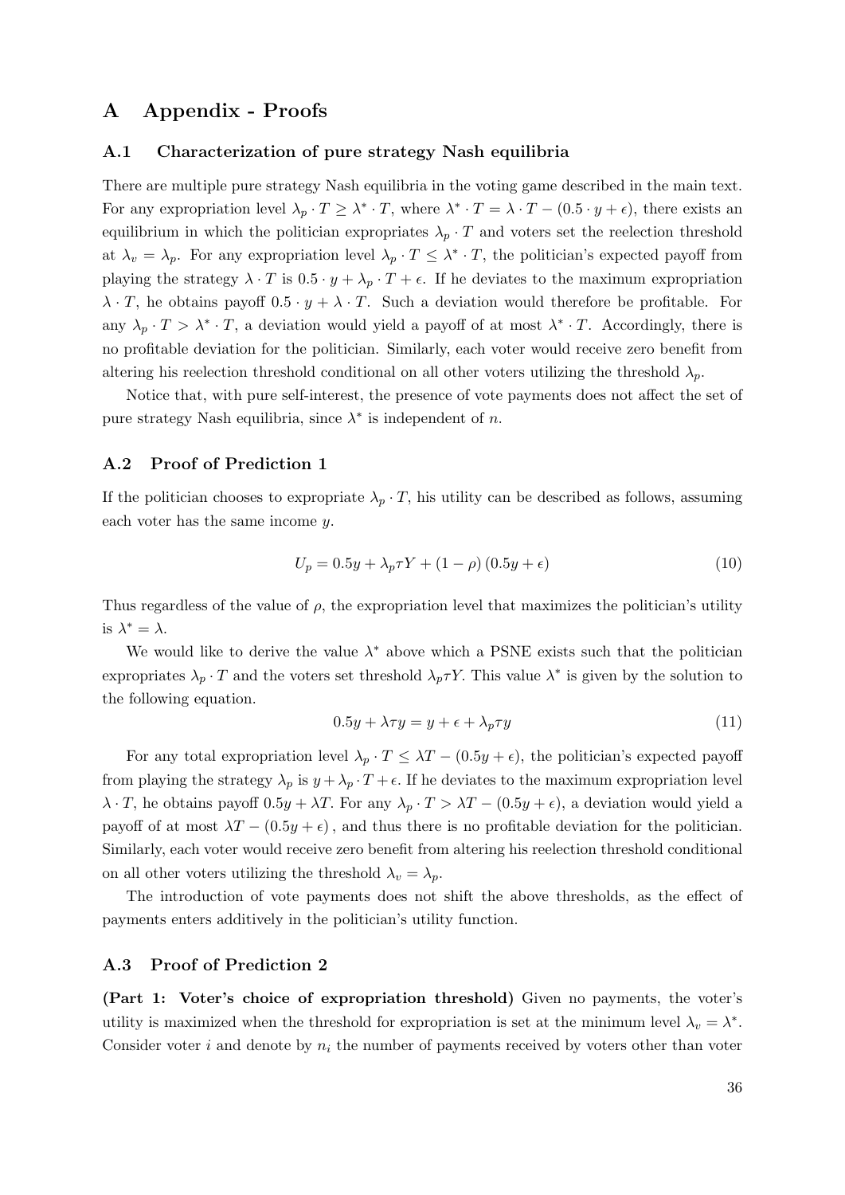# A Appendix - Proofs

## A.1 Characterization of pure strategy Nash equilibria

There are multiple pure strategy Nash equilibria in the voting game described in the main text. For any expropriation level $\lambda_p \cdot T \geq \lambda^* \cdot T$, where $\lambda^* \cdot T = \lambda \cdot T - (0.5 \cdot y + \epsilon)$, there exists an equilibrium in which the politician expropriates $\lambda_p \cdot T$ and voters set the reelection threshold at $\lambda_v = \lambda_p$. For any expropriation level $\lambda_p \cdot T \leq \lambda^* \cdot T$, the politician's expected payoff from playing the strategy $\lambda \cdot T$ is $0.5 \cdot y + \lambda_p \cdot T + \epsilon$. If he deviates to the maximum expropriation $\lambda \cdot T$, he obtains payoff $0.5 \cdot y + \lambda \cdot T$. Such a deviation would therefore be profitable. For any $\lambda_p \cdot T > \lambda^* \cdot T$, a deviation would yield a payoff of at most $\lambda^* \cdot T$. Accordingly, there is no profitable deviation for the politician. Similarly, each voter would receive zero benefit from altering his reelection threshold conditional on all other voters utilizing the threshold $\lambda_p$.

Notice that, with pure self-interest, the presence of vote payments does not affect the set of pure strategy Nash equilibria, since $\lambda^*$ is independent of $n$.

## A.2 Proof of Prediction 1

If the politician chooses to expropriate $\lambda_p \cdot T$, his utility can be described as follows, assuming each voter has the same income $y$.

$$U_p = 0.5y + \lambda_p \tau Y + (1 - \rho)(0.5y + \epsilon) \tag{10}$$

Thus regardless of the value of $\rho$, the expropriation level that maximizes the politician's utility is $\lambda^* = \lambda$.

We would like to derive the value $\lambda^*$ above which a PSNE exists such that the politician expropriates $\lambda_p \cdot T$ and the voters set threshold $\lambda_p \tau Y$. This value $\lambda^*$ is given by the solution to the following equation.

$$0.5y + \lambda \tau y = y + \epsilon + \lambda_p \tau y \tag{11}$$

For any total expropriation level $\lambda_p \cdot T \leq \lambda T - (0.5y + \epsilon)$, the politician's expected payoff from playing the strategy $\lambda_p$ is $y + \lambda_p \cdot T + \epsilon$. If he deviates to the maximum expropriation level $\lambda \cdot T$, he obtains payoff $0.5y + \lambda T$. For any $\lambda_p \cdot T > \lambda T - (0.5y + \epsilon)$, a deviation would yield a payoff of at most $\lambda T - (0.5y + \epsilon)$, and thus there is no profitable deviation for the politician. Similarly, each voter would receive zero benefit from altering his reelection threshold conditional on all other voters utilizing the threshold $\lambda_v = \lambda_p$.

The introduction of vote payments does not shift the above thresholds, as the effect of payments enters additively in the politician's utility function.

## A.3 Proof of Prediction 2

**(Part 1: Voter's choice of expropriation threshold)** Given no payments, the voter's utility is maximized when the threshold for expropriation is set at the minimum level $\lambda_v = \lambda^*$. Consider voter $i$ and denote by $n_i$ the number of payments received by voters other than voter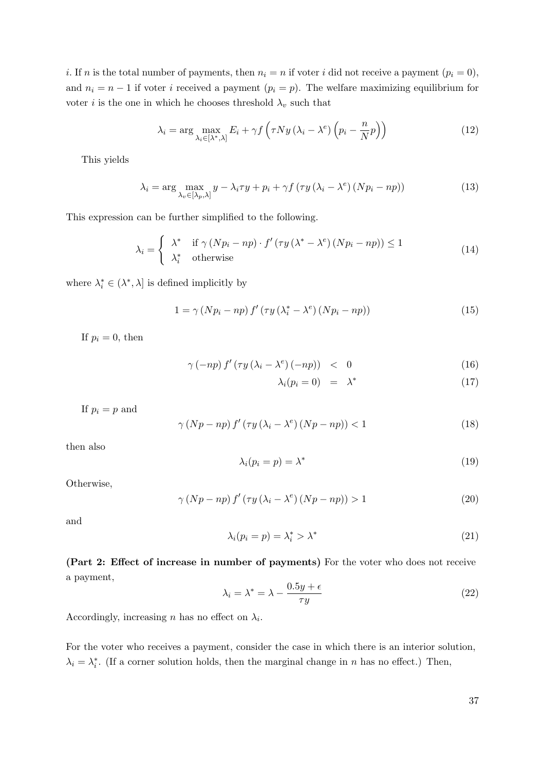$i$. If $n$ is the total number of payments, then $n_i = n$ if voter $i$ did not receive a payment ($p_i = 0$), and $n_i = n - 1$ if voter $i$ received a payment ($p_i = p$). The welfare maximizing equilibrium for voter $i$ is the one in which he chooses threshold $\lambda_v$ such that

$$\lambda_i = \arg \max_{\lambda_i \in [\lambda^*, \lambda]} E_i + \gamma f \left( \tau N y \left( \lambda_i - \lambda^e \right) \left( p_i - \frac{n}{N} p \right) \right) \tag{12}$$

This yields

$$\lambda_i = \arg \max_{\lambda_v \in [\lambda_p, \lambda]} y - \lambda_i \tau y + p_i + \gamma f \left( \tau y \left( \lambda_i - \lambda^e \right) \left( N p_i - n p \right) \right) \tag{13}$$

This expression can be further simplified to the following.

$$\lambda_i = \begin{cases} \lambda^* & \text{if } \gamma \left( N p_i - n p \right) \cdot f' \left( \tau y \left( \lambda^* - \lambda^e \right) \left( N p_i - n p \right) \right) \leq 1 \\ \lambda_i^* & \text{otherwise} \end{cases} \tag{14}$$

where $\lambda_i^* \in (\lambda^*, \lambda]$ is defined implicitly by

$$1 = \gamma \left( N p_i - n p \right) f' \left( \tau y \left( \lambda_i^* - \lambda^e \right) \left( N p_i - n p \right) \right) \tag{15}$$

If $p_i = 0$, then

$$\gamma \left( -n p \right) f' \left( \tau y \left( \lambda_i - \lambda^e \right) \left( -n p \right) \right) \quad < \quad 0 \tag{16}$$

$$\lambda_i (p_i = 0) \quad = \quad \lambda^* \tag{17}$$

If $p_i = p$ and

$$\gamma \left( N p - n p \right) f' \left( \tau y \left( \lambda_i - \lambda^e \right) \left( N p - n p \right) \right) < 1 \tag{18}$$

then also

$$\lambda_i (p_i = p) = \lambda^* \tag{19}$$

Otherwise,

$$\gamma \left( N p - n p \right) f' \left( \tau y \left( \lambda_i - \lambda^e \right) \left( N p - n p \right) \right) > 1 \tag{20}$$

and

$$\lambda_i (p_i = p) = \lambda_i^* > \lambda^* \tag{21}$$

**(Part 2: Effect of increase in number of payments)** For the voter who does not receive a payment,

$$\lambda_i = \lambda^* = \lambda - \frac{0.5 y + \epsilon}{\tau y} \tag{22}$$

Accordingly, increasing $n$ has no effect on $\lambda_i$.

For the voter who receives a payment, consider the case in which there is an interior solution, $\lambda_i = \lambda_i^*$. (If a corner solution holds, then the marginal change in $n$ has no effect.) Then,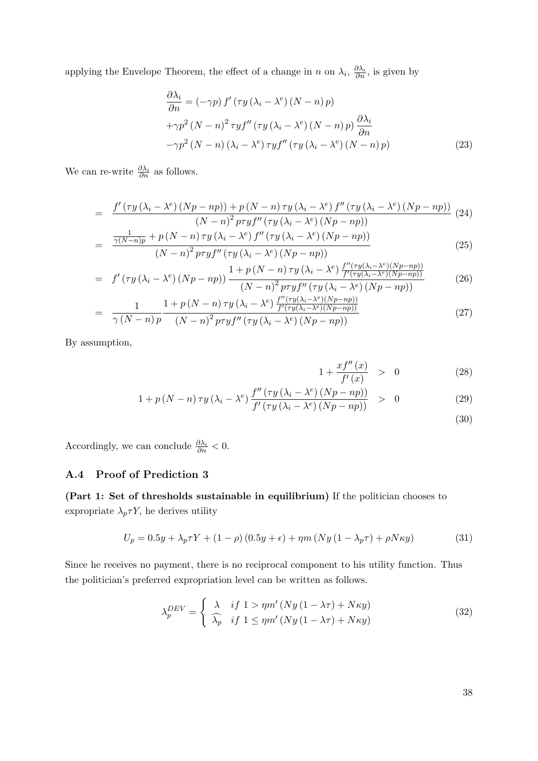applying the Envelope Theorem, the effect of a change in $n$ on $\lambda_i$, $\frac{\partial \lambda_i}{\partial n}$, is given by

$$
\begin{aligned}
\frac{\partial \lambda_i}{\partial n} &= (-\gamma p) f'(\tau y (\lambda_i - \lambda^e)(N-n) p) \\
&+ \gamma p^2 (N-n)^2 \tau y f''(\tau y (\lambda_i - \lambda^e)(N-n) p) \frac{\partial \lambda_i}{\partial n} \\
&- \gamma p^2 (N-n)(\lambda_i - \lambda^e) \tau y f''(\tau y (\lambda_i - \lambda^e)(N-n) p)
\end{aligned} \tag{23}
$$

We can re-write $\frac{\partial \lambda_i}{\partial n}$ as follows.

$$
= \frac{f'(\tau y (\lambda_i - \lambda^e)(Np - np)) + p (N-n) \tau y (\lambda_i - \lambda^e) f''(\tau y (\lambda_i - \lambda^e)(Np - np))}{(N-n)^2 p \tau y f''(\tau y (\lambda_i - \lambda^e)(Np - np))} \tag{24}
$$

$$
= \frac{\frac{1}{\gamma (N-n) p} + p (N-n) \tau y (\lambda_i - \lambda^e) f''(\tau y (\lambda_i - \lambda^e)(Np - np))}{(N-n)^2 p \tau y f''(\tau y (\lambda_i - \lambda^e)(Np - np))} \tag{25}
$$

$$
= f'(\tau y (\lambda_i - \lambda^e)(Np - np)) \frac{1 + p (N-n) \tau y (\lambda_i - \lambda^e) \frac{f''(\tau y (\lambda_i - \lambda^e)(Np - np))}{f'(\tau y (\lambda_i - \lambda^e)(Np - np))}}{(N-n)^2 p \tau y f''(\tau y (\lambda_i - \lambda^e)(Np - np))} \tag{26}
$$

$$
= \frac{1}{\gamma (N-n) p} \frac{1 + p (N-n) \tau y (\lambda_i - \lambda^e) \frac{f''(\tau y (\lambda_i - \lambda^e)(Np - np))}{f'(\tau y (\lambda_i - \lambda^e)(Np - np))}}{(N-n)^2 p \tau y f''(\tau y (\lambda_i - \lambda^e)(Np - np))} \tag{27}
$$

By assumption,

$$
1 + \frac{x f''(x)}{f'(x)} > 0 \tag{28}
$$

$$
1 + p (N-n) \tau y (\lambda_i - \lambda^e) \frac{f''(\tau y (\lambda_i - \lambda^e)(Np - np))}{f'(\tau y (\lambda_i - \lambda^e)(Np - np))} > 0 \tag{29}
$$

$$
\tag{30}
$$

Accordingly, we can conclude $\frac{\partial \lambda_i}{\partial n} < 0$.

### A.4 Proof of Prediction 3

**(Part 1: Set of thresholds sustainable in equilibrium)** If the politician chooses to expropriate $\lambda_p \tau Y$, he derives utility

$$
U_p = 0.5y + \lambda_p \tau Y + (1-\rho)(0.5y + \epsilon) + \eta m (Ny (1 - \lambda_p \tau) + \rho N \kappa y) \tag{31}
$$

Since he receives no payment, there is no reciprocal component to his utility function. Thus the politician's preferred expropriation level can be written as follows.

$$
\lambda_p^{DEV} = \begin{cases} \lambda & if\ 1 > \eta m' (Ny (1 - \lambda \tau) + N \kappa y) \\ \widehat{\lambda_p} & if\ 1 \leq \eta m' (Ny (1 - \lambda \tau) + N \kappa y) \end{cases} \tag{32}
$$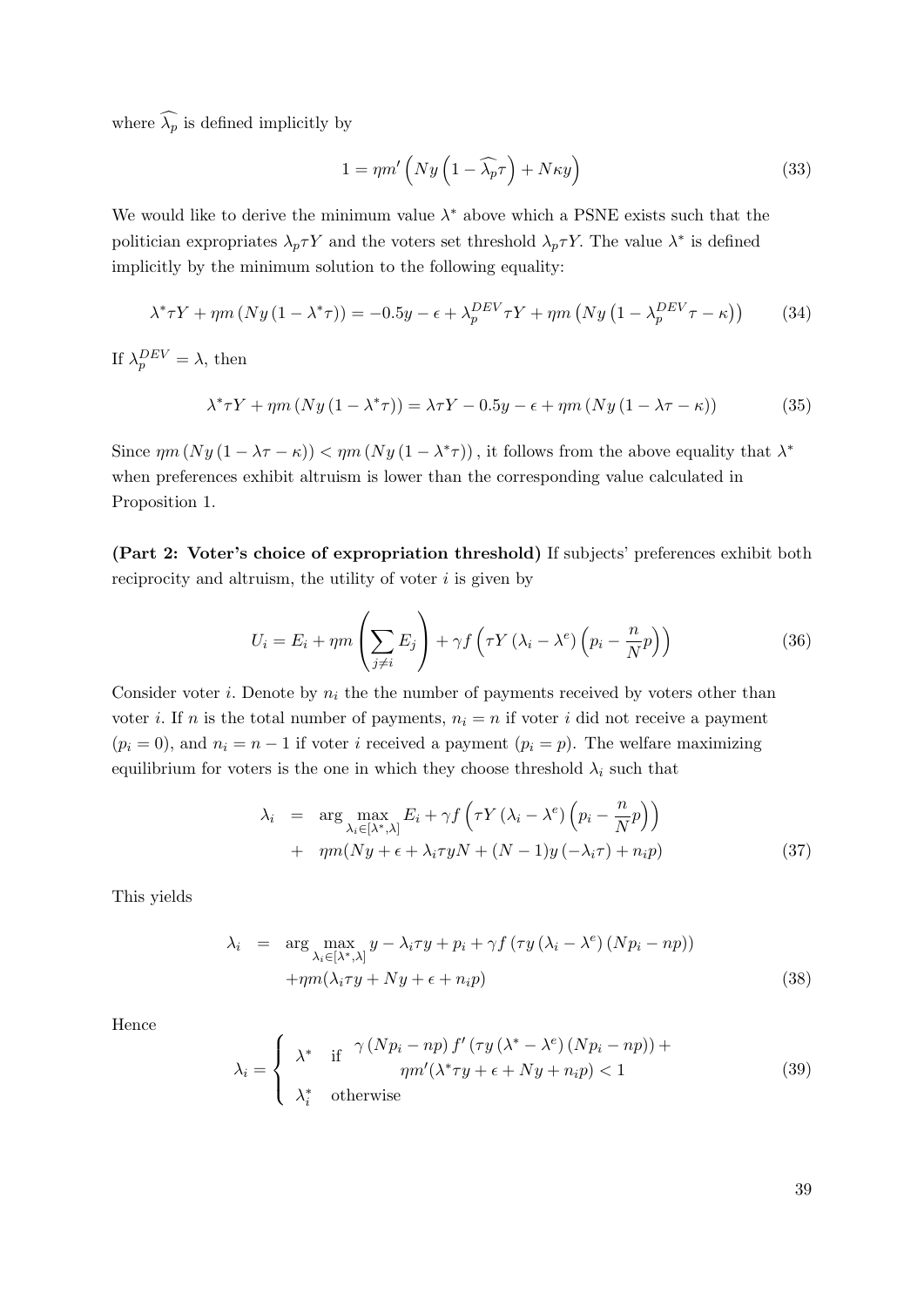where $\widehat{\lambda_p}$ is defined implicitly by

$$1 = \eta m' \left( Ny \left(1 - \widehat{\lambda_p} \tau \right) + N\kappa y \right) \tag{33}$$

We would like to derive the minimum value $\lambda^*$ above which a PSNE exists such that the politician expropriates $\lambda_p \tau Y$ and the voters set threshold $\lambda_p \tau Y$. The value $\lambda^*$ is defined implicitly by the minimum solution to the following equality:

$$\lambda^* \tau Y + \eta m \left(Ny \left(1 - \lambda^* \tau\right)\right) = -0.5y - \epsilon + \lambda_p^{DEV} \tau Y + \eta m \left(Ny \left(1 - \lambda_p^{DEV} \tau - \kappa\right)\right) \tag{34}$$

If $\lambda_p^{DEV} = \lambda$, then

$$\lambda^* \tau Y + \eta m \left(Ny \left(1 - \lambda^* \tau\right)\right) = \lambda \tau Y - 0.5y - \epsilon + \eta m \left(Ny \left(1 - \lambda \tau - \kappa\right)\right) \tag{35}$$

Since $\eta m \left(Ny \left(1 - \lambda \tau - \kappa\right)\right) < \eta m \left(Ny \left(1 - \lambda^* \tau\right)\right)$, it follows from the above equality that $\lambda^*$ when preferences exhibit altruism is lower than the corresponding value calculated in Proposition 1.

**(Part 2: Voter's choice of expropriation threshold)** If subjects' preferences exhibit both reciprocity and altruism, the utility of voter $i$ is given by

$$U_i = E_i + \eta m \left( \sum_{j \neq i} E_j \right) + \gamma f \left( \tau Y \left(\lambda_i - \lambda^e\right) \left(p_i - \frac{n}{N} p\right) \right) \tag{36}$$

Consider voter $i$. Denote by $n_i$ the the number of payments received by voters other than voter $i$. If $n$ is the total number of payments, $n_i = n$ if voter $i$ did not receive a payment ($p_i = 0$), and $n_i = n - 1$ if voter $i$ received a payment ($p_i = p$). The welfare maximizing equilibrium for voters is the one in which they choose threshold $\lambda_i$ such that

$$\begin{aligned} \lambda_i &= \arg \max_{\lambda_i \in [\lambda^*, \lambda]} E_i + \gamma f \left( \tau Y \left(\lambda_i - \lambda^e\right) \left(p_i - \frac{n}{N} p\right) \right) \\ &+ \eta m (Ny + \epsilon + \lambda_i \tau y N + (N-1) y \left(-\lambda_i \tau\right) + n_i p) \end{aligned} \tag{37}$$

This yields

$$\begin{aligned} \lambda_i &= \arg \max_{\lambda_i \in [\lambda^*, \lambda]} y - \lambda_i \tau y + p_i + \gamma f \left( \tau y \left(\lambda_i - \lambda^e\right) \left(N p_i - n p\right) \right) \\ &+ \eta m (\lambda_i \tau y + Ny + \epsilon + n_i p) \end{aligned} \tag{38}$$

Hence

$$\lambda_i = \begin{cases} \lambda^* & \text{if} \quad \begin{array}{c} \gamma \left(N p_i - n p\right) f' \left( \tau y \left(\lambda^* - \lambda^e\right) \left(N p_i - n p\right) \right) + \\ \eta m' (\lambda^* \tau y + \epsilon + Ny + n_i p) < 1 \end{array} \\ \lambda_i^* & \text{otherwise} \end{cases} \tag{39}$$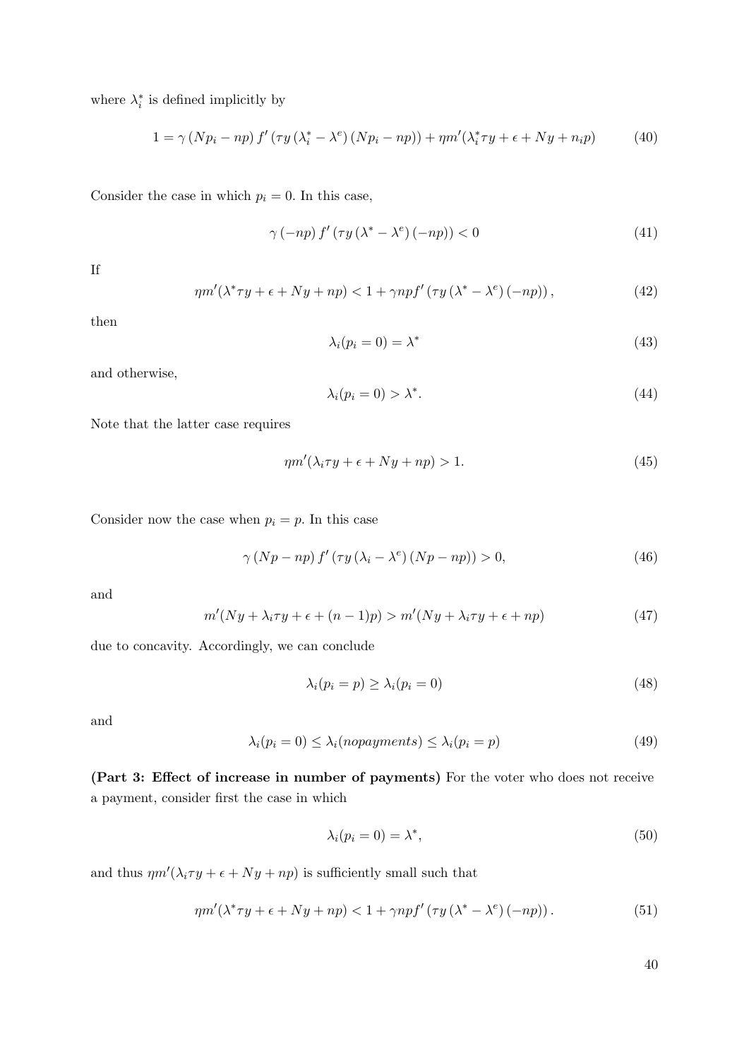where $\lambda_i^*$ is defined implicitly by

$$1 = \gamma \left(Np_i - np\right) f'\left(\tau y \left(\lambda_i^* - \lambda^e\right) \left(Np_i - np\right)\right) + \eta m'(\lambda_i^* \tau y + \epsilon + Ny + n_i p) \tag{40}$$

Consider the case in which $p_i = 0$. In this case,

$$\gamma \left(-np\right) f'\left(\tau y \left(\lambda^* - \lambda^e\right) \left(-np\right)\right) < 0 \tag{41}$$

If

$$\eta m'(\lambda^* \tau y + \epsilon + Ny + np) < 1 + \gamma np f'\left(\tau y \left(\lambda^* - \lambda^e\right) \left(-np\right)\right), \tag{42}$$

then

$$\lambda_i(p_i = 0) = \lambda^* \tag{43}$$

and otherwise,

$$\lambda_i(p_i = 0) > \lambda^*. \tag{44}$$

Note that the latter case requires

$$\eta m'(\lambda_i \tau y + \epsilon + Ny + np) > 1. \tag{45}$$

Consider now the case when $p_i = p$. In this case

$$\gamma \left(Np - np\right) f'\left(\tau y \left(\lambda_i - \lambda^e\right) \left(Np - np\right)\right) > 0, \tag{46}$$

and

$$m'(Ny + \lambda_i \tau y + \epsilon + (n-1)p) > m'(Ny + \lambda_i \tau y + \epsilon + np) \tag{47}$$

due to concavity. Accordingly, we can conclude

$$\lambda_i(p_i = p) \geq \lambda_i(p_i = 0) \tag{48}$$

and

$$\lambda_i(p_i = 0) \leq \lambda_i(nopayments) \leq \lambda_i(p_i = p) \tag{49}$$

**(Part 3: Effect of increase in number of payments)** For the voter who does not receive a payment, consider first the case in which

$$\lambda_i(p_i = 0) = \lambda^*, \tag{50}$$

and thus $\eta m'(\lambda_i \tau y + \epsilon + Ny + np)$ is sufficiently small such that

$$\eta m'(\lambda^* \tau y + \epsilon + Ny + np) < 1 + \gamma np f'\left(\tau y \left(\lambda^* - \lambda^e\right) \left(-np\right)\right). \tag{51}$$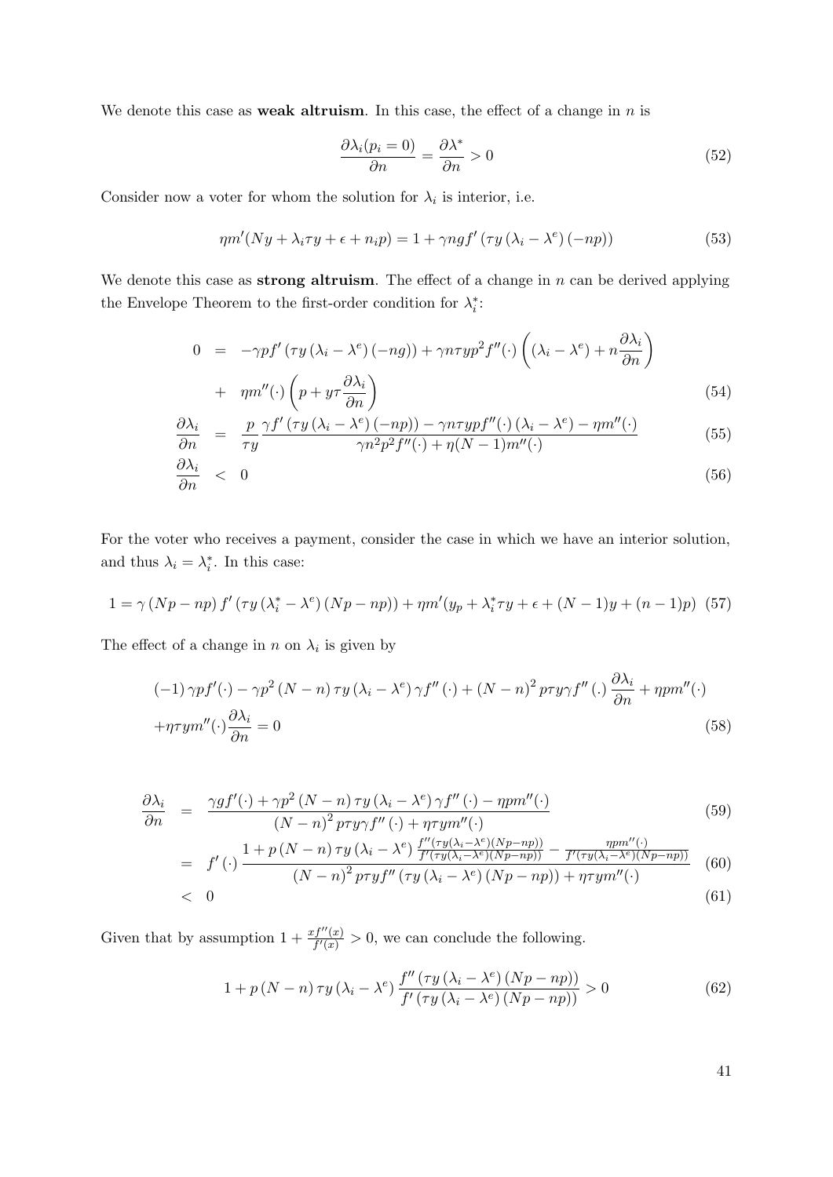We denote this case as **weak altruism**. In this case, the effect of a change in $n$ is

$$\frac{\partial \lambda_i(p_i = 0)}{\partial n} = \frac{\partial \lambda^*}{\partial n} > 0 \tag{52}$$

Consider now a voter for whom the solution for $\lambda_i$ is interior, i.e.

$$\eta m'(Ny + \lambda_i \tau y + \epsilon + n_i p) = 1 + \gamma n g f'\left(\tau y\left(\lambda_i - \lambda^e\right)(-np)\right) \tag{53}$$

We denote this case as **strong altruism**. The effect of a change in $n$ can be derived applying the Envelope Theorem to the first-order condition for $\lambda_i^*$:

$$\begin{aligned}
0 &= -\gamma p f'\left(\tau y\left(\lambda_i - \lambda^e\right)(-ng)\right) + \gamma n \tau y p^2 f''(\cdot)\left(\left(\lambda_i - \lambda^e\right) + n\frac{\partial \lambda_i}{\partial n}\right) \\
&\quad + \eta m''(\cdot)\left(p + y\tau\frac{\partial \lambda_i}{\partial n}\right) && (54) \\
\frac{\partial \lambda_i}{\partial n} &= \frac{p}{\tau y}\frac{\gamma f'\left(\tau y\left(\lambda_i - \lambda^e\right)(-np)\right) - \gamma n \tau y p f''(\cdot)\left(\lambda_i - \lambda^e\right) - \eta m''(\cdot)}{\gamma n^2 p^2 f''(\cdot) + \eta (N-1) m''(\cdot)} && (55) \\
\frac{\partial \lambda_i}{\partial n} &< 0 && (56)
\end{aligned}$$

For the voter who receives a payment, consider the case in which we have an interior solution, and thus $\lambda_i = \lambda_i^*$. In this case:

$$1 = \gamma\left(Np - np\right) f'\left(\tau y\left(\lambda_i^* - \lambda^e\right)\left(Np - np\right)\right) + \eta m'(y_p + \lambda_i^* \tau y + \epsilon + (N-1)y + (n-1)p) \tag{57}$$

The effect of a change in $n$ on $\lambda_i$ is given by

$$\begin{aligned}
&(-1)\gamma p f'(\cdot) - \gamma p^2\left(N - n\right)\tau y\left(\lambda_i - \lambda^e\right)\gamma f''(\cdot) + \left(N - n\right)^2 p \tau y \gamma f''(.)\frac{\partial \lambda_i}{\partial n} + \eta p m''(\cdot) \\
&+ \eta \tau y m''(\cdot)\frac{\partial \lambda_i}{\partial n} = 0 && (58)
\end{aligned}$$

$$\begin{aligned}
\frac{\partial \lambda_i}{\partial n} &= \frac{\gamma g f'(\cdot) + \gamma p^2\left(N - n\right)\tau y\left(\lambda_i - \lambda^e\right)\gamma f''(\cdot) - \eta p m''(\cdot)}{\left(N - n\right)^2 p \tau y \gamma f''(\cdot) + \eta \tau y m''(\cdot)} && (59) \\
&= f'(\cdot)\frac{1 + p\left(N - n\right)\tau y\left(\lambda_i - \lambda^e\right)\frac{f''\left(\tau y\left(\lambda_i - \lambda^e\right)\left(Np - np\right)\right)}{f'\left(\tau y\left(\lambda_i - \lambda^e\right)\left(Np - np\right)\right)} - \frac{\eta p m''(\cdot)}{f'\left(\tau y\left(\lambda_i - \lambda^e\right)\left(Np - np\right)\right)}}{\left(N - n\right)^2 p \tau y f''\left(\tau y\left(\lambda_i - \lambda^e\right)\left(Np - np\right)\right) + \eta \tau y m''(\cdot)} && (60) \\
&< 0 && (61)
\end{aligned}$$

Given that by assumption $1 + \frac{x f''(x)}{f'(x)} > 0$, we can conclude the following.

$$1 + p\left(N - n\right)\tau y\left(\lambda_i - \lambda^e\right)\frac{f''\left(\tau y\left(\lambda_i - \lambda^e\right)\left(Np - np\right)\right)}{f'\left(\tau y\left(\lambda_i - \lambda^e\right)\left(Np - np\right)\right)} > 0 \tag{62}$$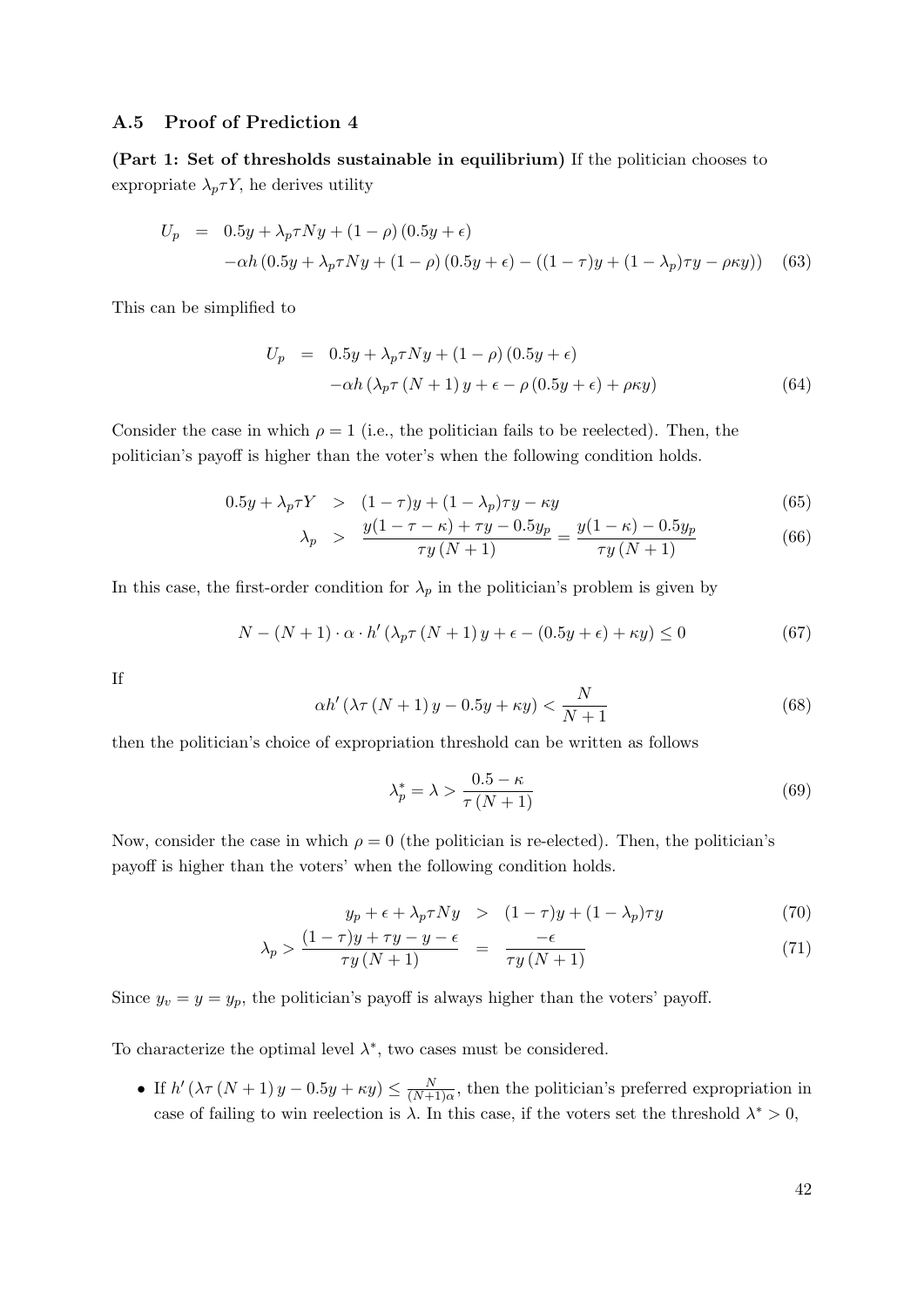### A.5 Proof of Prediction 4

**(Part 1: Set of thresholds sustainable in equilibrium)** If the politician chooses to expropriate $\lambda_p \tau Y$, he derives utility

$$
\begin{aligned}
U_p &= 0.5y + \lambda_p \tau N y + (1-\rho)(0.5y + \epsilon) \\
&\quad - \alpha h \left(0.5y + \lambda_p \tau N y + (1-\rho)(0.5y+\epsilon) - ((1-\tau)y + (1-\lambda_p)\tau y - \rho \kappa y)\right) \quad (63)
\end{aligned}
$$

This can be simplified to

$$
\begin{aligned}
U_p &= 0.5y + \lambda_p \tau N y + (1-\rho)(0.5y + \epsilon) \\
&\quad - \alpha h \left(\lambda_p \tau (N+1) y + \epsilon - \rho(0.5y + \epsilon) + \rho \kappa y\right) \quad (64)
\end{aligned}
$$

Consider the case in which $\rho = 1$ (i.e., the politician fails to be reelected). Then, the politician's payoff is higher than the voter's when the following condition holds.

$$
0.5y + \lambda_p \tau Y > (1-\tau)y + (1-\lambda_p)\tau y - \kappa y \quad (65)
$$

$$
\lambda_p > \frac{y(1-\tau-\kappa) + \tau y - 0.5y_p}{\tau y (N+1)} = \frac{y(1-\kappa) - 0.5y_p}{\tau y (N+1)} \quad (66)
$$

In this case, the first-order condition for $\lambda_p$ in the politician's problem is given by

$$
N - (N+1) \cdot \alpha \cdot h'\left(\lambda_p \tau (N+1) y + \epsilon - (0.5y + \epsilon) + \kappa y\right) \leq 0 \quad (67)
$$

If

$$
\alpha h'\left(\lambda \tau (N+1) y - 0.5y + \kappa y\right) < \frac{N}{N+1} \quad (68)
$$

then the politician's choice of expropriation threshold can be written as follows

$$
\lambda_p^* = \lambda > \frac{0.5 - \kappa}{\tau (N+1)} \quad (69)
$$

Now, consider the case in which $\rho = 0$ (the politician is re-elected). Then, the politician's payoff is higher than the voters' when the following condition holds.

$$
y_p + \epsilon + \lambda_p \tau N y > (1-\tau)y + (1-\lambda_p)\tau y \quad (70)
$$

$$
\lambda_p > \frac{(1-\tau)y + \tau y - y - \epsilon}{\tau y (N+1)} = \frac{-\epsilon}{\tau y (N+1)} \quad (71)
$$

Since $y_v = y = y_p$, the politician's payoff is always higher than the voters' payoff.

To characterize the optimal level $\lambda^*$, two cases must be considered.

- If $h'\left(\lambda \tau (N+1) y - 0.5y + \kappa y\right) \leq \frac{N}{(N+1)\alpha}$, then the politician's preferred expropriation in case of failing to win reelection is $\lambda$. In this case, if the voters set the threshold $\lambda^* > 0$,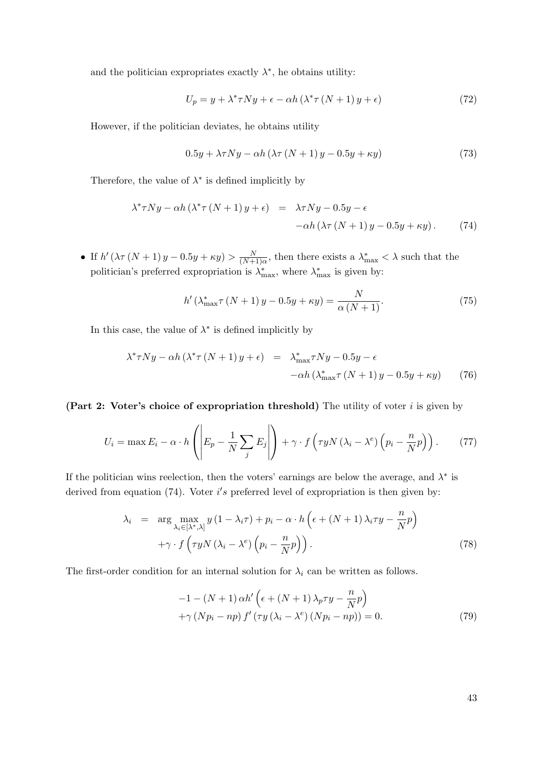and the politician expropriates exactly $\lambda^*$, he obtains utility:

$$U_p = y + \lambda^* \tau N y + \epsilon - \alpha h \left(\lambda^* \tau \left(N+1\right) y + \epsilon\right) \tag{72}$$

However, if the politician deviates, he obtains utility

$$0.5y + \lambda \tau N y - \alpha h \left(\lambda \tau \left(N+1\right) y - 0.5y + \kappa y\right) \tag{73}$$

Therefore, the value of $\lambda^*$ is defined implicitly by

$$\begin{aligned} \lambda^* \tau N y - \alpha h \left(\lambda^* \tau \left(N+1\right) y + \epsilon\right) &= \lambda \tau N y - 0.5y - \epsilon \\ &\quad - \alpha h \left(\lambda \tau \left(N+1\right) y - 0.5y + \kappa y\right). \end{aligned} \tag{74}$$

- If $h'\left(\lambda \tau \left(N+1\right) y - 0.5y + \kappa y\right) > \frac{N}{(N+1)\alpha}$, then there exists a $\lambda^*_{\max} < \lambda$ such that the politician's preferred expropriation is $\lambda^*_{\max}$, where $\lambda^*_{\max}$ is given by:

$$h'\left(\lambda^*_{\max} \tau \left(N+1\right) y - 0.5y + \kappa y\right) = \frac{N}{\alpha \left(N+1\right)}. \tag{75}$$

In this case, the value of $\lambda^*$ is defined implicitly by

$$\begin{aligned} \lambda^* \tau N y - \alpha h \left(\lambda^* \tau \left(N+1\right) y + \epsilon\right) &= \lambda^*_{\max} \tau N y - 0.5y - \epsilon \\ &\quad - \alpha h \left(\lambda^*_{\max} \tau \left(N+1\right) y - 0.5y + \kappa y\right) \end{aligned} \tag{76}$$

**(Part 2: Voter's choice of expropriation threshold)** The utility of voter $i$ is given by

$$U_i = \max E_i - \alpha \cdot h\left(\left| E_p - \frac{1}{N}\sum_j E_j \right|\right) + \gamma \cdot f\left(\tau y N \left(\lambda_i - \lambda^e\right)\left(p_i - \frac{n}{N}p\right)\right). \tag{77}$$

If the politician wins reelection, then the voters' earnings are below the average, and $\lambda^*$ is derived from equation (74). Voter $i's$ preferred level of expropriation is then given by:

$$\begin{aligned} \lambda_i &= \arg\max_{\lambda_i \in [\lambda^*, \lambda]} y\left(1 - \lambda_i \tau\right) + p_i - \alpha \cdot h\left(\epsilon + \left(N+1\right)\lambda_i \tau y - \frac{n}{N}p\right) \\ &\quad + \gamma \cdot f\left(\tau y N \left(\lambda_i - \lambda^e\right)\left(p_i - \frac{n}{N}p\right)\right). \end{aligned} \tag{78}$$

The first-order condition for an internal solution for $\lambda_i$ can be written as follows.

$$\begin{aligned} &-1 - \left(N+1\right)\alpha h'\left(\epsilon + \left(N+1\right)\lambda_p \tau y - \frac{n}{N}p\right) \\ &+ \gamma \left(N p_i - n p\right) f'\left(\tau y \left(\lambda_i - \lambda^e\right)\left(N p_i - n p\right)\right) = 0. \end{aligned} \tag{79}$$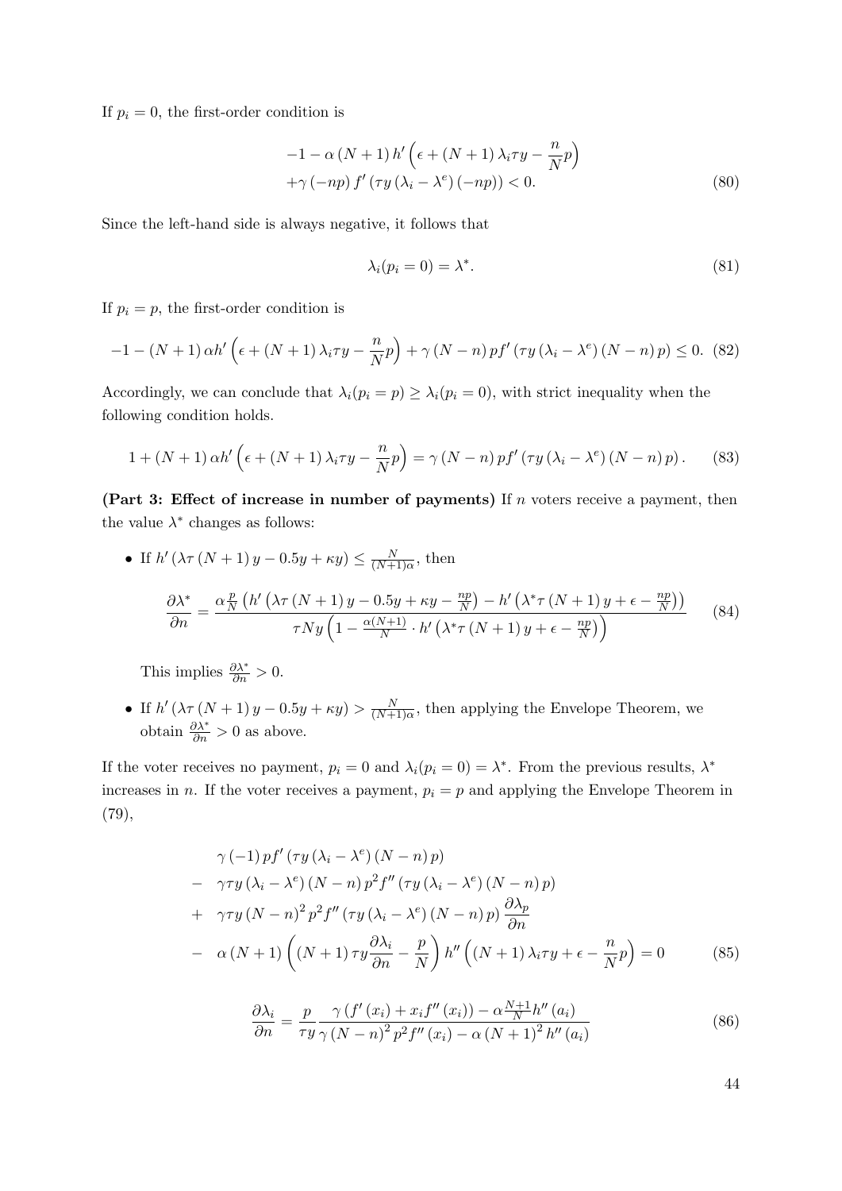If $p_i = 0$, the first-order condition is

$$
\begin{aligned}
&-1-\alpha\left(N+1\right)h'\left(\epsilon+\left(N+1\right)\lambda_i\tau y-\frac{n}{N}p\right) \\
&+\gamma\left(-np\right)f'\left(\tau y\left(\lambda_i-\lambda^e\right)\left(-np\right)\right)<0. 
\end{aligned}
\tag{80}
$$

Since the left-hand side is always negative, it follows that

$$
\lambda_i(p_i=0)=\lambda^*. \tag{81}
$$

If $p_i = p$, the first-order condition is

$$
-1-\left(N+1\right)\alpha h'\left(\epsilon+\left(N+1\right)\lambda_i\tau y-\frac{n}{N}p\right)+\gamma\left(N-n\right)pf'\left(\tau y\left(\lambda_i-\lambda^e\right)\left(N-n\right)p\right)\leq 0. \tag{82}
$$

Accordingly, we can conclude that $\lambda_i(p_i = p) \geq \lambda_i(p_i = 0)$, with strict inequality when the following condition holds.

$$
1+\left(N+1\right)\alpha h'\left(\epsilon+\left(N+1\right)\lambda_i\tau y-\frac{n}{N}p\right)=\gamma\left(N-n\right)pf'\left(\tau y\left(\lambda_i-\lambda^e\right)\left(N-n\right)p\right). \tag{83}
$$

**(Part 3: Effect of increase in number of payments)** If $n$ voters receive a payment, then the value $\lambda^*$ changes as follows:

- If $h'\left(\lambda\tau\left(N+1\right)y-0.5y+\kappa y\right)\leq\frac{N}{(N+1)\alpha}$, then

$$
\frac{\partial\lambda^*}{\partial n}=\frac{\alpha\frac{p}{N}\left(h'\left(\lambda\tau\left(N+1\right)y-0.5y+\kappa y-\frac{np}{N}\right)-h'\left(\lambda^*\tau\left(N+1\right)y+\epsilon-\frac{np}{N}\right)\right)}{\tau Ny\left(1-\frac{\alpha(N+1)}{N}\cdot h'\left(\lambda^*\tau\left(N+1\right)y+\epsilon-\frac{np}{N}\right)\right)} \tag{84}
$$

  This implies $\frac{\partial\lambda^*}{\partial n}>0$.

- If $h'\left(\lambda\tau\left(N+1\right)y-0.5y+\kappa y\right)>\frac{N}{(N+1)\alpha}$, then applying the Envelope Theorem, we obtain $\frac{\partial\lambda^*}{\partial n}>0$ as above.

If the voter receives no payment, $p_i = 0$ and $\lambda_i(p_i = 0) = \lambda^*$. From the previous results, $\lambda^*$ increases in $n$. If the voter receives a payment, $p_i = p$ and applying the Envelope Theorem in (79),

$$
\begin{aligned}
&\gamma\left(-1\right)pf'\left(\tau y\left(\lambda_i-\lambda^e\right)\left(N-n\right)p\right) \\
-\;&\gamma\tau y\left(\lambda_i-\lambda^e\right)\left(N-n\right)p^2f''\left(\tau y\left(\lambda_i-\lambda^e\right)\left(N-n\right)p\right) \\
+\;&\gamma\tau y\left(N-n\right)^2p^2f''\left(\tau y\left(\lambda_i-\lambda^e\right)\left(N-n\right)p\right)\frac{\partial\lambda_p}{\partial n} \\
-\;&\alpha\left(N+1\right)\left(\left(N+1\right)\tau y\frac{\partial\lambda_i}{\partial n}-\frac{p}{N}\right)h''\left(\left(N+1\right)\lambda_i\tau y+\epsilon-\frac{n}{N}p\right)=0
\end{aligned}
\tag{85}
$$

$$
\frac{\partial\lambda_i}{\partial n}=\frac{p}{\tau y}\frac{\gamma\left(f'\left(x_i\right)+x_if''\left(x_i\right)\right)-\alpha\frac{N+1}{N}h''\left(a_i\right)}{\gamma\left(N-n\right)^2p^2f''\left(x_i\right)-\alpha\left(N+1\right)^2h''\left(a_i\right)} \tag{86}
$$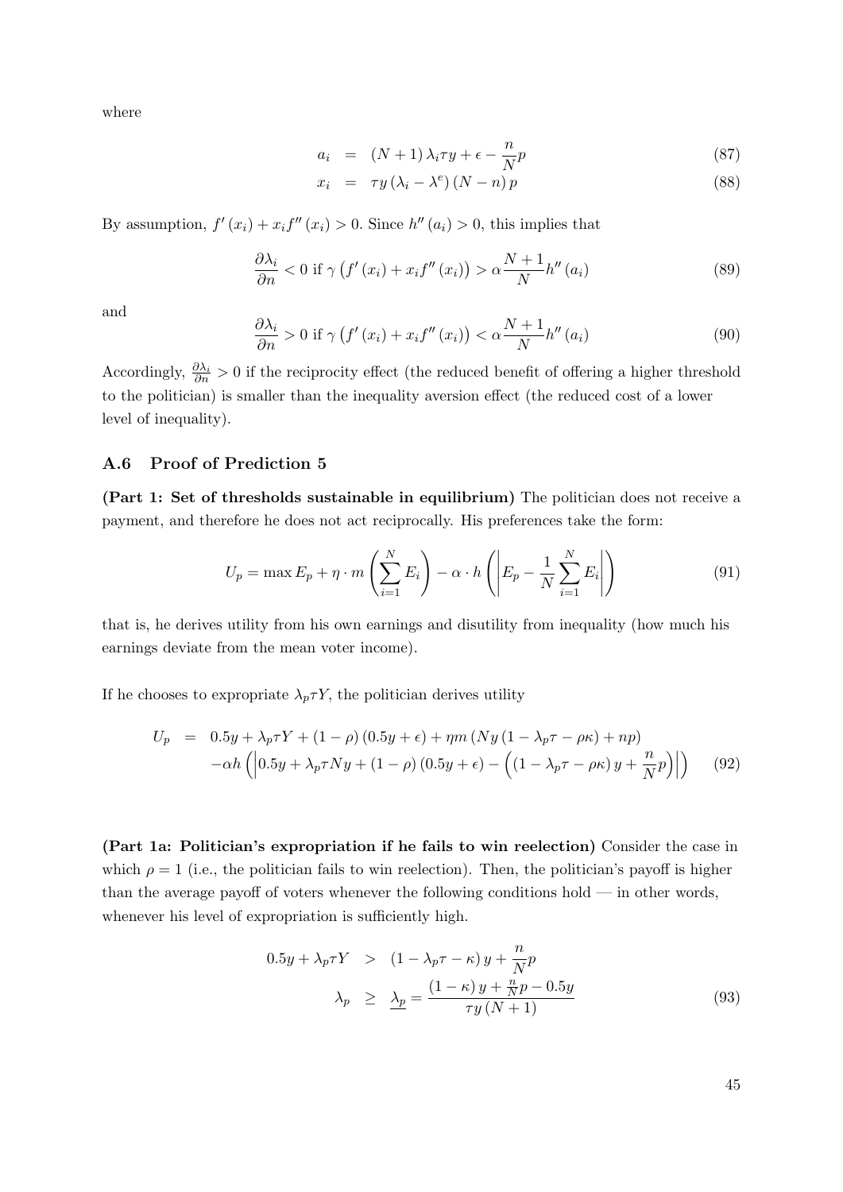where

$$
\begin{aligned}
a_i &= (N+1)\lambda_i \tau y + \epsilon - \frac{n}{N}p &(87)\\
x_i &= \tau y (\lambda_i - \lambda^e)(N-n)p &(88)
\end{aligned}
$$

By assumption, $f'(x_i) + x_i f''(x_i) > 0$. Since $h''(a_i) > 0$, this implies that

$$
\frac{\partial \lambda_i}{\partial n} < 0 \text{ if } \gamma \left(f'(x_i) + x_i f''(x_i)\right) > \alpha \frac{N+1}{N} h''(a_i) \tag{89}
$$

and

$$
\frac{\partial \lambda_i}{\partial n} > 0 \text{ if } \gamma \left(f'(x_i) + x_i f''(x_i)\right) < \alpha \frac{N+1}{N} h''(a_i) \tag{90}
$$

Accordingly, $\frac{\partial \lambda_i}{\partial n} > 0$ if the reciprocity effect (the reduced benefit of offering a higher threshold to the politician) is smaller than the inequality aversion effect (the reduced cost of a lower level of inequality).

### A.6 Proof of Prediction 5

**(Part 1: Set of thresholds sustainable in equilibrium)** The politician does not receive a payment, and therefore he does not act reciprocally. His preferences take the form:

$$
U_p = \max E_p + \eta \cdot m\left(\sum_{i=1}^{N} E_i\right) - \alpha \cdot h\left(\left|E_p - \frac{1}{N}\sum_{i=1}^{N} E_i\right|\right) \tag{91}
$$

that is, he derives utility from his own earnings and disutility from inequality (how much his earnings deviate from the mean voter income).

If he chooses to expropriate $\lambda_p \tau Y$, the politician derives utility

$$
\begin{aligned}
U_p = \; & 0.5y + \lambda_p \tau Y + (1-\rho)(0.5y+\epsilon) + \eta m\left(Ny(1-\lambda_p\tau - \rho\kappa) + np\right) \\
& - \alpha h\left(\left|0.5y + \lambda_p \tau N y + (1-\rho)(0.5y+\epsilon) - \left((1-\lambda_p\tau - \rho\kappa)y + \frac{n}{N}p\right)\right|\right) \qquad (92)
\end{aligned}
$$

**(Part 1a: Politician's expropriation if he fails to win reelection)** Consider the case in which $\rho = 1$ (i.e., the politician fails to win reelection). Then, the politician's payoff is higher than the average payoff of voters whenever the following conditions hold — in other words, whenever his level of expropriation is sufficiently high.

$$
\begin{aligned}
0.5y + \lambda_p \tau Y &> (1-\lambda_p\tau - \kappa)y + \frac{n}{N}p \\
\lambda_p &\geq \underline{\lambda_p} = \frac{(1-\kappa)y + \frac{n}{N}p - 0.5y}{\tau y(N+1)} \qquad (93)
\end{aligned}
$$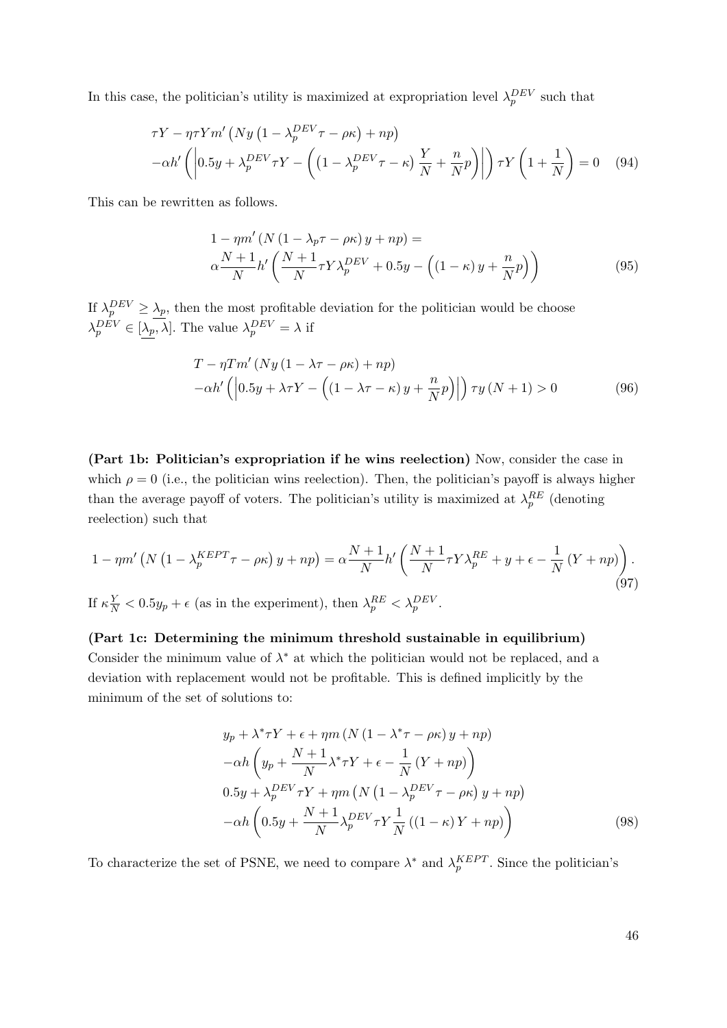In this case, the politician's utility is maximized at expropriation level $\lambda_p^{DEV}$ such that

$$\begin{aligned}
&\tau Y - \eta \tau Y m' \left( N y \left( 1 - \lambda_p^{DEV} \tau - \rho \kappa \right) + np \right) \\
&- \alpha h' \left( \left| 0.5 y + \lambda_p^{DEV} \tau Y - \left( \left( 1 - \lambda_p^{DEV} \tau - \kappa \right) \frac{Y}{N} + \frac{n}{N} p \right) \right| \right) \tau Y \left( 1 + \frac{1}{N} \right) = 0
\end{aligned} \tag{94}$$

This can be rewritten as follows.

$$\begin{aligned}
&1 - \eta m' \left( N \left( 1 - \lambda_p \tau - \rho \kappa \right) y + np \right) = \\
&\alpha \frac{N+1}{N} h' \left( \frac{N+1}{N} \tau Y \lambda_p^{DEV} + 0.5 y - \left( \left( 1 - \kappa \right) y + \frac{n}{N} p \right) \right)
\end{aligned} \tag{95}$$

If $\lambda_p^{DEV} \geq \underline{\lambda_p}$, then the most profitable deviation for the politician would be choose $\lambda_p^{DEV} \in [\underline{\lambda_p}, \overline{\lambda}]$. The value $\lambda_p^{DEV} = \lambda$ if

$$\begin{aligned}
&T - \eta T m' \left( N y \left( 1 - \lambda \tau - \rho \kappa \right) + np \right) \\
&- \alpha h' \left( \left| 0.5 y + \lambda \tau Y - \left( \left( 1 - \lambda \tau - \kappa \right) y + \frac{n}{N} p \right) \right| \right) \tau y \left( N + 1 \right) > 0
\end{aligned} \tag{96}$$

**(Part 1b: Politician's expropriation if he wins reelection)** Now, consider the case in which $\rho = 0$ (i.e., the politician wins reelection). Then, the politician's payoff is always higher than the average payoff of voters. The politician's utility is maximized at $\lambda_p^{RE}$ (denoting reelection) such that

$$1 - \eta m' \left( N \left( 1 - \lambda_p^{KEPT} \tau - \rho \kappa \right) y + np \right) = \alpha \frac{N+1}{N} h' \left( \frac{N+1}{N} \tau Y \lambda_p^{RE} + y + \epsilon - \frac{1}{N} \left( Y + np \right) \right). \tag{97}$$

If $\kappa \frac{Y}{N} < 0.5 y_p + \epsilon$ (as in the experiment), then $\lambda_p^{RE} < \lambda_p^{DEV}$.

**(Part 1c: Determining the minimum threshold sustainable in equilibrium)** Consider the minimum value of $\lambda^*$ at which the politician would not be replaced, and a deviation with replacement would not be profitable. This is defined implicitly by the minimum of the set of solutions to:

$$\begin{aligned}
&y_p + \lambda^* \tau Y + \epsilon + \eta m \left( N \left( 1 - \lambda^* \tau - \rho \kappa \right) y + np \right) \\
&- \alpha h \left( y_p + \frac{N+1}{N} \lambda^* \tau Y + \epsilon - \frac{1}{N} \left( Y + np \right) \right) \\
&0.5 y + \lambda_p^{DEV} \tau Y + \eta m \left( N \left( 1 - \lambda_p^{DEV} \tau - \rho \kappa \right) y + np \right) \\
&- \alpha h \left( 0.5 y + \frac{N+1}{N} \lambda_p^{DEV} \tau Y \frac{1}{N} \left( \left( 1 - \kappa \right) Y + np \right) \right)
\end{aligned} \tag{98}$$

To characterize the set of PSNE, we need to compare $\lambda^*$ and $\lambda_p^{KEPT}$. Since the politician's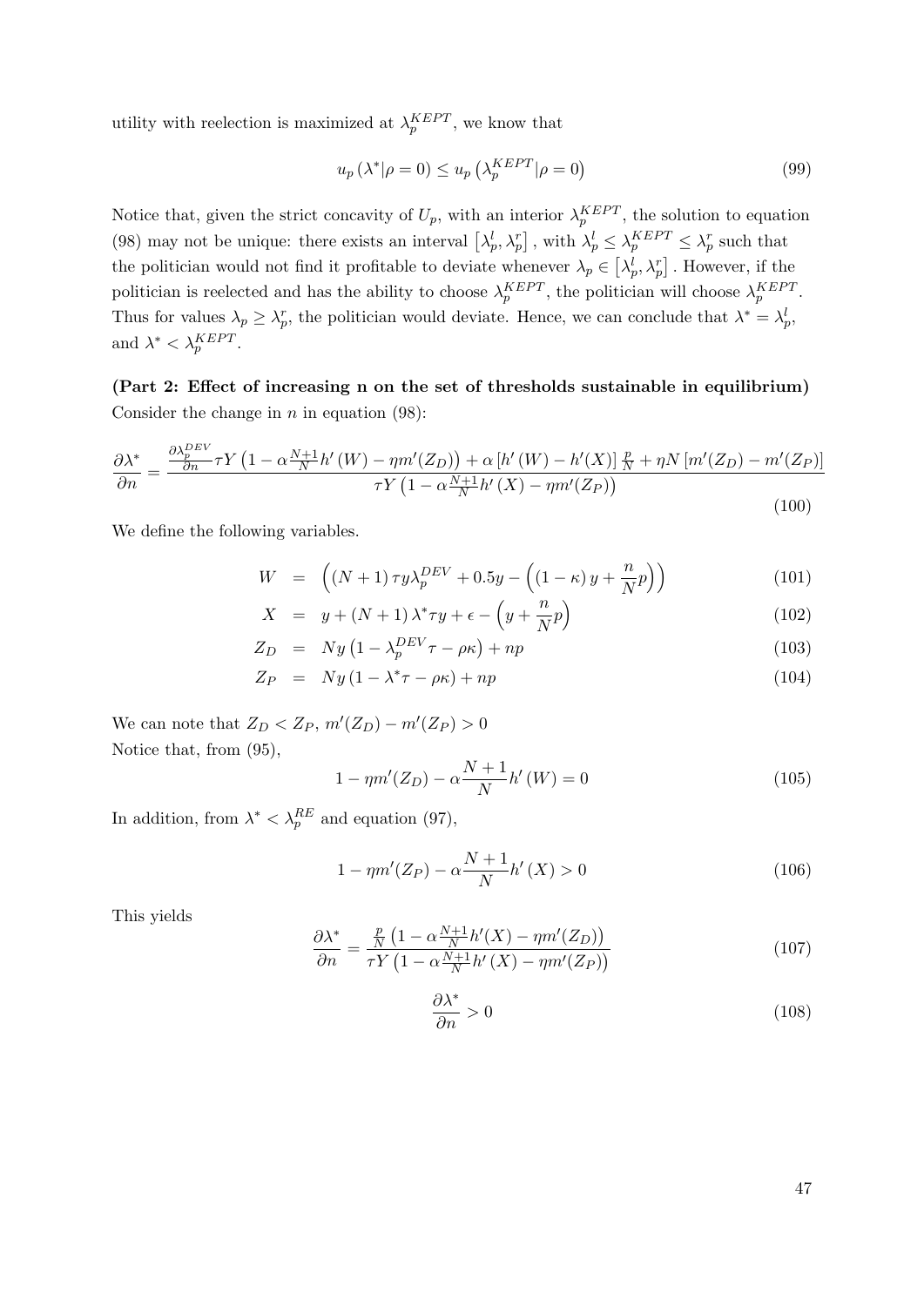utility with reelection is maximized at $\lambda_p^{KEPT}$, we know that

$$u_p(\lambda^*|\rho=0) \leq u_p\left(\lambda_p^{KEPT}|\rho=0\right) \tag{99}$$

Notice that, given the strict concavity of $U_p$, with an interior $\lambda_p^{KEPT}$, the solution to equation (98) may not be unique: there exists an interval $\left[\lambda_p^l, \lambda_p^r\right]$, with $\lambda_p^l \leq \lambda_p^{KEPT} \leq \lambda_p^r$ such that the politician would not find it profitable to deviate whenever $\lambda_p \in \left[\lambda_p^l, \lambda_p^r\right]$. However, if the politician is reelected and has the ability to choose $\lambda_p^{KEPT}$, the politician will choose $\lambda_p^{KEPT}$. Thus for values $\lambda_p \geq \lambda_p^r$, the politician would deviate. Hence, we can conclude that $\lambda^* = \lambda_p^l$, and $\lambda^* < \lambda_p^{KEPT}$.

**(Part 2: Effect of increasing n on the set of thresholds sustainable in equilibrium)**
Consider the change in $n$ in equation (98):

$$\frac{\partial \lambda^*}{\partial n} = \frac{\frac{\partial \lambda_p^{DEV}}{\partial n}\tau Y\left(1-\alpha\frac{N+1}{N}h'(W)-\eta m'(Z_D)\right)+\alpha\left[h'(W)-h'(X)\right]\frac{p}{N}+\eta N\left[m'(Z_D)-m'(Z_P)\right]}{\tau Y\left(1-\alpha\frac{N+1}{N}h'(X)-\eta m'(Z_P)\right)} \tag{100}$$

We define the following variables.

$$W = \left((N+1)\tau y\lambda_p^{DEV}+0.5y-\left((1-\kappa)y+\frac{n}{N}p\right)\right) \tag{101}$$

$$X = y+(N+1)\lambda^*\tau y+\epsilon-\left(y+\frac{n}{N}p\right) \tag{102}$$

$$Z_D = Ny\left(1-\lambda_p^{DEV}\tau-\rho\kappa\right)+np \tag{103}$$

$$Z_P = Ny\left(1-\lambda^*\tau-\rho\kappa\right)+np \tag{104}$$

We can note that $Z_D < Z_P$, $m'(Z_D)-m'(Z_P) > 0$
Notice that, from (95),

$$1-\eta m'(Z_D)-\alpha\frac{N+1}{N}h'(W)=0 \tag{105}$$

In addition, from $\lambda^* < \lambda_p^{RE}$ and equation (97),

$$1-\eta m'(Z_P)-\alpha\frac{N+1}{N}h'(X)>0 \tag{106}$$

This yields

$$\frac{\partial \lambda^*}{\partial n} = \frac{\frac{p}{N}\left(1-\alpha\frac{N+1}{N}h'(X)-\eta m'(Z_D)\right)}{\tau Y\left(1-\alpha\frac{N+1}{N}h'(X)-\eta m'(Z_P)\right)} \tag{107}$$

$$\frac{\partial \lambda^*}{\partial n} > 0 \tag{108}$$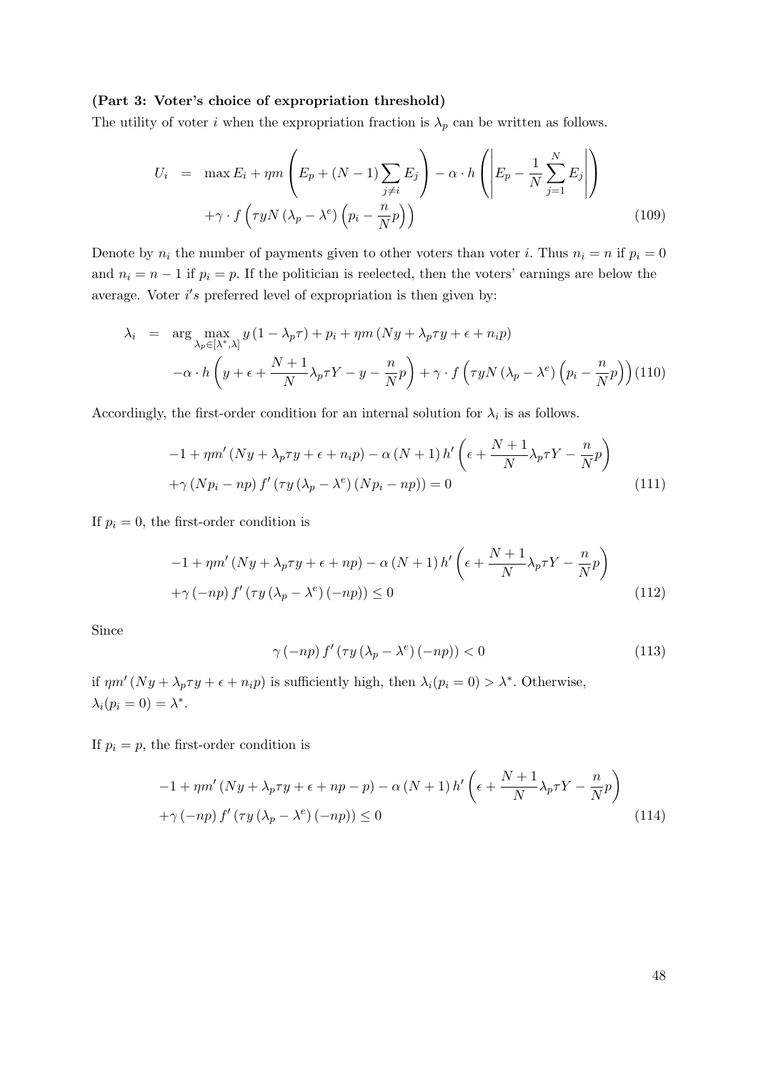**(Part 3: Voter's choice of expropriation threshold)**

The utility of voter $i$ when the expropriation fraction is $\lambda_p$ can be written as follows.

$$
\begin{aligned}
U_i &= \max E_i + \eta m \left( E_p + (N-1) \sum_{j \neq i} E_j \right) - \alpha \cdot h \left( \left| E_p - \frac{1}{N} \sum_{j=1}^{N} E_j \right| \right) \\
&\quad + \gamma \cdot f \left( \tau y N \left( \lambda_p - \lambda^e \right) \left( p_i - \frac{n}{N} p \right) \right)
\end{aligned} \tag{109}
$$

Denote by $n_i$ the number of payments given to other voters than voter $i$. Thus $n_i = n$ if $p_i = 0$ and $n_i = n - 1$ if $p_i = p$. If the politician is reelected, then the voters' earnings are below the average. Voter $i's$ preferred level of expropriation is then given by:

$$
\begin{aligned}
\lambda_i &= \arg \max_{\lambda_p \in [\lambda^*, \lambda]} y \left(1 - \lambda_p \tau\right) + p_i + \eta m \left( N y + \lambda_p \tau y + \epsilon + n_i p \right) \\
&\quad - \alpha \cdot h \left( y + \epsilon + \frac{N+1}{N} \lambda_p \tau Y - y - \frac{n}{N} p \right) + \gamma \cdot f \left( \tau y N \left( \lambda_p - \lambda^e \right) \left( p_i - \frac{n}{N} p \right) \right)
\end{aligned} \tag{110}
$$

Accordingly, the first-order condition for an internal solution for $\lambda_i$ is as follows.

$$
\begin{aligned}
& -1 + \eta m' \left( N y + \lambda_p \tau y + \epsilon + n_i p \right) - \alpha \left( N + 1 \right) h' \left( \epsilon + \frac{N+1}{N} \lambda_p \tau Y - \frac{n}{N} p \right) \\
& + \gamma \left( N p_i - n p \right) f' \left( \tau y \left( \lambda_p - \lambda^e \right) \left( N p_i - n p \right) \right) = 0
\end{aligned} \tag{111}
$$

If $p_i = 0$, the first-order condition is

$$
\begin{aligned}
& -1 + \eta m' \left( N y + \lambda_p \tau y + \epsilon + n p \right) - \alpha \left( N + 1 \right) h' \left( \epsilon + \frac{N+1}{N} \lambda_p \tau Y - \frac{n}{N} p \right) \\
& + \gamma \left( -n p \right) f' \left( \tau y \left( \lambda_p - \lambda^e \right) \left( -n p \right) \right) \leq 0
\end{aligned} \tag{112}
$$

Since

$$
\gamma \left( -n p \right) f' \left( \tau y \left( \lambda_p - \lambda^e \right) \left( -n p \right) \right) < 0 \tag{113}
$$

if $\eta m' \left( N y + \lambda_p \tau y + \epsilon + n_i p \right)$ is sufficiently high, then $\lambda_i(p_i = 0) > \lambda^*$. Otherwise, $\lambda_i(p_i = 0) = \lambda^*$.

If $p_i = p$, the first-order condition is

$$
\begin{aligned}
& -1 + \eta m' \left( N y + \lambda_p \tau y + \epsilon + n p - p \right) - \alpha \left( N + 1 \right) h' \left( \epsilon + \frac{N+1}{N} \lambda_p \tau Y - \frac{n}{N} p \right) \\
& + \gamma \left( -n p \right) f' \left( \tau y \left( \lambda_p - \lambda^e \right) \left( -n p \right) \right) \leq 0
\end{aligned} \tag{114}
$$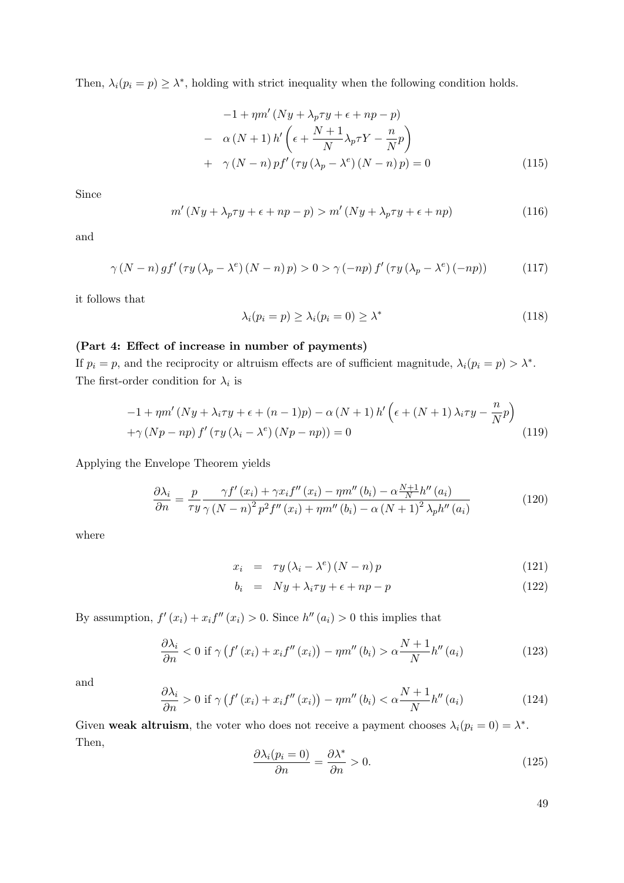Then, $\lambda_i(p_i = p) \geq \lambda^*$, holding with strict inequality when the following condition holds.

$$
\begin{aligned}
& -1 + \eta m' \left( Ny + \lambda_p \tau y + \epsilon + np - p \right) \\
- \quad & \alpha \left( N+1 \right) h' \left( \epsilon + \frac{N+1}{N} \lambda_p \tau Y - \frac{n}{N} p \right) \\
+ \quad & \gamma \left( N-n \right) p f' \left( \tau y \left( \lambda_p - \lambda^e \right) \left( N-n \right) p \right) = 0
\end{aligned}
\tag{115}
$$

Since

$$
m' \left( Ny + \lambda_p \tau y + \epsilon + np - p \right) > m' \left( Ny + \lambda_p \tau y + \epsilon + np \right) \tag{116}
$$

and

$$
\gamma \left( N-n \right) g f' \left( \tau y \left( \lambda_p - \lambda^e \right) \left( N-n \right) p \right) > 0 > \gamma \left( -np \right) f' \left( \tau y \left( \lambda_p - \lambda^e \right) \left( -np \right) \right) \tag{117}
$$

it follows that

$$
\lambda_i(p_i = p) \geq \lambda_i(p_i = 0) \geq \lambda^* \tag{118}
$$

**(Part 4: Effect of increase in number of payments)**

If $p_i = p$, and the reciprocity or altruism effects are of sufficient magnitude, $\lambda_i(p_i = p) > \lambda^*$. The first-order condition for $\lambda_i$ is

$$
\begin{aligned}
& -1 + \eta m' \left( Ny + \lambda_i \tau y + \epsilon + (n-1)p \right) - \alpha \left( N+1 \right) h' \left( \epsilon + \left( N+1 \right) \lambda_i \tau y - \frac{n}{N} p \right) \\
& + \gamma \left( Np - np \right) f' \left( \tau y \left( \lambda_i - \lambda^e \right) \left( Np - np \right) \right) = 0
\end{aligned}
\tag{119}
$$

Applying the Envelope Theorem yields

$$
\frac{\partial \lambda_i}{\partial n} = \frac{p}{\tau y} \frac{\gamma f'\left(x_i\right) + \gamma x_i f''\left(x_i\right) - \eta m''\left(b_i\right) - \alpha \frac{N+1}{N} h''\left(a_i\right)}{\gamma \left(N-n\right)^2 p^2 f''\left(x_i\right) + \eta m''\left(b_i\right) - \alpha \left(N+1\right)^2 \lambda_p h''\left(a_i\right)} \tag{120}
$$

where

$$
x_i = \tau y \left( \lambda_i - \lambda^e \right) \left( N-n \right) p \tag{121}
$$

$$
b_i = Ny + \lambda_i \tau y + \epsilon + np - p \tag{122}
$$

By assumption, $f'\left(x_i\right) + x_i f''\left(x_i\right) > 0$. Since $h''\left(a_i\right) > 0$ this implies that

$$
\frac{\partial \lambda_i}{\partial n} < 0 \text{ if } \gamma \left( f'\left(x_i\right) + x_i f''\left(x_i\right) \right) - \eta m''\left(b_i\right) > \alpha \frac{N+1}{N} h''\left(a_i\right) \tag{123}
$$

and

$$
\frac{\partial \lambda_i}{\partial n} > 0 \text{ if } \gamma \left( f'\left(x_i\right) + x_i f''\left(x_i\right) \right) - \eta m''\left(b_i\right) < \alpha \frac{N+1}{N} h''\left(a_i\right) \tag{124}
$$

Given **weak altruism**, the voter who does not receive a payment chooses $\lambda_i(p_i = 0) = \lambda^*$. Then,

$$
\frac{\partial \lambda_i(p_i = 0)}{\partial n} = \frac{\partial \lambda^*}{\partial n} > 0. \tag{125}
$$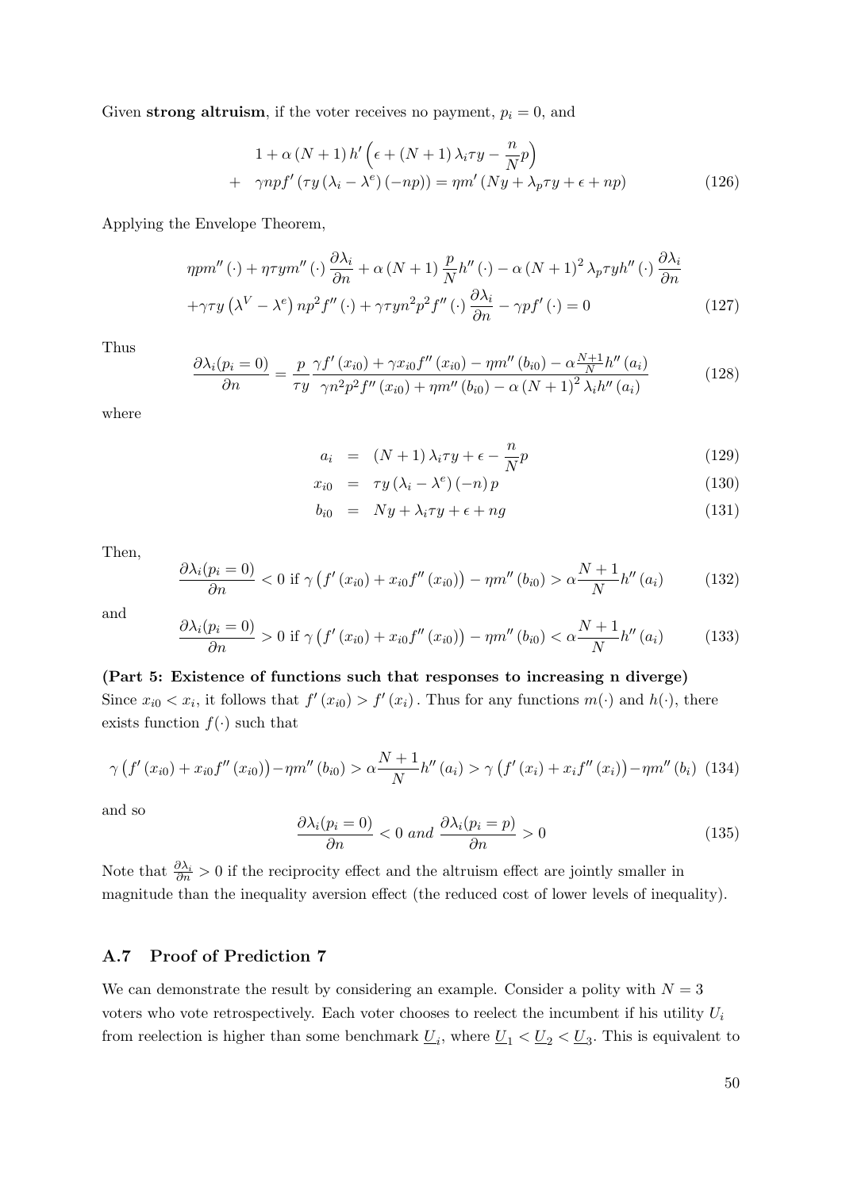Given **strong altruism**, if the voter receives no payment, $p_i = 0$, and

$$
\begin{aligned}
& 1 + \alpha (N+1) h' \left( \epsilon + (N+1) \lambda_i \tau y - \frac{n}{N} p \right) \\
+ \quad & \gamma n p f' \left( \tau y \left( \lambda_i - \lambda^e \right) (-np) \right) = \eta m' \left( Ny + \lambda_p \tau y + \epsilon + np \right)
\end{aligned} \tag{126}
$$

Applying the Envelope Theorem,

$$
\begin{aligned}
& \eta p m'' (\cdot) + \eta \tau y m'' (\cdot) \frac{\partial \lambda_i}{\partial n} + \alpha (N+1) \frac{p}{N} h'' (\cdot) - \alpha (N+1)^2 \lambda_p \tau y h'' (\cdot) \frac{\partial \lambda_i}{\partial n} \\
& + \gamma \tau y \left( \lambda^V - \lambda^e \right) n p^2 f'' (\cdot) + \gamma \tau y n^2 p^2 f'' (\cdot) \frac{\partial \lambda_i}{\partial n} - \gamma p f' (\cdot) = 0
\end{aligned} \tag{127}
$$

Thus

$$
\frac{\partial \lambda_i (p_i = 0)}{\partial n} = \frac{p}{\tau y} \frac{\gamma f' (x_{i0}) + \gamma x_{i0} f'' (x_{i0}) - \eta m'' (b_{i0}) - \alpha \frac{N+1}{N} h'' (a_i)}{\gamma n^2 p^2 f'' (x_{i0}) + \eta m'' (b_{i0}) - \alpha (N+1)^2 \lambda_i h'' (a_i)} \tag{128}
$$

where

$$
a_i = (N+1) \lambda_i \tau y + \epsilon - \frac{n}{N} p \tag{129}
$$

$$
x_{i0} = \tau y \left( \lambda_i - \lambda^e \right) (-n) p \tag{130}
$$

$$
b_{i0} = Ny + \lambda_i \tau y + \epsilon + ng \tag{131}
$$

Then,

$$
\frac{\partial \lambda_i (p_i = 0)}{\partial n} < 0 \text{ if } \gamma \left( f' (x_{i0}) + x_{i0} f'' (x_{i0}) \right) - \eta m'' (b_{i0}) > \alpha \frac{N+1}{N} h'' (a_i) \tag{132}
$$

and

$$
\frac{\partial \lambda_i (p_i = 0)}{\partial n} > 0 \text{ if } \gamma \left( f' (x_{i0}) + x_{i0} f'' (x_{i0}) \right) - \eta m'' (b_{i0}) < \alpha \frac{N+1}{N} h'' (a_i) \tag{133}
$$

**(Part 5: Existence of functions such that responses to increasing n diverge)**
Since $x_{i0} < x_i$, it follows that $f' (x_{i0}) > f' (x_i)$. Thus for any functions $m(\cdot)$ and $h(\cdot)$, there exists function $f(\cdot)$ such that

$$
\gamma \left( f' (x_{i0}) + x_{i0} f'' (x_{i0}) \right) - \eta m'' (b_{i0}) > \alpha \frac{N+1}{N} h'' (a_i) > \gamma \left( f' (x_i) + x_i f'' (x_i) \right) - \eta m'' (b_i) \tag{134}
$$

and so

$$
\frac{\partial \lambda_i (p_i = 0)}{\partial n} < 0 \textit{ and } \frac{\partial \lambda_i (p_i = p)}{\partial n} > 0 \tag{135}
$$

Note that $\frac{\partial \lambda_i}{\partial n} > 0$ if the reciprocity effect and the altruism effect are jointly smaller in magnitude than the inequality aversion effect (the reduced cost of lower levels of inequality).

## A.7 Proof of Prediction 7

We can demonstrate the result by considering an example. Consider a polity with $N = 3$ voters who vote retrospectively. Each voter chooses to reelect the incumbent if his utility $U_i$ from reelection is higher than some benchmark $\underline{U}_i$, where $\underline{U}_1 < \underline{U}_2 < \underline{U}_3$. This is equivalent to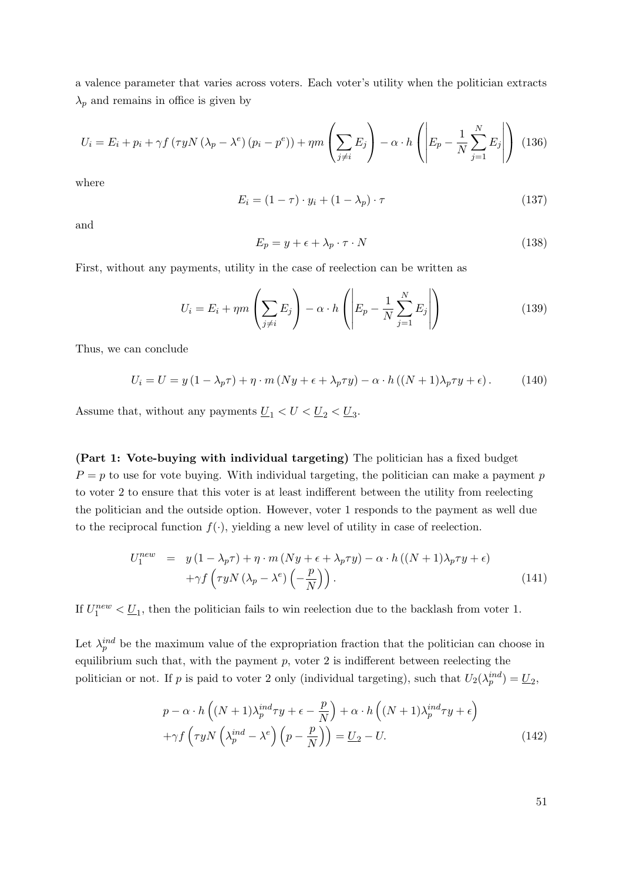a valence parameter that varies across voters. Each voter's utility when the politician extracts $\lambda_p$ and remains in office is given by

$$U_i = E_i + p_i + \gamma f\left(\tau y N\left(\lambda_p - \lambda^e\right)\left(p_i - p^e\right)\right) + \eta m\left(\sum_{j \neq i} E_j\right) - \alpha \cdot h\left(\left|E_p - \frac{1}{N}\sum_{j=1}^{N} E_j\right|\right) \quad (136)$$

where

$$E_i = (1-\tau) \cdot y_i + (1-\lambda_p) \cdot \tau \quad (137)$$

and

$$E_p = y + \epsilon + \lambda_p \cdot \tau \cdot N \quad (138)$$

First, without any payments, utility in the case of reelection can be written as

$$U_i = E_i + \eta m\left(\sum_{j \neq i} E_j\right) - \alpha \cdot h\left(\left|E_p - \frac{1}{N}\sum_{j=1}^{N} E_j\right|\right) \quad (139)$$

Thus, we can conclude

$$U_i = U = y\left(1 - \lambda_p \tau\right) + \eta \cdot m\left(Ny + \epsilon + \lambda_p \tau y\right) - \alpha \cdot h\left((N+1)\lambda_p \tau y + \epsilon\right). \quad (140)$$

Assume that, without any payments $\underline{U}_1 < U < \underline{U}_2 < \underline{U}_3$.

**(Part 1: Vote-buying with individual targeting)** The politician has a fixed budget $P = p$ to use for vote buying. With individual targeting, the politician can make a payment $p$ to voter 2 to ensure that this voter is at least indifferent between the utility from reelecting the politician and the outside option. However, voter 1 responds to the payment as well due to the reciprocal function $f(\cdot)$, yielding a new level of utility in case of reelection.

$$\begin{aligned} U_1^{new} &= y\left(1 - \lambda_p \tau\right) + \eta \cdot m\left(Ny + \epsilon + \lambda_p \tau y\right) - \alpha \cdot h\left((N+1)\lambda_p \tau y + \epsilon\right) \\ &\quad + \gamma f\left(\tau y N\left(\lambda_p - \lambda^e\right)\left(-\frac{p}{N}\right)\right). \end{aligned} \quad (141)$$

If $U_1^{new} < \underline{U}_1$, then the politician fails to win reelection due to the backlash from voter 1.

Let $\lambda_p^{ind}$ be the maximum value of the expropriation fraction that the politician can choose in equilibrium such that, with the payment $p$, voter 2 is indifferent between reelecting the politician or not. If $p$ is paid to voter 2 only (individual targeting), such that $U_2(\lambda_p^{ind}) = \underline{U}_2$,

$$\begin{aligned} & p - \alpha \cdot h\left((N+1)\lambda_p^{ind}\tau y + \epsilon - \frac{p}{N}\right) + \alpha \cdot h\left((N+1)\lambda_p^{ind}\tau y + \epsilon\right) \\ & + \gamma f\left(\tau y N\left(\lambda_p^{ind} - \lambda^e\right)\left(p - \frac{p}{N}\right)\right) = \underline{U}_2 - U. \end{aligned} \quad (142)$$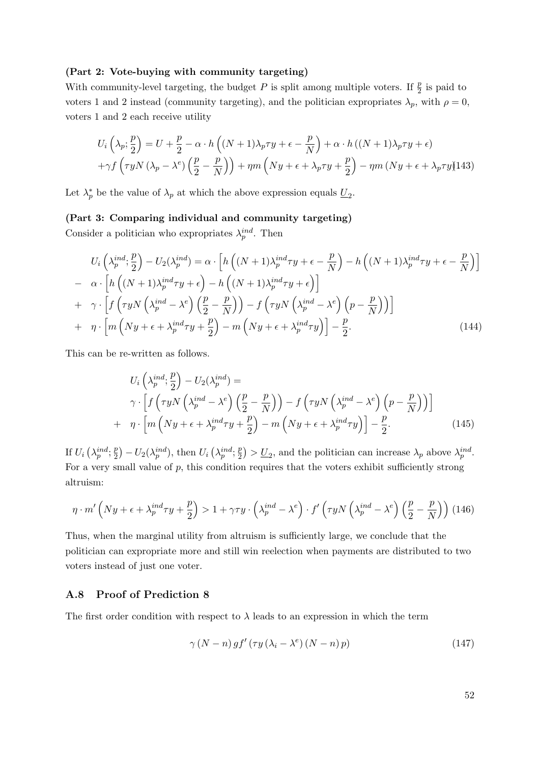**(Part 2: Vote-buying with community targeting)**

With community-level targeting, the budget $P$ is split among multiple voters. If $\frac{p}{2}$ is paid to voters 1 and 2 instead (community targeting), and the politician expropriates $\lambda_p$, with $\rho = 0$, voters 1 and 2 each receive utility

$$
\begin{aligned}
U_i\left(\lambda_p; \frac{p}{2}\right) &= U + \frac{p}{2} - \alpha \cdot h\left((N+1)\lambda_p \tau y + \epsilon - \frac{p}{N}\right) + \alpha \cdot h\left((N+1)\lambda_p \tau y + \epsilon\right) \\
&+ \gamma f\left(\tau y N\left(\lambda_p - \lambda^e\right)\left(\frac{p}{2} - \frac{p}{N}\right)\right) + \eta m\left(Ny + \epsilon + \lambda_p \tau y + \frac{p}{2}\right) - \eta m\left(Ny + \epsilon + \lambda_p \tau y\right) \quad (143)
\end{aligned}
$$

Let $\lambda_p^*$ be the value of $\lambda_p$ at which the above expression equals $\underline{U}_2$.

**(Part 3: Comparing individual and community targeting)**

Consider a politician who expropriates $\lambda_p^{ind}$. Then

$$
\begin{aligned}
& U_i\left(\lambda_p^{ind}; \frac{p}{2}\right) - U_2(\lambda_p^{ind}) = \alpha \cdot \left[h\left((N+1)\lambda_p^{ind}\tau y + \epsilon - \frac{p}{N}\right) - h\left((N+1)\lambda_p^{ind}\tau y + \epsilon - \frac{p}{N}\right)\right] \\
- \;& \alpha \cdot \left[h\left((N+1)\lambda_p^{ind}\tau y + \epsilon\right) - h\left((N+1)\lambda_p^{ind}\tau y + \epsilon\right)\right] \\
+ \;& \gamma \cdot \left[f\left(\tau y N\left(\lambda_p^{ind} - \lambda^e\right)\left(\frac{p}{2} - \frac{p}{N}\right)\right) - f\left(\tau y N\left(\lambda_p^{ind} - \lambda^e\right)\left(p - \frac{p}{N}\right)\right)\right] \\
+ \;& \eta \cdot \left[m\left(Ny + \epsilon + \lambda_p^{ind}\tau y + \frac{p}{2}\right) - m\left(Ny + \epsilon + \lambda_p^{ind}\tau y\right)\right] - \frac{p}{2}. \quad (144)
\end{aligned}
$$

This can be re-written as follows.

$$
\begin{aligned}
& U_i\left(\lambda_p^{ind}; \frac{p}{2}\right) - U_2(\lambda_p^{ind}) = \\
& \gamma \cdot \left[f\left(\tau y N\left(\lambda_p^{ind} - \lambda^e\right)\left(\frac{p}{2} - \frac{p}{N}\right)\right) - f\left(\tau y N\left(\lambda_p^{ind} - \lambda^e\right)\left(p - \frac{p}{N}\right)\right)\right] \\
+ \;& \eta \cdot \left[m\left(Ny + \epsilon + \lambda_p^{ind}\tau y + \frac{p}{2}\right) - m\left(Ny + \epsilon + \lambda_p^{ind}\tau y\right)\right] - \frac{p}{2}. \quad (145)
\end{aligned}
$$

If $U_i\left(\lambda_p^{ind}; \frac{p}{2}\right) - U_2(\lambda_p^{ind})$, then $U_i\left(\lambda_p^{ind}; \frac{p}{2}\right) > \underline{U}_2$, and the politician can increase $\lambda_p$ above $\lambda_p^{ind}$. For a very small value of $p$, this condition requires that the voters exhibit sufficiently strong altruism:

$$
\eta \cdot m'\left(Ny + \epsilon + \lambda_p^{ind}\tau y + \frac{p}{2}\right) > 1 + \gamma \tau y \cdot \left(\lambda_p^{ind} - \lambda^e\right) \cdot f'\left(\tau y N\left(\lambda_p^{ind} - \lambda^e\right)\left(\frac{p}{2} - \frac{p}{N}\right)\right) \quad (146)
$$

Thus, when the marginal utility from altruism is sufficiently large, we conclude that the politician can expropriate more and still win reelection when payments are distributed to two voters instead of just one voter.

## A.8 Proof of Prediction 8

The first order condition with respect to $\lambda$ leads to an expression in which the term

$$
\gamma\left(N - n\right) g f'\left(\tau y\left(\lambda_i - \lambda^e\right)\left(N - n\right) p\right) \quad (147)
$$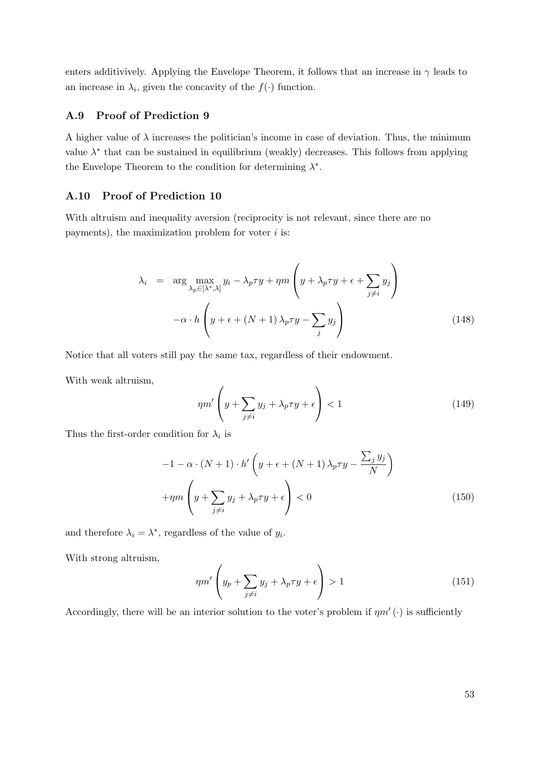enters additivively. Applying the Envelope Theorem, it follows that an increase in $\gamma$ leads to an increase in $\lambda_i$, given the concavity of the $f(\cdot)$ function.

### A.9 Proof of Prediction 9

A higher value of $\lambda$ increases the politician's income in case of deviation. Thus, the minimum value $\lambda^*$ that can be sustained in equilibrium (weakly) decreases. This follows from applying the Envelope Theorem to the condition for determining $\lambda^*$.

### A.10 Proof of Prediction 10

With altruism and inequality aversion (reciprocity is not relevant, since there are no payments), the maximization problem for voter $i$ is:

$$
\begin{aligned}
\lambda_i \;=\; & \arg\max_{\lambda_p \in [\lambda^*, \lambda]} y_i - \lambda_p \tau y + \eta m \left( y + \lambda_p \tau y + \epsilon + \sum_{j \neq i} y_j \right) \\
& - \alpha \cdot h \left( y + \epsilon + (N+1) \lambda_p \tau y - \sum_j y_j \right)
\end{aligned}
\tag{148}
$$

Notice that all voters still pay the same tax, regardless of their endowment.

With weak altruism,

$$
\eta m' \left( y + \sum_{j \neq i} y_j + \lambda_p \tau y + \epsilon \right) < 1 \tag{149}
$$

Thus the first-order condition for $\lambda_i$ is

$$
\begin{aligned}
& -1 - \alpha \cdot (N+1) \cdot h' \left( y + \epsilon + (N+1) \lambda_p \tau y - \frac{\sum_j y_j}{N} \right) \\
& + \eta m \left( y + \sum_{j \neq i} y_j + \lambda_p \tau y + \epsilon \right) < 0
\end{aligned}
\tag{150}
$$

and therefore $\lambda_i = \lambda^*$, regardless of the value of $y_i$.

With strong altruism,

$$
\eta m' \left( y_p + \sum_{j \neq i} y_j + \lambda_p \tau y + \epsilon \right) > 1 \tag{151}
$$

Accordingly, there will be an interior solution to the voter's problem if $\eta m'(\cdot)$ is sufficiently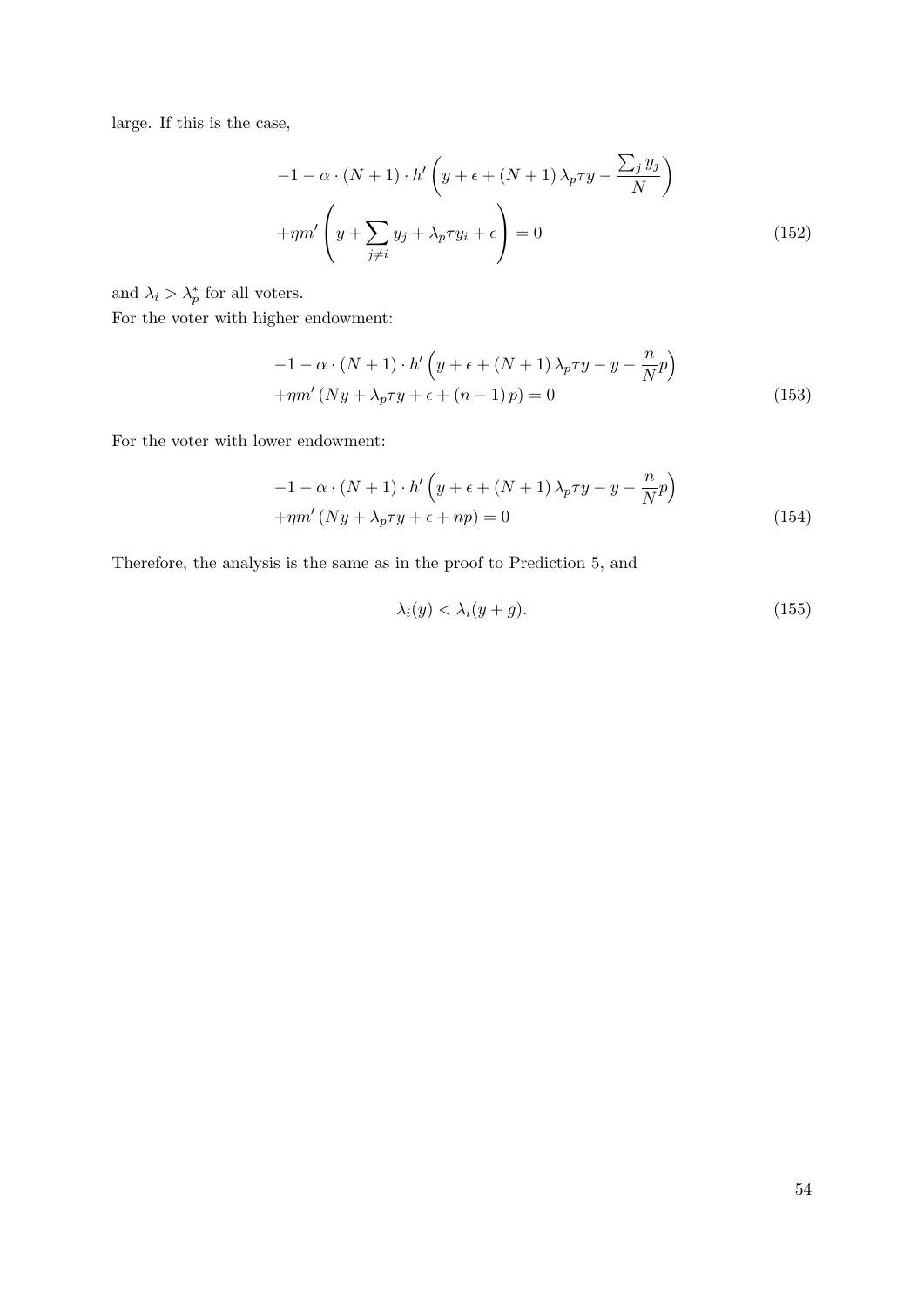large. If this is the case,

$$
\begin{aligned}
&-1-\alpha\cdot(N+1)\cdot h'\left(y+\epsilon+(N+1)\,\lambda_p\tau y-\frac{\sum_j y_j}{N}\right)\\
&+\eta m'\left(y+\sum_{j\neq i}y_j+\lambda_p\tau y_i+\epsilon\right)=0
\end{aligned}
\tag{152}
$$

and $\lambda_i > \lambda_p^*$ for all voters.

For the voter with higher endowment:

$$
\begin{aligned}
&-1-\alpha\cdot(N+1)\cdot h'\left(y+\epsilon+(N+1)\,\lambda_p\tau y-y-\frac{n}{N}p\right)\\
&+\eta m'\left(Ny+\lambda_p\tau y+\epsilon+(n-1)\,p\right)=0
\end{aligned}
\tag{153}
$$

For the voter with lower endowment:

$$
\begin{aligned}
&-1-\alpha\cdot(N+1)\cdot h'\left(y+\epsilon+(N+1)\,\lambda_p\tau y-y-\frac{n}{N}p\right)\\
&+\eta m'\left(Ny+\lambda_p\tau y+\epsilon+np\right)=0
\end{aligned}
\tag{154}
$$

Therefore, the analysis is the same as in the proof to Prediction 5, and

$$
\lambda_i(y)<\lambda_i(y+g).
\tag{155}
$$